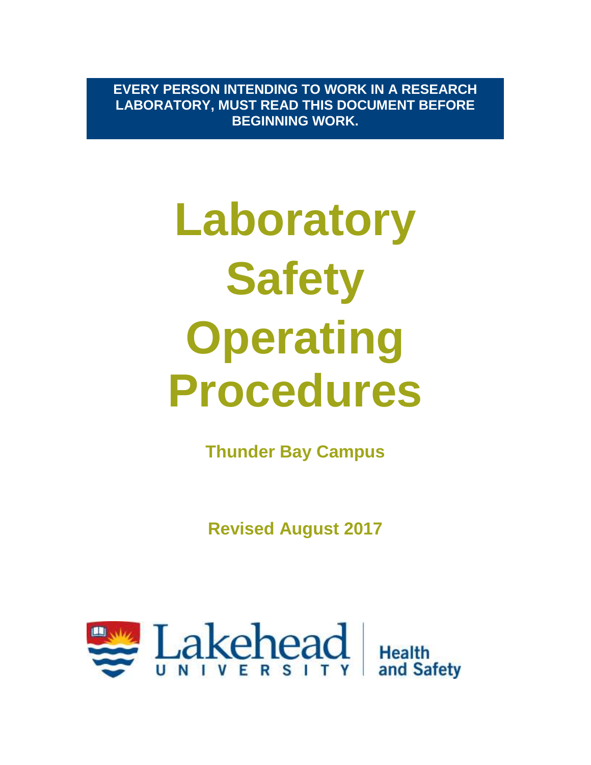**EVERY PERSON INTENDING TO WORK IN A RESEARCH LABORATORY, MUST READ THIS DOCUMENT BEFORE BEGINNING WORK.**

# Laboratory Safety Operating Procedures

**Thunder Bay Campus**

**Revised August 2017**

Lakehead UNIVERSITY | Health and Safety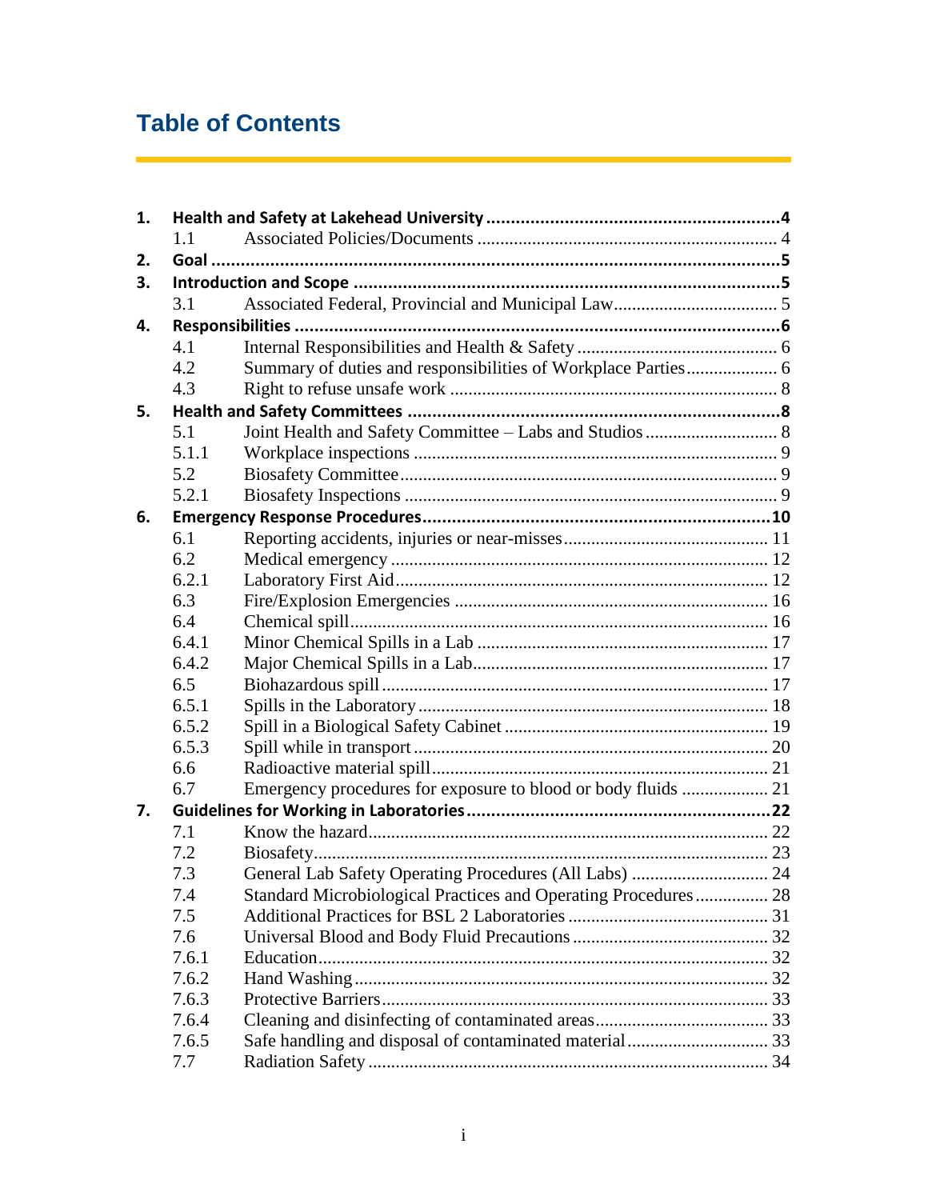# Table of Contents

| | | |
|---|---|---|
| **1.** | **Health and Safety at Lakehead University** | **4** |
| 1.1 | Associated Policies/Documents | 4 |
| **2.** | **Goal** | **5** |
| **3.** | **Introduction and Scope** | **5** |
| 3.1 | Associated Federal, Provincial and Municipal Law | 5 |
| **4.** | **Responsibilities** | **6** |
| 4.1 | Internal Responsibilities and Health & Safety | 6 |
| 4.2 | Summary of duties and responsibilities of Workplace Parties | 6 |
| 4.3 | Right to refuse unsafe work | 8 |
| **5.** | **Health and Safety Committees** | **8** |
| 5.1 | Joint Health and Safety Committee – Labs and Studios | 8 |
| 5.1.1 | Workplace inspections | 9 |
| 5.2 | Biosafety Committee | 9 |
| 5.2.1 | Biosafety Inspections | 9 |
| **6.** | **Emergency Response Procedures** | **10** |
| 6.1 | Reporting accidents, injuries or near-misses | 11 |
| 6.2 | Medical emergency | 12 |
| 6.2.1 | Laboratory First Aid | 12 |
| 6.3 | Fire/Explosion Emergencies | 16 |
| 6.4 | Chemical spill | 16 |
| 6.4.1 | Minor Chemical Spills in a Lab | 17 |
| 6.4.2 | Major Chemical Spills in a Lab | 17 |
| 6.5 | Biohazardous spill | 17 |
| 6.5.1 | Spills in the Laboratory | 18 |
| 6.5.2 | Spill in a Biological Safety Cabinet | 19 |
| 6.5.3 | Spill while in transport | 20 |
| 6.6 | Radioactive material spill | 21 |
| 6.7 | Emergency procedures for exposure to blood or body fluids | 21 |
| **7.** | **Guidelines for Working in Laboratories** | **22** |
| 7.1 | Know the hazard | 22 |
| 7.2 | Biosafety | 23 |
| 7.3 | General Lab Safety Operating Procedures (All Labs) | 24 |
| 7.4 | Standard Microbiological Practices and Operating Procedures | 28 |
| 7.5 | Additional Practices for BSL 2 Laboratories | 31 |
| 7.6 | Universal Blood and Body Fluid Precautions | 32 |
| 7.6.1 | Education | 32 |
| 7.6.2 | Hand Washing | 32 |
| 7.6.3 | Protective Barriers | 33 |
| 7.6.4 | Cleaning and disinfecting of contaminated areas | 33 |
| 7.6.5 | Safe handling and disposal of contaminated material | 33 |
| 7.7 | Radiation Safety | 34 |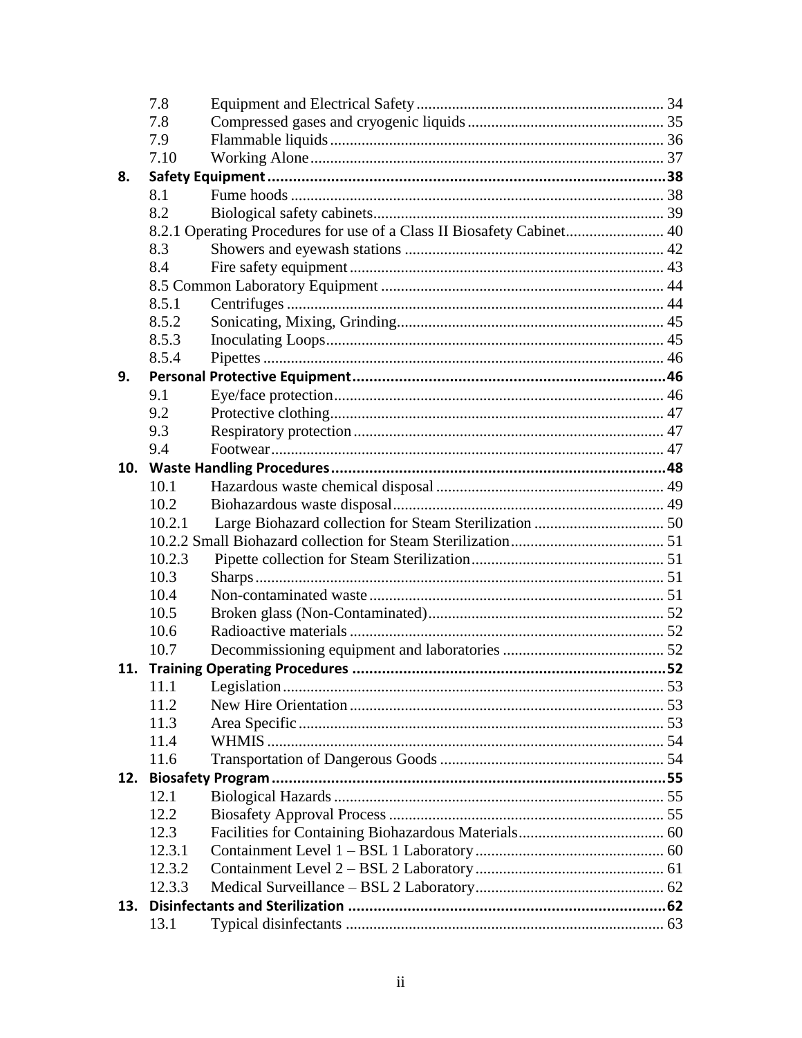7.8 Equipment and Electrical Safety .......... 34
7.8 Compressed gases and cryogenic liquids .......... 35
7.9 Flammable liquids .......... 36
7.10 Working Alone .......... 37

**8. Safety Equipment .......... 38**

8.1 Fume hoods .......... 38
8.2 Biological safety cabinets .......... 39
8.2.1 Operating Procedures for use of a Class II Biosafety Cabinet .......... 40
8.3 Showers and eyewash stations .......... 42
8.4 Fire safety equipment .......... 43
8.5 Common Laboratory Equipment .......... 44
8.5.1 Centrifuges .......... 44
8.5.2 Sonicating, Mixing, Grinding .......... 45
8.5.3 Inoculating Loops .......... 45
8.5.4 Pipettes .......... 46

**9. Personal Protective Equipment .......... 46**

9.1 Eye/face protection .......... 46
9.2 Protective clothing .......... 47
9.3 Respiratory protection .......... 47
9.4 Footwear .......... 47

**10. Waste Handling Procedures .......... 48**

10.1 Hazardous waste chemical disposal .......... 49
10.2 Biohazardous waste disposal .......... 49
10.2.1 Large Biohazard collection for Steam Sterilization .......... 50
10.2.2 Small Biohazard collection for Steam Sterilization .......... 51
10.2.3 Pipette collection for Steam Sterilization .......... 51
10.3 Sharps .......... 51
10.4 Non-contaminated waste .......... 51
10.5 Broken glass (Non-Contaminated) .......... 52
10.6 Radioactive materials .......... 52
10.7 Decommissioning equipment and laboratories .......... 52

**11. Training Operating Procedures .......... 52**

11.1 Legislation .......... 53
11.2 New Hire Orientation .......... 53
11.3 Area Specific .......... 53
11.4 WHMIS .......... 54
11.6 Transportation of Dangerous Goods .......... 54

**12. Biosafety Program .......... 55**

12.1 Biological Hazards .......... 55
12.2 Biosafety Approval Process .......... 55
12.3 Facilities for Containing Biohazardous Materials .......... 60
12.3.1 Containment Level 1 – BSL 1 Laboratory .......... 60
12.3.2 Containment Level 2 – BSL 2 Laboratory .......... 61
12.3.3 Medical Surveillance – BSL 2 Laboratory .......... 62

**13. Disinfectants and Sterilization .......... 62**

13.1 Typical disinfectants .......... 63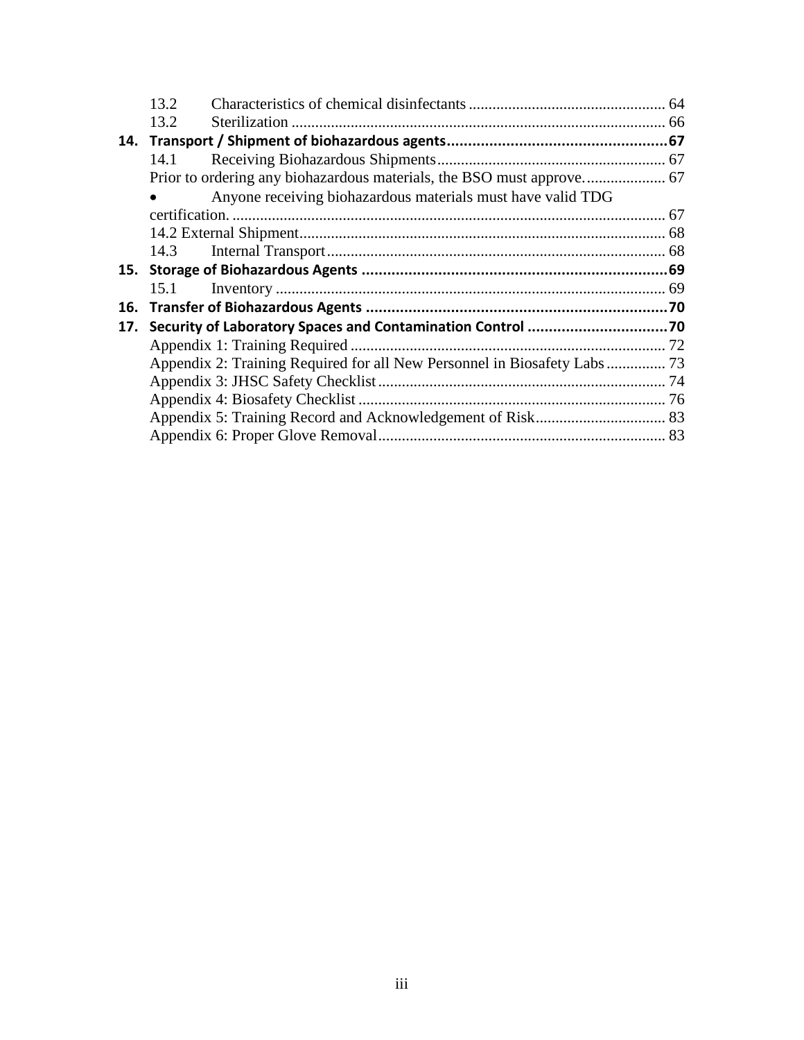13.2 Characteristics of chemical disinfectants ........ 64
13.2 Sterilization ........ 66

**14. Transport / Shipment of biohazardous agents ........ 67**

14.1 Receiving Biohazardous Shipments ........ 67
Prior to ordering any biohazardous materials, the BSO must approve. ........ 67
- Anyone receiving biohazardous materials must have valid TDG certification. ........ 67

14.2 External Shipment ........ 68
14.3 Internal Transport ........ 68

**15. Storage of Biohazardous Agents ........ 69**

15.1 Inventory ........ 69

**16. Transfer of Biohazardous Agents ........ 70**

**17. Security of Laboratory Spaces and Contamination Control ........ 70**

Appendix 1: Training Required ........ 72
Appendix 2: Training Required for all New Personnel in Biosafety Labs ........ 73
Appendix 3: JHSC Safety Checklist ........ 74
Appendix 4: Biosafety Checklist ........ 76
Appendix 5: Training Record and Acknowledgement of Risk ........ 83
Appendix 6: Proper Glove Removal ........ 83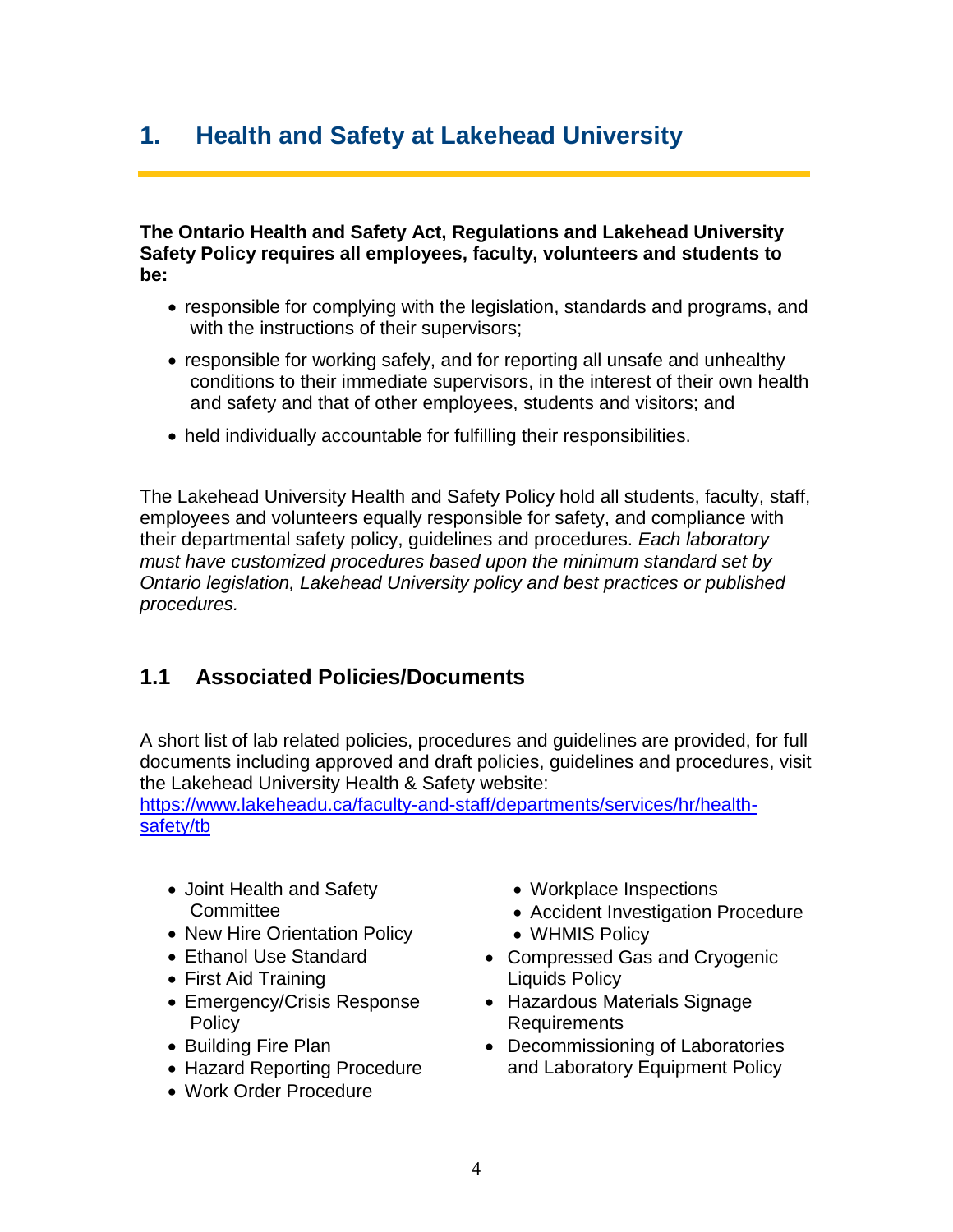# 1. Health and Safety at Lakehead University

**The Ontario Health and Safety Act, Regulations and Lakehead University Safety Policy requires all employees, faculty, volunteers and students to be:**

- responsible for complying with the legislation, standards and programs, and with the instructions of their supervisors;
- responsible for working safely, and for reporting all unsafe and unhealthy conditions to their immediate supervisors, in the interest of their own health and safety and that of other employees, students and visitors; and
- held individually accountable for fulfilling their responsibilities.

The Lakehead University Health and Safety Policy hold all students, faculty, staff, employees and volunteers equally responsible for safety, and compliance with their departmental safety policy, guidelines and procedures. *Each laboratory must have customized procedures based upon the minimum standard set by Ontario legislation, Lakehead University policy and best practices or published procedures.*

## 1.1 Associated Policies/Documents

A short list of lab related policies, procedures and guidelines are provided, for full documents including approved and draft policies, guidelines and procedures, visit the Lakehead University Health & Safety website: [https://www.lakeheadu.ca/faculty-and-staff/departments/services/hr/health-safety/tb](https://www.lakeheadu.ca/faculty-and-staff/departments/services/hr/health-safety/tb)

- Joint Health and Safety Committee
- New Hire Orientation Policy
- Ethanol Use Standard
- First Aid Training
- Emergency/Crisis Response Policy
- Building Fire Plan
- Hazard Reporting Procedure
- Work Order Procedure
- Workplace Inspections
- Accident Investigation Procedure
- WHMIS Policy
- Compressed Gas and Cryogenic Liquids Policy
- Hazardous Materials Signage Requirements
- Decommissioning of Laboratories and Laboratory Equipment Policy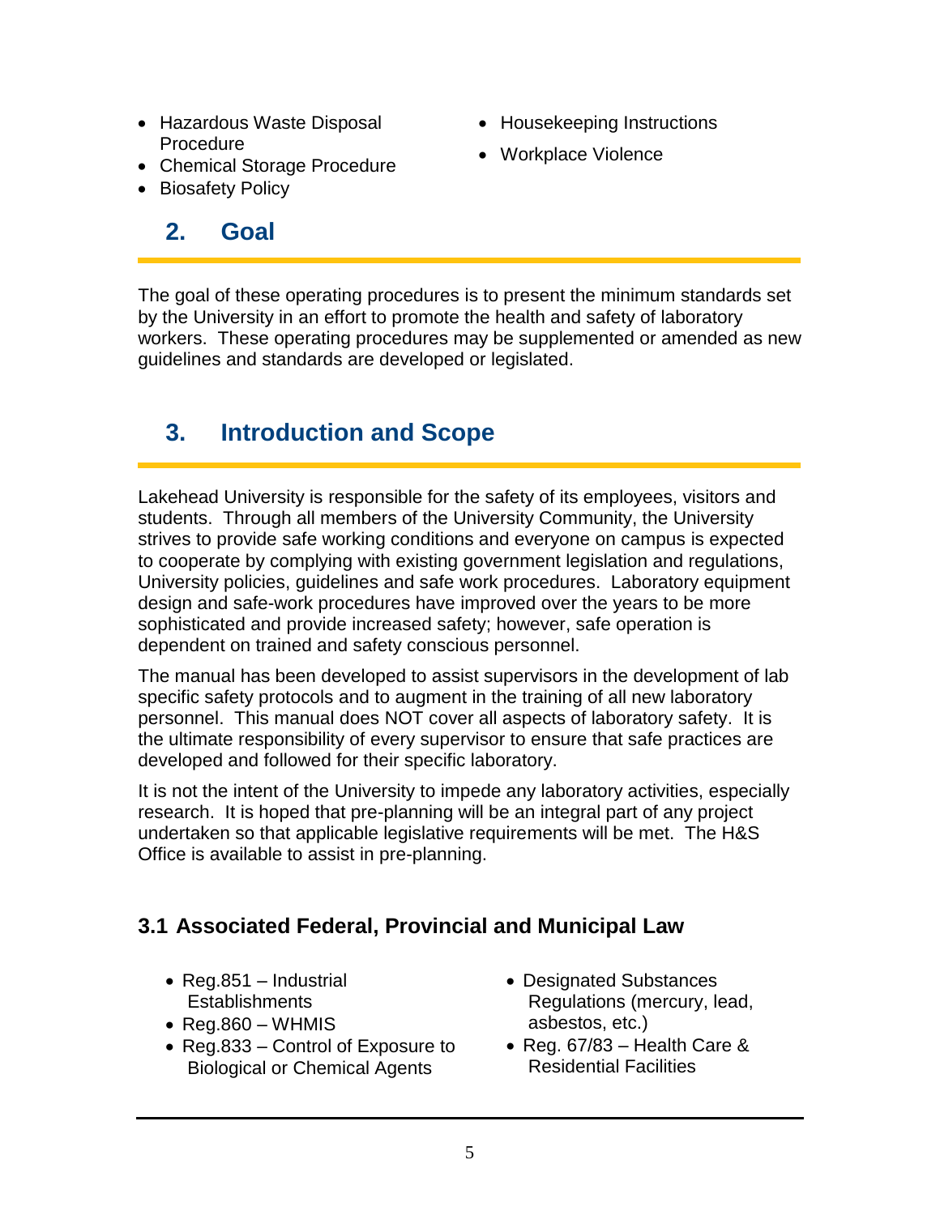- Hazardous Waste Disposal Procedure
- Chemical Storage Procedure
- Biosafety Policy
- Housekeeping Instructions
- Workplace Violence

## 2. Goal

The goal of these operating procedures is to present the minimum standards set by the University in an effort to promote the health and safety of laboratory workers. These operating procedures may be supplemented or amended as new guidelines and standards are developed or legislated.

## 3. Introduction and Scope

Lakehead University is responsible for the safety of its employees, visitors and students. Through all members of the University Community, the University strives to provide safe working conditions and everyone on campus is expected to cooperate by complying with existing government legislation and regulations, University policies, guidelines and safe work procedures. Laboratory equipment design and safe-work procedures have improved over the years to be more sophisticated and provide increased safety; however, safe operation is dependent on trained and safety conscious personnel.

The manual has been developed to assist supervisors in the development of lab specific safety protocols and to augment in the training of all new laboratory personnel. This manual does NOT cover all aspects of laboratory safety. It is the ultimate responsibility of every supervisor to ensure that safe practices are developed and followed for their specific laboratory.

It is not the intent of the University to impede any laboratory activities, especially research. It is hoped that pre-planning will be an integral part of any project undertaken so that applicable legislative requirements will be met. The H&S Office is available to assist in pre-planning.

### 3.1 Associated Federal, Provincial and Municipal Law

- Reg.851 – Industrial Establishments
- Reg.860 – WHMIS
- Reg.833 – Control of Exposure to Biological or Chemical Agents
- Designated Substances Regulations (mercury, lead, asbestos, etc.)
- Reg. 67/83 – Health Care & Residential Facilities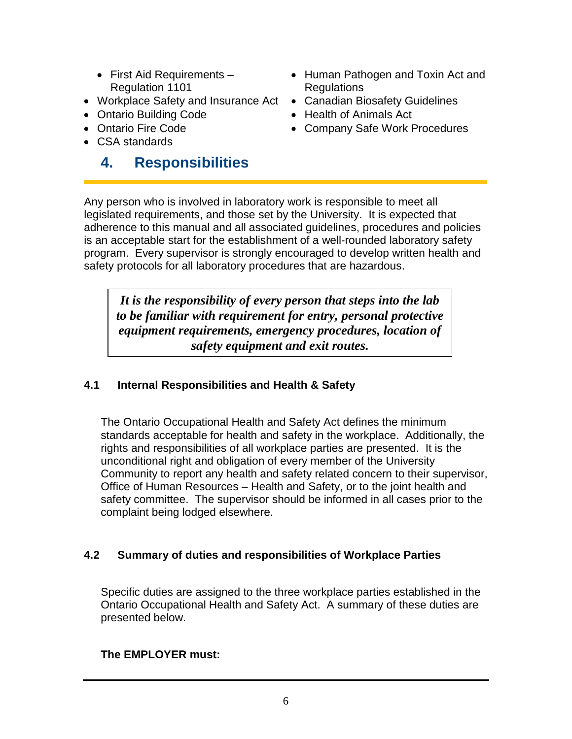- First Aid Requirements – Regulation 1101
- Workplace Safety and Insurance Act
- Ontario Building Code
- Ontario Fire Code
- CSA standards
- Human Pathogen and Toxin Act and Regulations
- Canadian Biosafety Guidelines
- Health of Animals Act
- Company Safe Work Procedures

# 4. Responsibilities

Any person who is involved in laboratory work is responsible to meet all legislated requirements, and those set by the University. It is expected that adherence to this manual and all associated guidelines, procedures and policies is an acceptable start for the establishment of a well-rounded laboratory safety program. Every supervisor is strongly encouraged to develop written health and safety protocols for all laboratory procedures that are hazardous.

> ***It is the responsibility of every person that steps into the lab to be familiar with requirement for entry, personal protective equipment requirements, emergency procedures, location of safety equipment and exit routes.***

### 4.1 Internal Responsibilities and Health & Safety

The Ontario Occupational Health and Safety Act defines the minimum standards acceptable for health and safety in the workplace. Additionally, the rights and responsibilities of all workplace parties are presented. It is the unconditional right and obligation of every member of the University Community to report any health and safety related concern to their supervisor, Office of Human Resources – Health and Safety, or to the joint health and safety committee. The supervisor should be informed in all cases prior to the complaint being lodged elsewhere.

### 4.2 Summary of duties and responsibilities of Workplace Parties

Specific duties are assigned to the three workplace parties established in the Ontario Occupational Health and Safety Act. A summary of these duties are presented below.

**The EMPLOYER must:**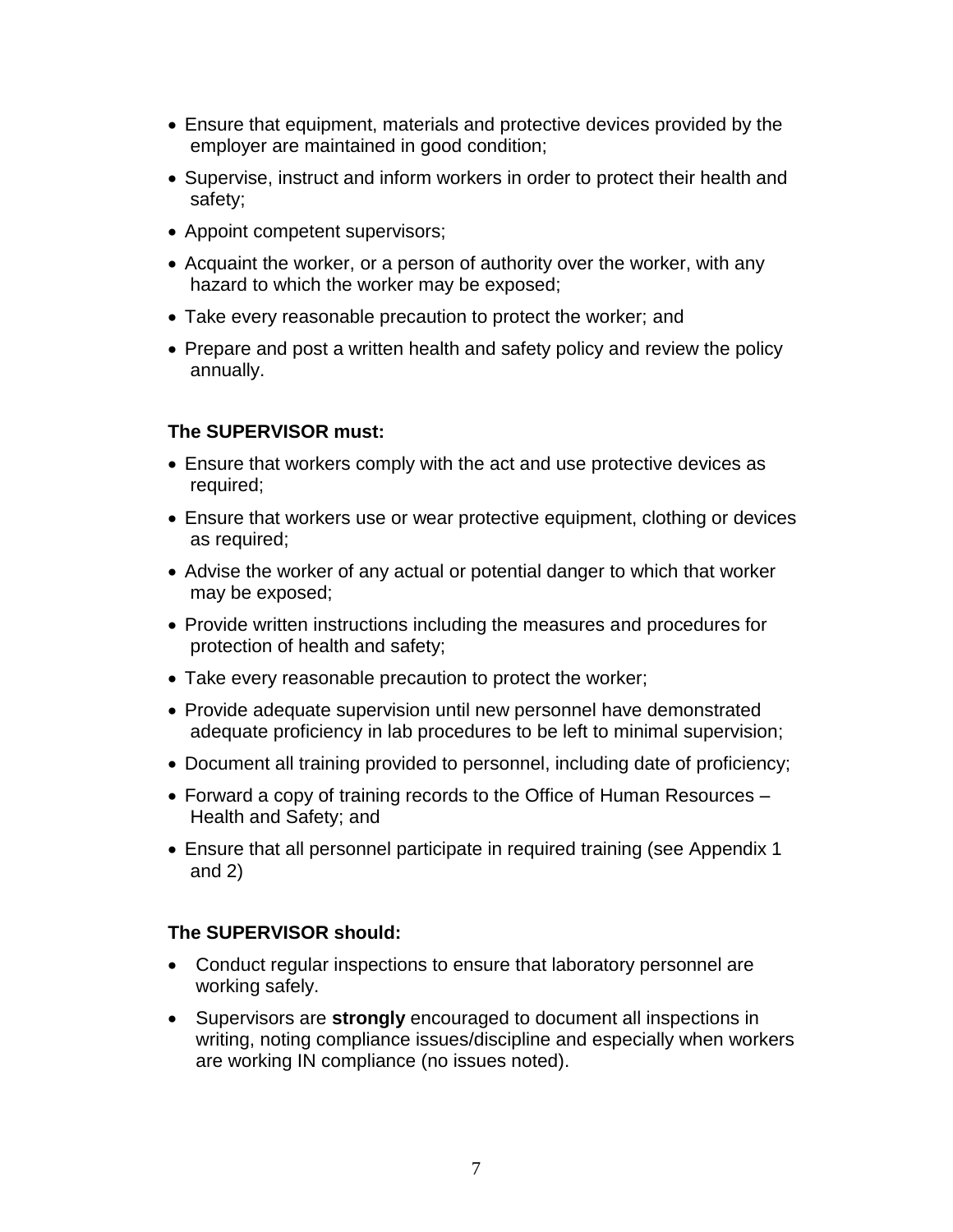- Ensure that equipment, materials and protective devices provided by the employer are maintained in good condition;
- Supervise, instruct and inform workers in order to protect their health and safety;
- Appoint competent supervisors;
- Acquaint the worker, or a person of authority over the worker, with any hazard to which the worker may be exposed;
- Take every reasonable precaution to protect the worker; and
- Prepare and post a written health and safety policy and review the policy annually.

**The SUPERVISOR must:**

- Ensure that workers comply with the act and use protective devices as required;
- Ensure that workers use or wear protective equipment, clothing or devices as required;
- Advise the worker of any actual or potential danger to which that worker may be exposed;
- Provide written instructions including the measures and procedures for protection of health and safety;
- Take every reasonable precaution to protect the worker;
- Provide adequate supervision until new personnel have demonstrated adequate proficiency in lab procedures to be left to minimal supervision;
- Document all training provided to personnel, including date of proficiency;
- Forward a copy of training records to the Office of Human Resources – Health and Safety; and
- Ensure that all personnel participate in required training (see Appendix 1 and 2)

**The SUPERVISOR should:**

- Conduct regular inspections to ensure that laboratory personnel are working safely.
- Supervisors are **strongly** encouraged to document all inspections in writing, noting compliance issues/discipline and especially when workers are working IN compliance (no issues noted).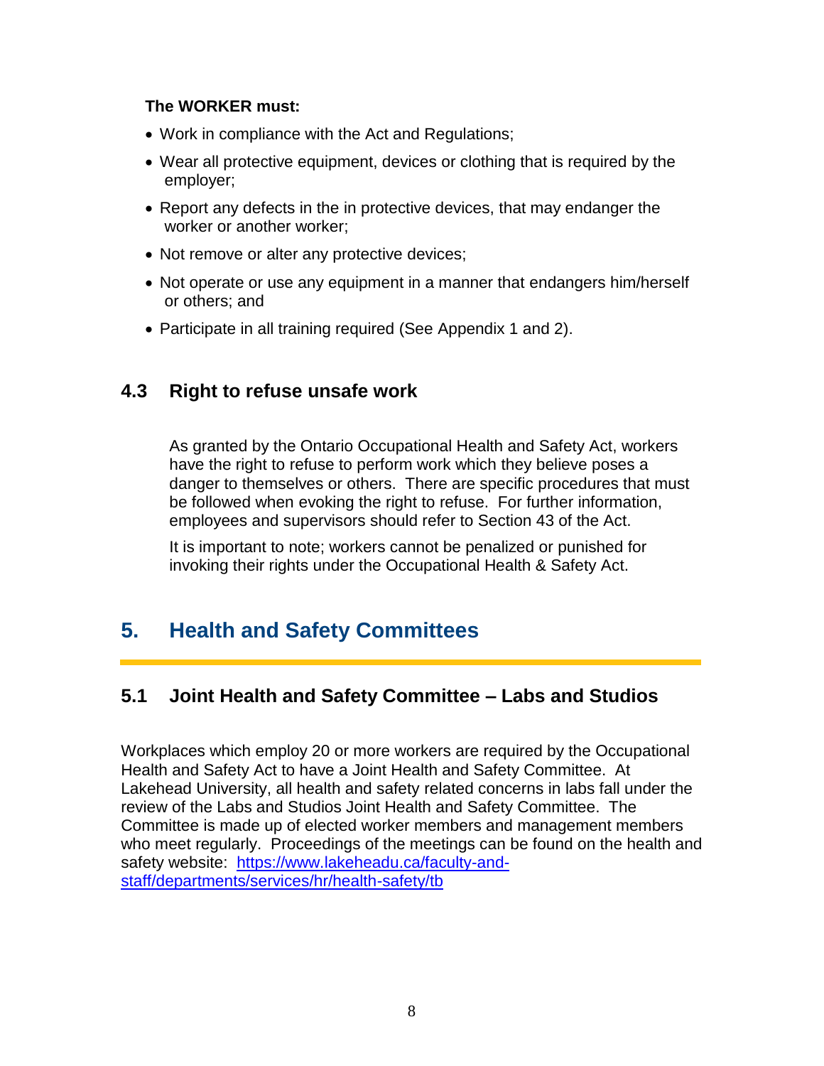**The WORKER must:**

- Work in compliance with the Act and Regulations;
- Wear all protective equipment, devices or clothing that is required by the employer;
- Report any defects in the in protective devices, that may endanger the worker or another worker;
- Not remove or alter any protective devices;
- Not operate or use any equipment in a manner that endangers him/herself or others; and
- Participate in all training required (See Appendix 1 and 2).

### 4.3 Right to refuse unsafe work

As granted by the Ontario Occupational Health and Safety Act, workers have the right to refuse to perform work which they believe poses a danger to themselves or others. There are specific procedures that must be followed when evoking the right to refuse. For further information, employees and supervisors should refer to Section 43 of the Act.

It is important to note; workers cannot be penalized or punished for invoking their rights under the Occupational Health & Safety Act.

## 5. Health and Safety Committees

### 5.1 Joint Health and Safety Committee – Labs and Studios

Workplaces which employ 20 or more workers are required by the Occupational Health and Safety Act to have a Joint Health and Safety Committee. At Lakehead University, all health and safety related concerns in labs fall under the review of the Labs and Studios Joint Health and Safety Committee. The Committee is made up of elected worker members and management members who meet regularly. Proceedings of the meetings can be found on the health and safety website: [https://www.lakeheadu.ca/faculty-and-staff/departments/services/hr/health-safety/tb](https://www.lakeheadu.ca/faculty-and-staff/departments/services/hr/health-safety/tb)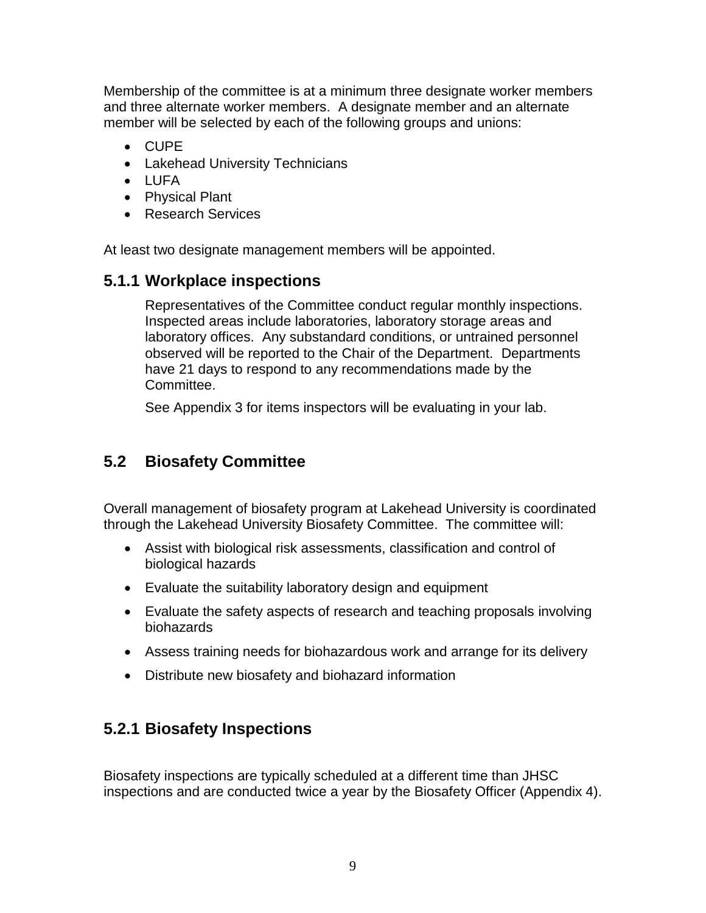Membership of the committee is at a minimum three designate worker members and three alternate worker members. A designate member and an alternate member will be selected by each of the following groups and unions:

- CUPE
- Lakehead University Technicians
- LUFA
- Physical Plant
- Research Services

At least two designate management members will be appointed.

### 5.1.1 Workplace inspections

Representatives of the Committee conduct regular monthly inspections. Inspected areas include laboratories, laboratory storage areas and laboratory offices. Any substandard conditions, or untrained personnel observed will be reported to the Chair of the Department. Departments have 21 days to respond to any recommendations made by the Committee.

See Appendix 3 for items inspectors will be evaluating in your lab.

## 5.2 Biosafety Committee

Overall management of biosafety program at Lakehead University is coordinated through the Lakehead University Biosafety Committee. The committee will:

- Assist with biological risk assessments, classification and control of biological hazards
- Evaluate the suitability laboratory design and equipment
- Evaluate the safety aspects of research and teaching proposals involving biohazards
- Assess training needs for biohazardous work and arrange for its delivery
- Distribute new biosafety and biohazard information

### 5.2.1 Biosafety Inspections

Biosafety inspections are typically scheduled at a different time than JHSC inspections and are conducted twice a year by the Biosafety Officer (Appendix 4).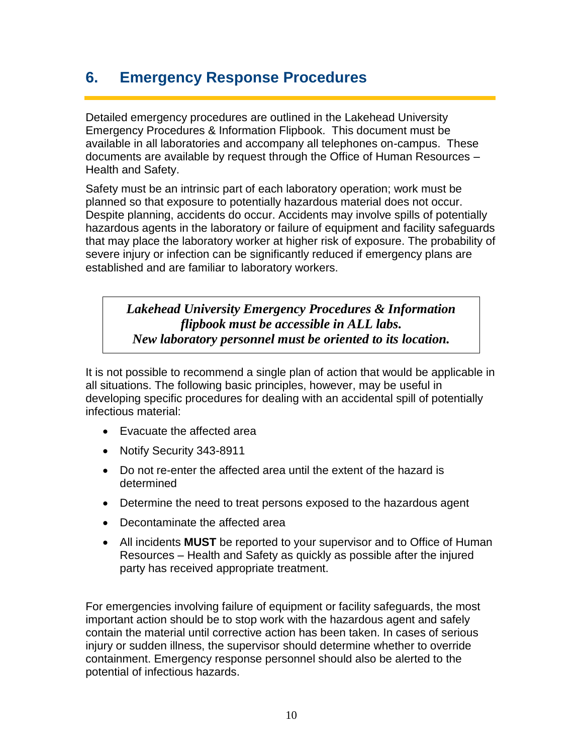## 6. Emergency Response Procedures

Detailed emergency procedures are outlined in the Lakehead University Emergency Procedures & Information Flipbook. This document must be available in all laboratories and accompany all telephones on-campus. These documents are available by request through the Office of Human Resources – Health and Safety.

Safety must be an intrinsic part of each laboratory operation; work must be planned so that exposure to potentially hazardous material does not occur. Despite planning, accidents do occur. Accidents may involve spills of potentially hazardous agents in the laboratory or failure of equipment and facility safeguards that may place the laboratory worker at higher risk of exposure. The probability of severe injury or infection can be significantly reduced if emergency plans are established and are familiar to laboratory workers.

> ***Lakehead University Emergency Procedures & Information flipbook must be accessible in ALL labs.***
> ***New laboratory personnel must be oriented to its location.***

It is not possible to recommend a single plan of action that would be applicable in all situations. The following basic principles, however, may be useful in developing specific procedures for dealing with an accidental spill of potentially infectious material:

- Evacuate the affected area
- Notify Security 343-8911
- Do not re-enter the affected area until the extent of the hazard is determined
- Determine the need to treat persons exposed to the hazardous agent
- Decontaminate the affected area
- All incidents **MUST** be reported to your supervisor and to Office of Human Resources – Health and Safety as quickly as possible after the injured party has received appropriate treatment.

For emergencies involving failure of equipment or facility safeguards, the most important action should be to stop work with the hazardous agent and safely contain the material until corrective action has been taken. In cases of serious injury or sudden illness, the supervisor should determine whether to override containment. Emergency response personnel should also be alerted to the potential of infectious hazards.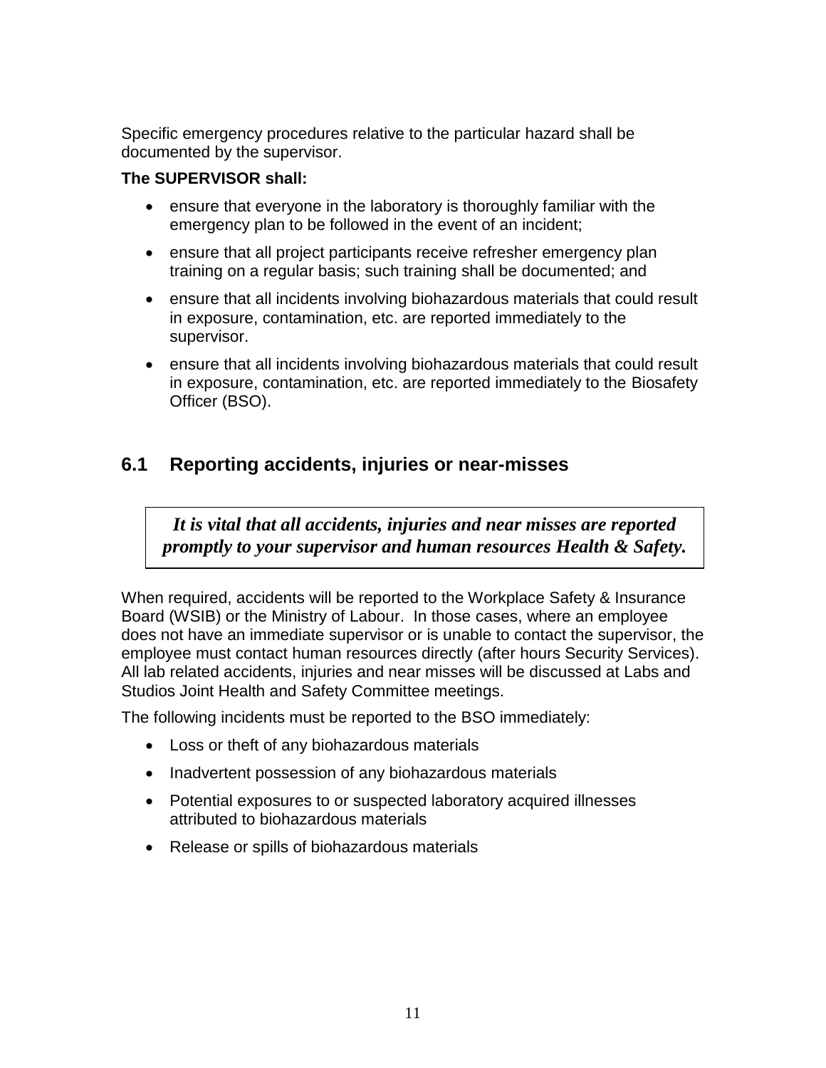Specific emergency procedures relative to the particular hazard shall be documented by the supervisor.

**The SUPERVISOR shall:**

- ensure that everyone in the laboratory is thoroughly familiar with the emergency plan to be followed in the event of an incident;
- ensure that all project participants receive refresher emergency plan training on a regular basis; such training shall be documented; and
- ensure that all incidents involving biohazardous materials that could result in exposure, contamination, etc. are reported immediately to the supervisor.
- ensure that all incidents involving biohazardous materials that could result in exposure, contamination, etc. are reported immediately to the Biosafety Officer (BSO).

## 6.1 Reporting accidents, injuries or near-misses

***It is vital that all accidents, injuries and near misses are reported promptly to your supervisor and human resources Health & Safety.***

When required, accidents will be reported to the Workplace Safety & Insurance Board (WSIB) or the Ministry of Labour. In those cases, where an employee does not have an immediate supervisor or is unable to contact the supervisor, the employee must contact human resources directly (after hours Security Services). All lab related accidents, injuries and near misses will be discussed at Labs and Studios Joint Health and Safety Committee meetings.

The following incidents must be reported to the BSO immediately:

- Loss or theft of any biohazardous materials
- Inadvertent possession of any biohazardous materials
- Potential exposures to or suspected laboratory acquired illnesses attributed to biohazardous materials
- Release or spills of biohazardous materials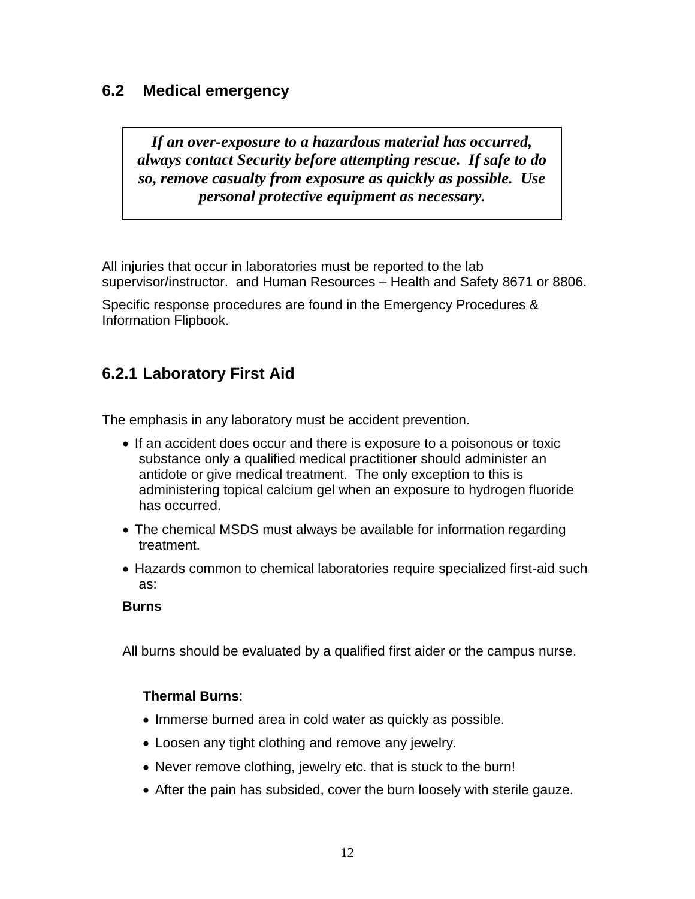## 6.2 Medical emergency

> ***If an over-exposure to a hazardous material has occurred, always contact Security before attempting rescue. If safe to do so, remove casualty from exposure as quickly as possible. Use personal protective equipment as necessary.***

All injuries that occur in laboratories must be reported to the lab supervisor/instructor. and Human Resources – Health and Safety 8671 or 8806.

Specific response procedures are found in the Emergency Procedures & Information Flipbook.

### 6.2.1 Laboratory First Aid

The emphasis in any laboratory must be accident prevention.

- If an accident does occur and there is exposure to a poisonous or toxic substance only a qualified medical practitioner should administer an antidote or give medical treatment. The only exception to this is administering topical calcium gel when an exposure to hydrogen fluoride has occurred.
- The chemical MSDS must always be available for information regarding treatment.
- Hazards common to chemical laboratories require specialized first-aid such as:

**Burns**

All burns should be evaluated by a qualified first aider or the campus nurse.

**Thermal Burns**:

- Immerse burned area in cold water as quickly as possible.
- Loosen any tight clothing and remove any jewelry.
- Never remove clothing, jewelry etc. that is stuck to the burn!
- After the pain has subsided, cover the burn loosely with sterile gauze.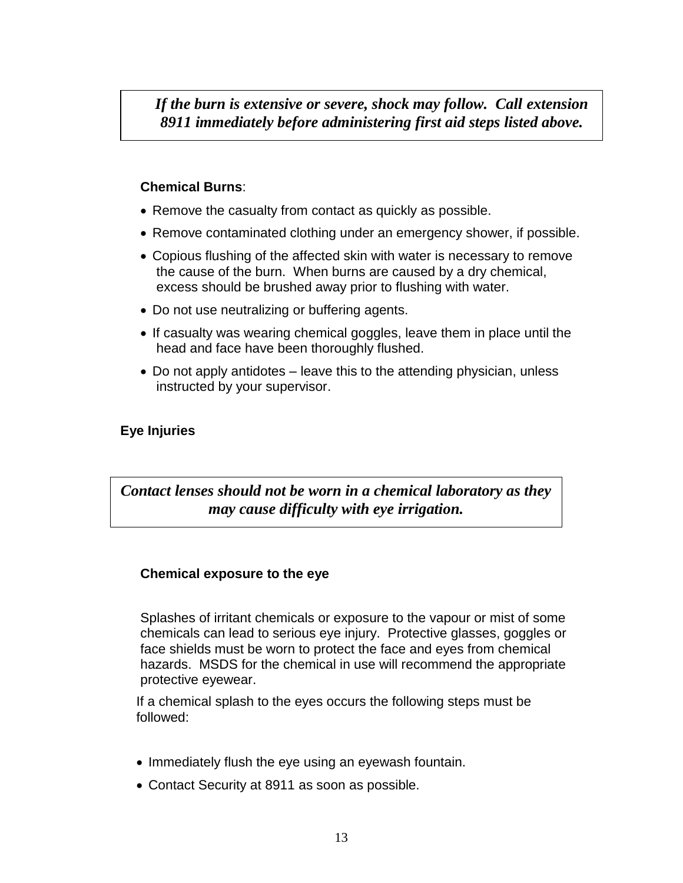***If the burn is extensive or severe, shock may follow. Call extension 8911 immediately before administering first aid steps listed above.***

**Chemical Burns**:

- Remove the casualty from contact as quickly as possible.
- Remove contaminated clothing under an emergency shower, if possible.
- Copious flushing of the affected skin with water is necessary to remove the cause of the burn. When burns are caused by a dry chemical, excess should be brushed away prior to flushing with water.
- Do not use neutralizing or buffering agents.
- If casualty was wearing chemical goggles, leave them in place until the head and face have been thoroughly flushed.
- Do not apply antidotes – leave this to the attending physician, unless instructed by your supervisor.

## Eye Injuries

***Contact lenses should not be worn in a chemical laboratory as they may cause difficulty with eye irrigation.***

### Chemical exposure to the eye

Splashes of irritant chemicals or exposure to the vapour or mist of some chemicals can lead to serious eye injury. Protective glasses, goggles or face shields must be worn to protect the face and eyes from chemical hazards. MSDS for the chemical in use will recommend the appropriate protective eyewear.

If a chemical splash to the eyes occurs the following steps must be followed:

- Immediately flush the eye using an eyewash fountain.
- Contact Security at 8911 as soon as possible.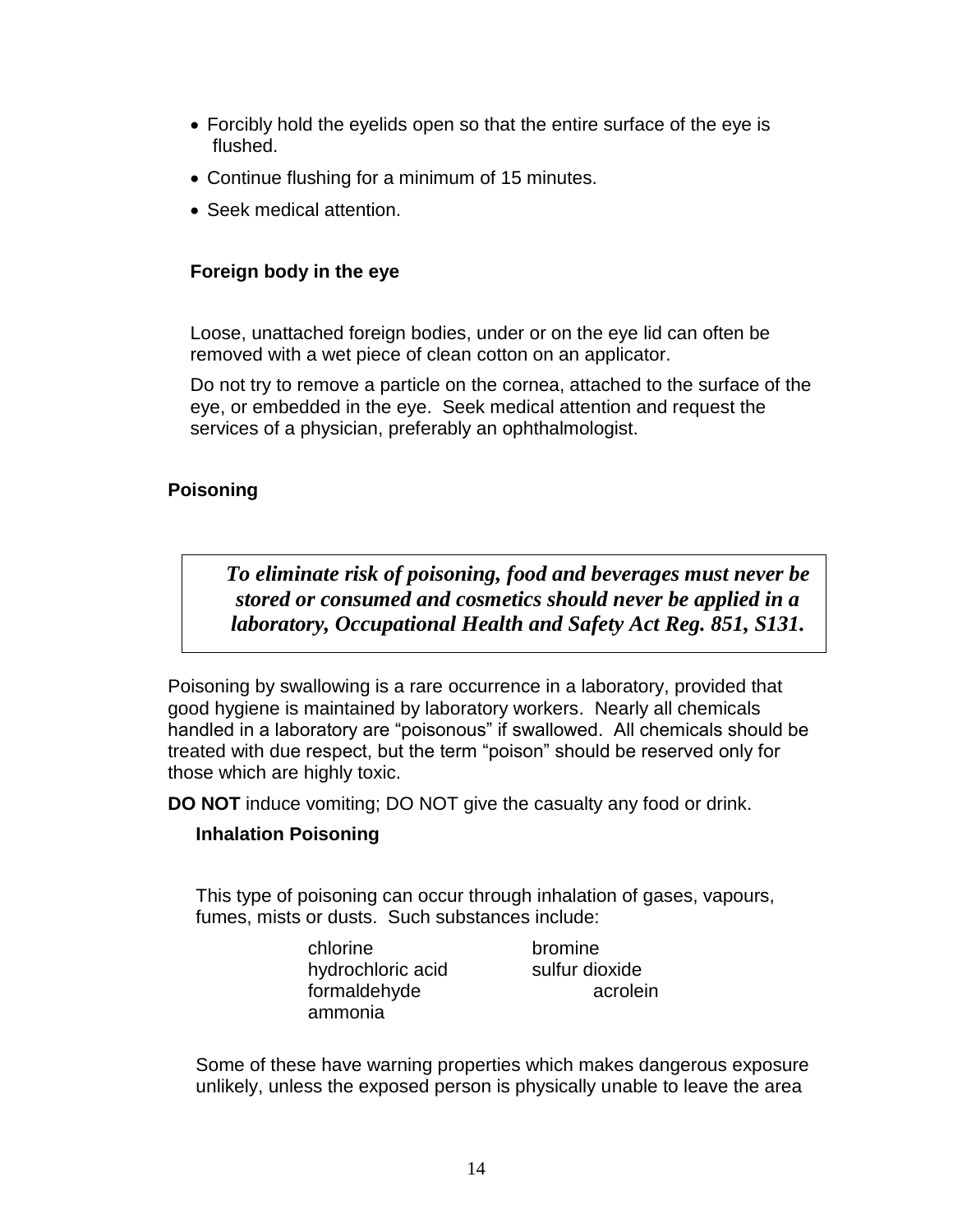- Forcibly hold the eyelids open so that the entire surface of the eye is flushed.
- Continue flushing for a minimum of 15 minutes.
- Seek medical attention.

### Foreign body in the eye

Loose, unattached foreign bodies, under or on the eye lid can often be removed with a wet piece of clean cotton on an applicator.

Do not try to remove a particle on the cornea, attached to the surface of the eye, or embedded in the eye. Seek medical attention and request the services of a physician, preferably an ophthalmologist.

## Poisoning

***To eliminate risk of poisoning, food and beverages must never be stored or consumed and cosmetics should never be applied in a laboratory, Occupational Health and Safety Act Reg. 851, S131.***

Poisoning by swallowing is a rare occurrence in a laboratory, provided that good hygiene is maintained by laboratory workers. Nearly all chemicals handled in a laboratory are “poisonous” if swallowed. All chemicals should be treated with due respect, but the term “poison” should be reserved only for those which are highly toxic.

**DO NOT** induce vomiting; DO NOT give the casualty any food or drink.

### Inhalation Poisoning

This type of poisoning can occur through inhalation of gases, vapours, fumes, mists or dusts. Such substances include:

| | |
|---|---|
| chlorine | bromine |
| hydrochloric acid | sulfur dioxide |
| formaldehyde | acrolein |
| ammonia | |

Some of these have warning properties which makes dangerous exposure unlikely, unless the exposed person is physically unable to leave the area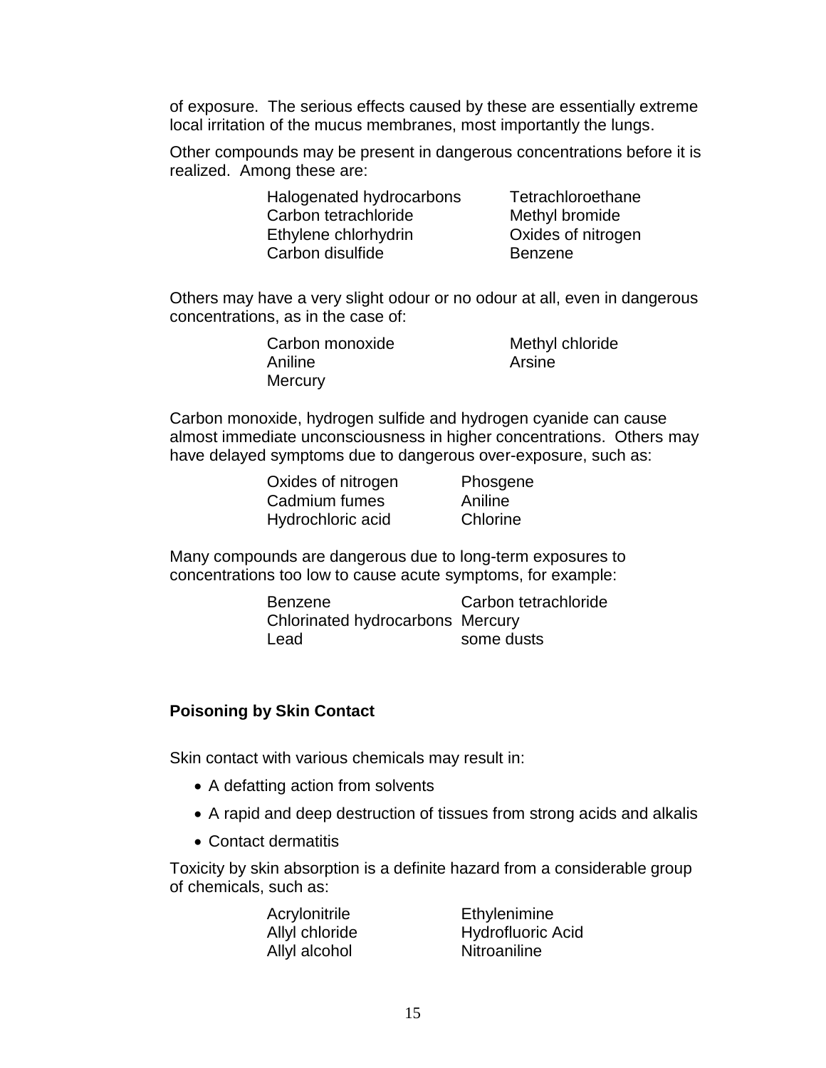of exposure. The serious effects caused by these are essentially extreme local irritation of the mucus membranes, most importantly the lungs.

Other compounds may be present in dangerous concentrations before it is realized. Among these are:

| | |
|---|---|
| Halogenated hydrocarbons | Tetrachloroethane |
| Carbon tetrachloride | Methyl bromide |
| Ethylene chlorhydrin | Oxides of nitrogen |
| Carbon disulfide | Benzene |

Others may have a very slight odour or no odour at all, even in dangerous concentrations, as in the case of:

| | |
|---|---|
| Carbon monoxide | Methyl chloride |
| Aniline | Arsine |
| Mercury | |

Carbon monoxide, hydrogen sulfide and hydrogen cyanide can cause almost immediate unconsciousness in higher concentrations. Others may have delayed symptoms due to dangerous over-exposure, such as:

| | |
|---|---|
| Oxides of nitrogen | Phosgene |
| Cadmium fumes | Aniline |
| Hydrochloric acid | Chlorine |

Many compounds are dangerous due to long-term exposures to concentrations too low to cause acute symptoms, for example:

| | |
|---|---|
| Benzene | Carbon tetrachloride |
| Chlorinated hydrocarbons | Mercury |
| Lead | some dusts |

**Poisoning by Skin Contact**

Skin contact with various chemicals may result in:

- A defatting action from solvents
- A rapid and deep destruction of tissues from strong acids and alkalis
- Contact dermatitis

Toxicity by skin absorption is a definite hazard from a considerable group of chemicals, such as:

| | |
|---|---|
| Acrylonitrile | Ethylenimine |
| Allyl chloride | Hydrofluoric Acid |
| Allyl alcohol | Nitroaniline |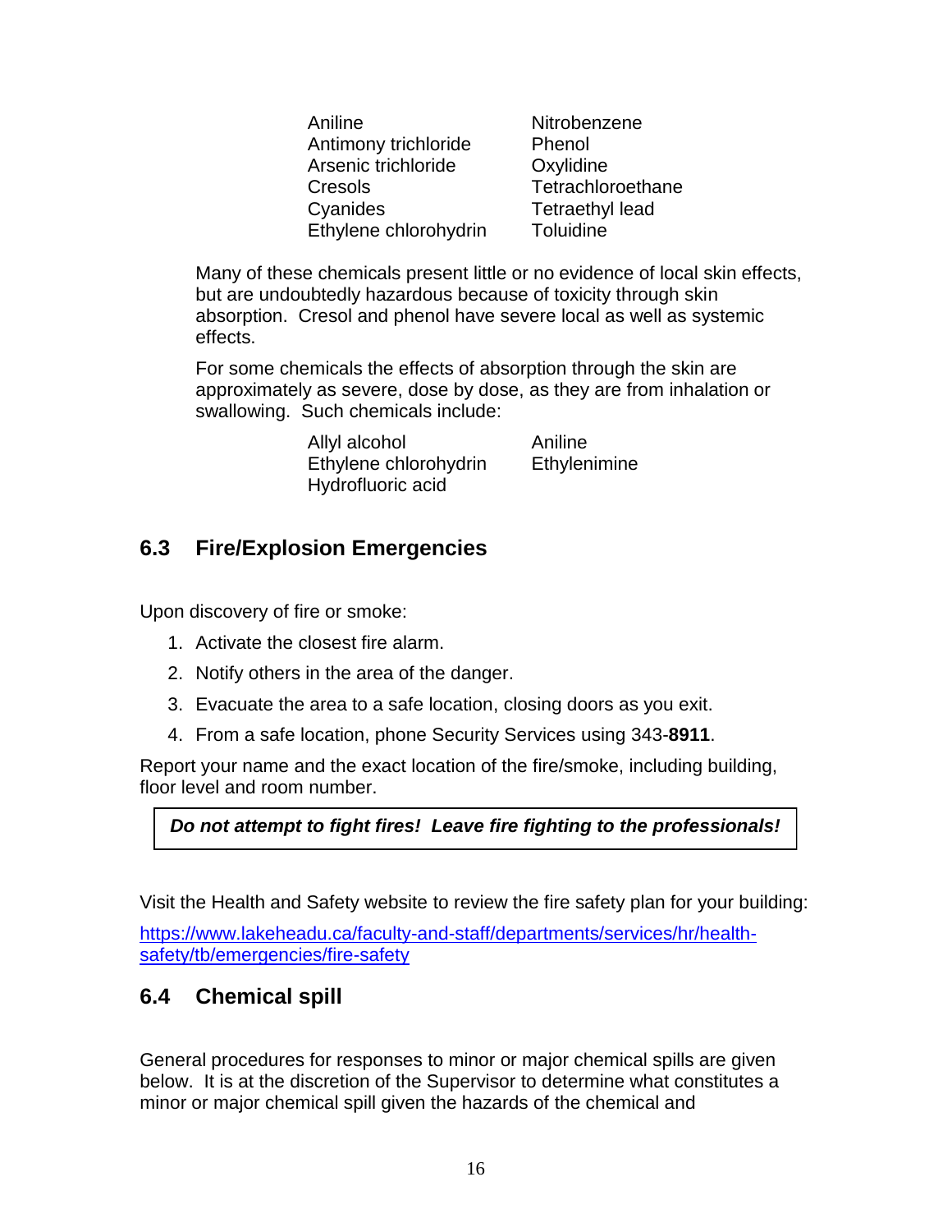| | |
|---|---|
| Aniline | Nitrobenzene |
| Antimony trichloride | Phenol |
| Arsenic trichloride | Oxylidine |
| Cresols | Tetrachloroethane |
| Cyanides | Tetraethyl lead |
| Ethylene chlorohydrin | Toluidine |

Many of these chemicals present little or no evidence of local skin effects, but are undoubtedly hazardous because of toxicity through skin absorption. Cresol and phenol have severe local as well as systemic effects.

For some chemicals the effects of absorption through the skin are approximately as severe, dose by dose, as they are from inhalation or swallowing. Such chemicals include:

| | |
|---|---|
| Allyl alcohol | Aniline |
| Ethylene chlorohydrin | Ethylenimine |
| Hydrofluoric acid | |

## 6.3 Fire/Explosion Emergencies

Upon discovery of fire or smoke:

1. Activate the closest fire alarm.
2. Notify others in the area of the danger.
3. Evacuate the area to a safe location, closing doors as you exit.
4. From a safe location, phone Security Services using 343-**8911**.

Report your name and the exact location of the fire/smoke, including building, floor level and room number.

***Do not attempt to fight fires! Leave fire fighting to the professionals!***

Visit the Health and Safety website to review the fire safety plan for your building:

https://www.lakeheadu.ca/faculty-and-staff/departments/services/hr/health-safety/tb/emergencies/fire-safety

## 6.4 Chemical spill

General procedures for responses to minor or major chemical spills are given below. It is at the discretion of the Supervisor to determine what constitutes a minor or major chemical spill given the hazards of the chemical and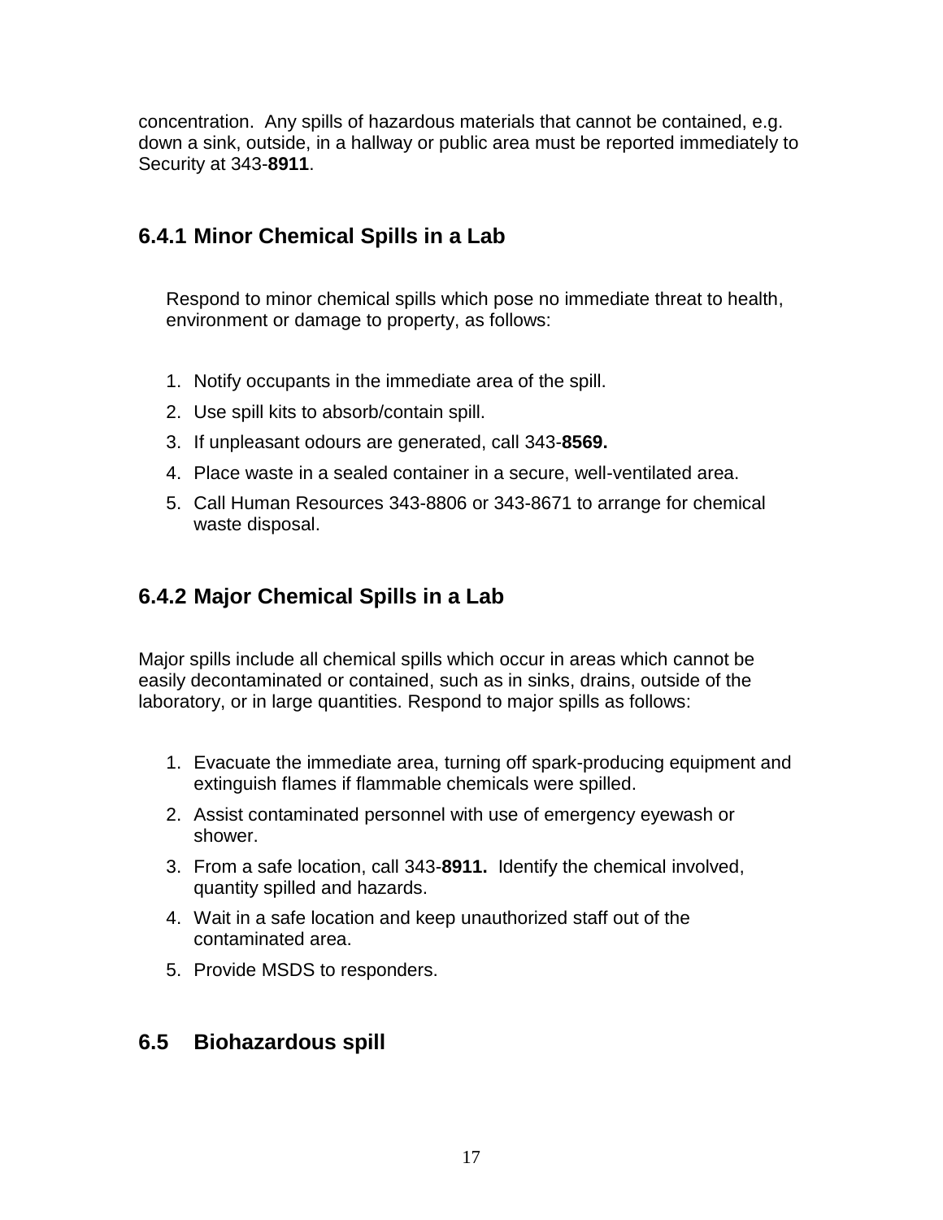concentration. Any spills of hazardous materials that cannot be contained, e.g. down a sink, outside, in a hallway or public area must be reported immediately to Security at 343-**8911**.

### 6.4.1 Minor Chemical Spills in a Lab

Respond to minor chemical spills which pose no immediate threat to health, environment or damage to property, as follows:

1. Notify occupants in the immediate area of the spill.
2. Use spill kits to absorb/contain spill.
3. If unpleasant odours are generated, call 343-**8569.**
4. Place waste in a sealed container in a secure, well-ventilated area.
5. Call Human Resources 343-8806 or 343-8671 to arrange for chemical waste disposal.

### 6.4.2 Major Chemical Spills in a Lab

Major spills include all chemical spills which occur in areas which cannot be easily decontaminated or contained, such as in sinks, drains, outside of the laboratory, or in large quantities. Respond to major spills as follows:

1. Evacuate the immediate area, turning off spark-producing equipment and extinguish flames if flammable chemicals were spilled.
2. Assist contaminated personnel with use of emergency eyewash or shower.
3. From a safe location, call 343-**8911.** Identify the chemical involved, quantity spilled and hazards.
4. Wait in a safe location and keep unauthorized staff out of the contaminated area.
5. Provide MSDS to responders.

## 6.5 Biohazardous spill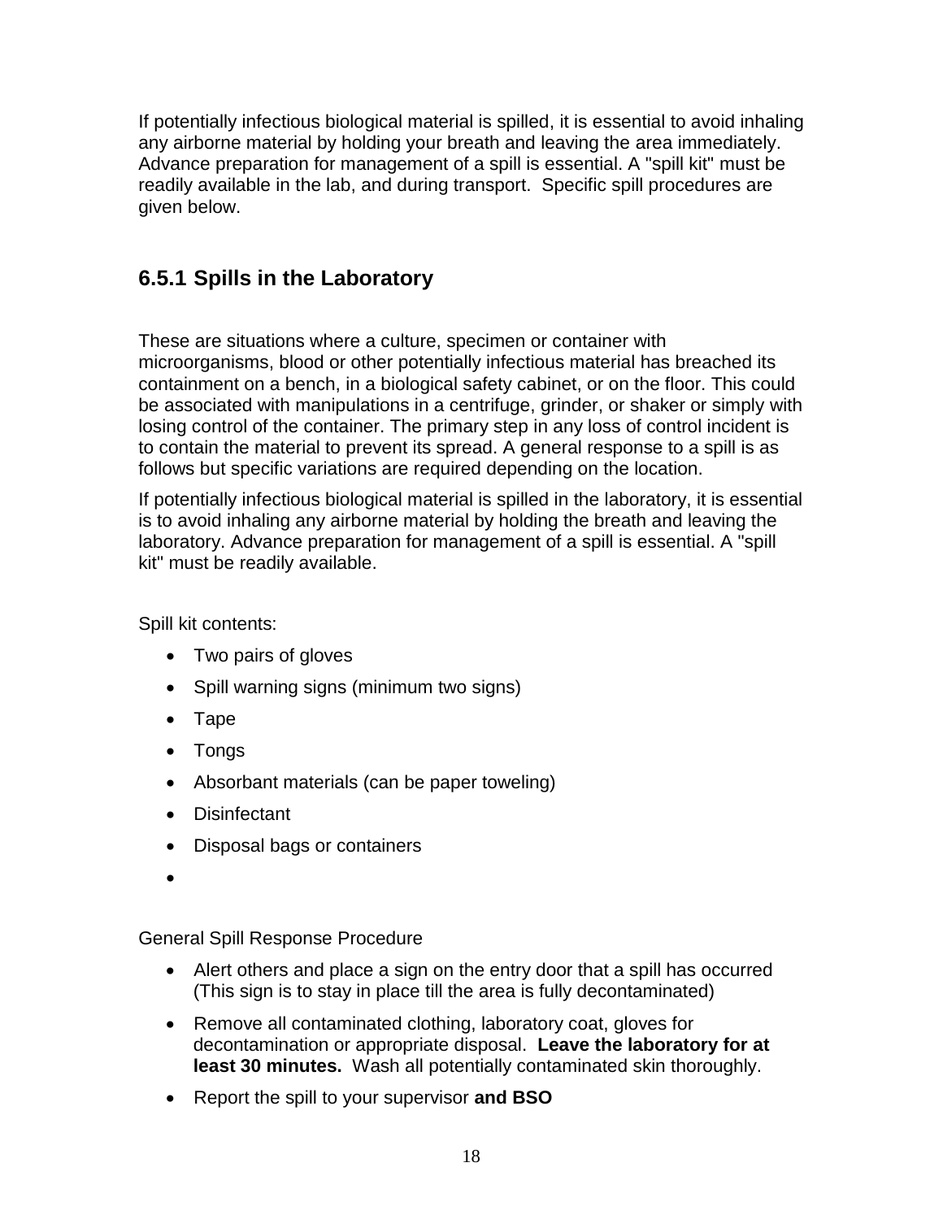If potentially infectious biological material is spilled, it is essential to avoid inhaling any airborne material by holding your breath and leaving the area immediately. Advance preparation for management of a spill is essential. A "spill kit" must be readily available in the lab, and during transport. Specific spill procedures are given below.

### 6.5.1 Spills in the Laboratory

These are situations where a culture, specimen or container with microorganisms, blood or other potentially infectious material has breached its containment on a bench, in a biological safety cabinet, or on the floor. This could be associated with manipulations in a centrifuge, grinder, or shaker or simply with losing control of the container. The primary step in any loss of control incident is to contain the material to prevent its spread. A general response to a spill is as follows but specific variations are required depending on the location.

If potentially infectious biological material is spilled in the laboratory, it is essential is to avoid inhaling any airborne material by holding the breath and leaving the laboratory. Advance preparation for management of a spill is essential. A "spill kit" must be readily available.

Spill kit contents:

- Two pairs of gloves
- Spill warning signs (minimum two signs)
- Tape
- Tongs
- Absorbant materials (can be paper toweling)
- Disinfectant
- Disposal bags or containers
- 

General Spill Response Procedure

- Alert others and place a sign on the entry door that a spill has occurred (This sign is to stay in place till the area is fully decontaminated)
- Remove all contaminated clothing, laboratory coat, gloves for decontamination or appropriate disposal. **Leave the laboratory for at least 30 minutes.** Wash all potentially contaminated skin thoroughly.
- Report the spill to your supervisor **and BSO**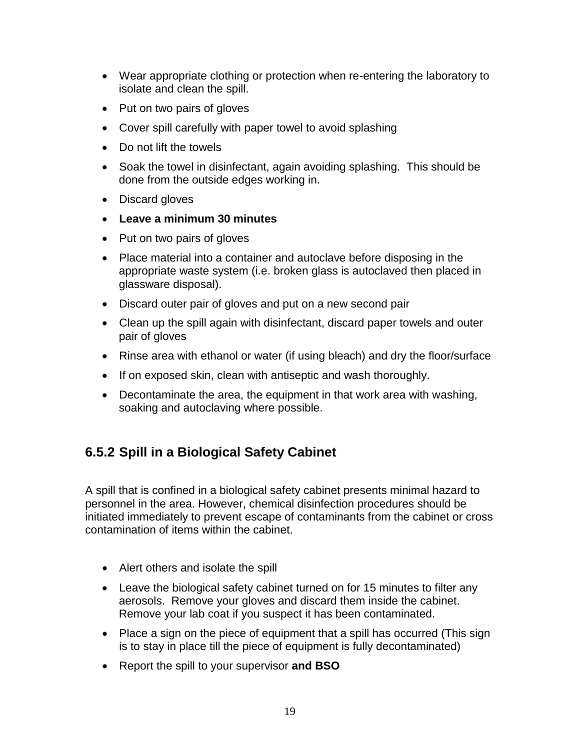- Wear appropriate clothing or protection when re-entering the laboratory to isolate and clean the spill.
- Put on two pairs of gloves
- Cover spill carefully with paper towel to avoid splashing
- Do not lift the towels
- Soak the towel in disinfectant, again avoiding splashing. This should be done from the outside edges working in.
- Discard gloves
- **Leave a minimum 30 minutes**
- Put on two pairs of gloves
- Place material into a container and autoclave before disposing in the appropriate waste system (i.e. broken glass is autoclaved then placed in glassware disposal).
- Discard outer pair of gloves and put on a new second pair
- Clean up the spill again with disinfectant, discard paper towels and outer pair of gloves
- Rinse area with ethanol or water (if using bleach) and dry the floor/surface
- If on exposed skin, clean with antiseptic and wash thoroughly.
- Decontaminate the area, the equipment in that work area with washing, soaking and autoclaving where possible.

### 6.5.2 Spill in a Biological Safety Cabinet

A spill that is confined in a biological safety cabinet presents minimal hazard to personnel in the area. However, chemical disinfection procedures should be initiated immediately to prevent escape of contaminants from the cabinet or cross contamination of items within the cabinet.

- Alert others and isolate the spill
- Leave the biological safety cabinet turned on for 15 minutes to filter any aerosols. Remove your gloves and discard them inside the cabinet. Remove your lab coat if you suspect it has been contaminated.
- Place a sign on the piece of equipment that a spill has occurred (This sign is to stay in place till the piece of equipment is fully decontaminated)
- Report the spill to your supervisor **and BSO**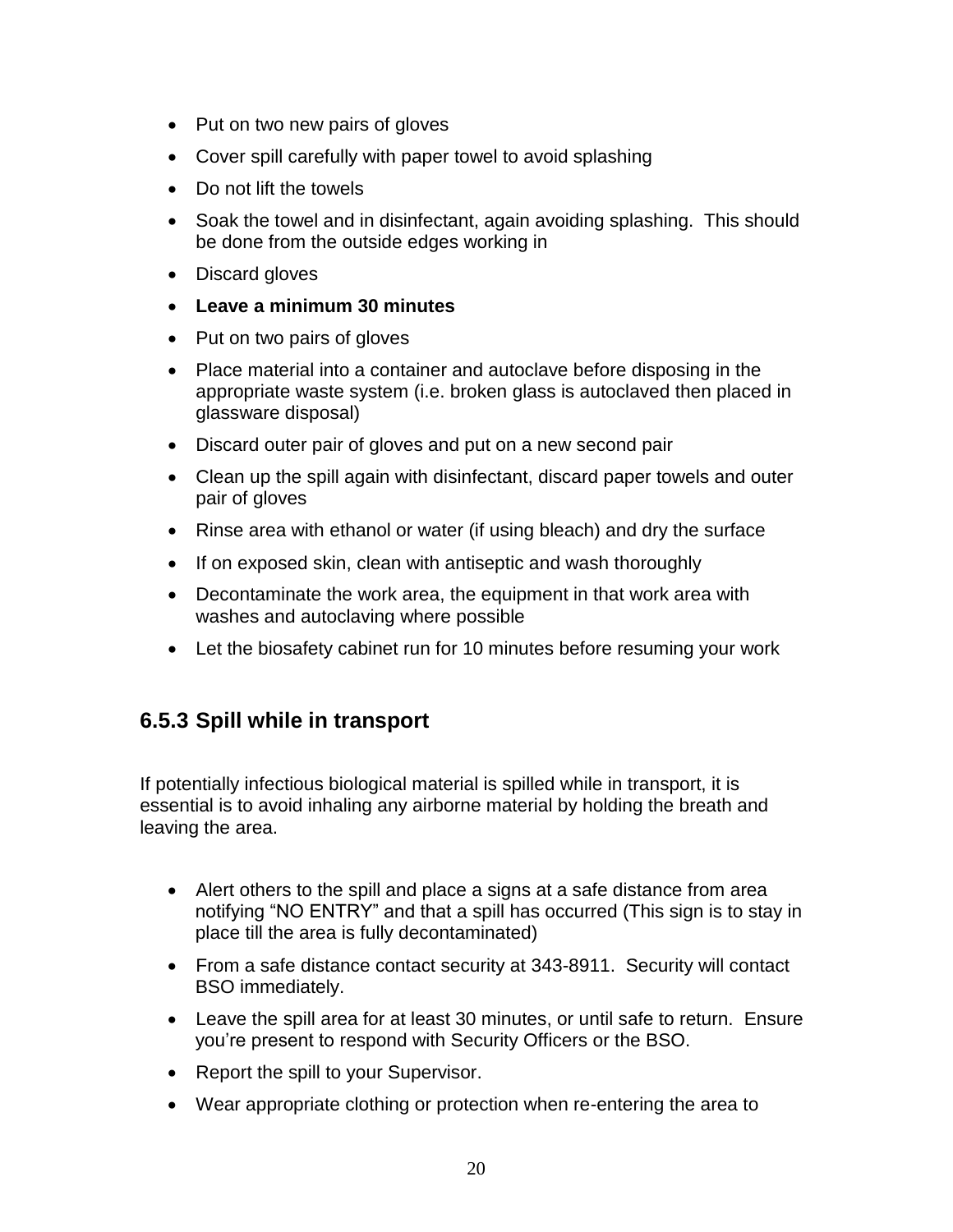- Put on two new pairs of gloves
- Cover spill carefully with paper towel to avoid splashing
- Do not lift the towels
- Soak the towel and in disinfectant, again avoiding splashing. This should be done from the outside edges working in
- Discard gloves
- **Leave a minimum 30 minutes**
- Put on two pairs of gloves
- Place material into a container and autoclave before disposing in the appropriate waste system (i.e. broken glass is autoclaved then placed in glassware disposal)
- Discard outer pair of gloves and put on a new second pair
- Clean up the spill again with disinfectant, discard paper towels and outer pair of gloves
- Rinse area with ethanol or water (if using bleach) and dry the surface
- If on exposed skin, clean with antiseptic and wash thoroughly
- Decontaminate the work area, the equipment in that work area with washes and autoclaving where possible
- Let the biosafety cabinet run for 10 minutes before resuming your work

### 6.5.3 Spill while in transport

If potentially infectious biological material is spilled while in transport, it is essential is to avoid inhaling any airborne material by holding the breath and leaving the area.

- Alert others to the spill and place a signs at a safe distance from area notifying "NO ENTRY" and that a spill has occurred (This sign is to stay in place till the area is fully decontaminated)
- From a safe distance contact security at 343-8911. Security will contact BSO immediately.
- Leave the spill area for at least 30 minutes, or until safe to return. Ensure you're present to respond with Security Officers or the BSO.
- Report the spill to your Supervisor.
- Wear appropriate clothing or protection when re-entering the area to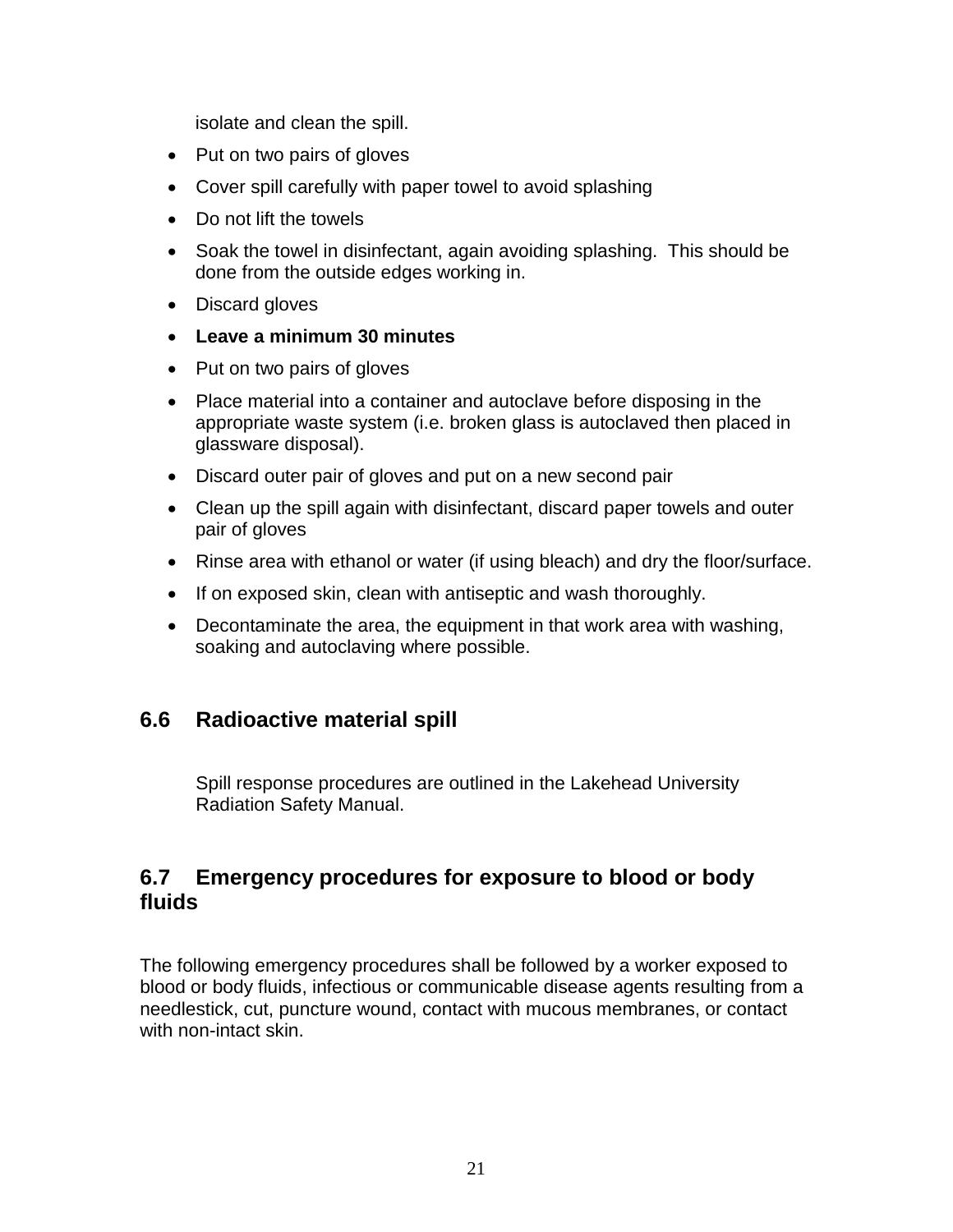isolate and clean the spill.

- Put on two pairs of gloves
- Cover spill carefully with paper towel to avoid splashing
- Do not lift the towels
- Soak the towel in disinfectant, again avoiding splashing.  This should be done from the outside edges working in.
- Discard gloves
- **Leave a minimum 30 minutes**
- Put on two pairs of gloves
- Place material into a container and autoclave before disposing in the appropriate waste system (i.e. broken glass is autoclaved then placed in glassware disposal).
- Discard outer pair of gloves and put on a new second pair
- Clean up the spill again with disinfectant, discard paper towels and outer pair of gloves
- Rinse area with ethanol or water (if using bleach) and dry the floor/surface.
- If on exposed skin, clean with antiseptic and wash thoroughly.
- Decontaminate the area, the equipment in that work area with washing, soaking and autoclaving where possible.

## 6.6 Radioactive material spill

Spill response procedures are outlined in the Lakehead University Radiation Safety Manual.

## 6.7 Emergency procedures for exposure to blood or body fluids

The following emergency procedures shall be followed by a worker exposed to blood or body fluids, infectious or communicable disease agents resulting from a needlestick, cut, puncture wound, contact with mucous membranes, or contact with non-intact skin.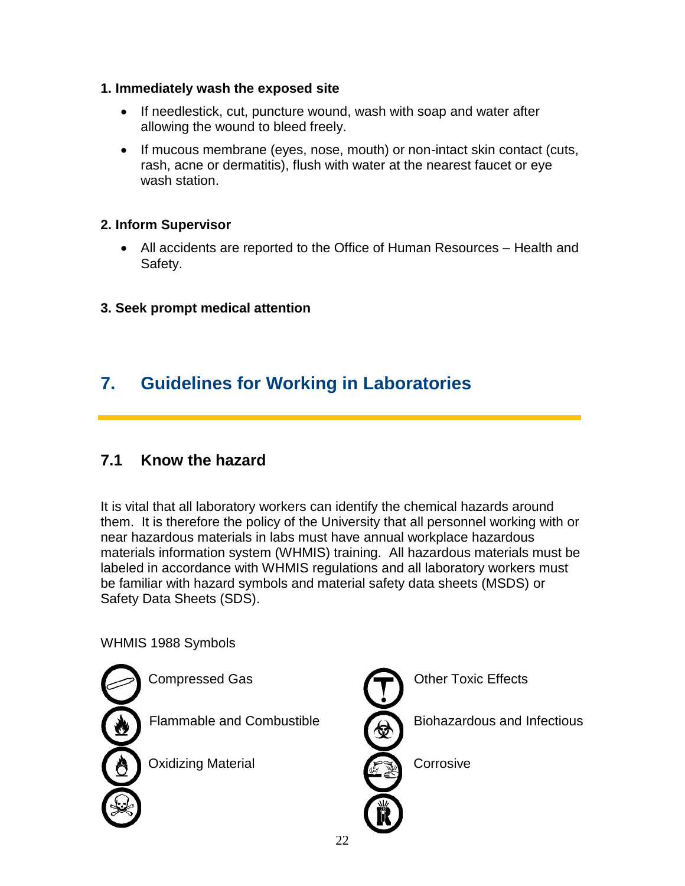**1. Immediately wash the exposed site**

- If needlestick, cut, puncture wound, wash with soap and water after allowing the wound to bleed freely.
- If mucous membrane (eyes, nose, mouth) or non-intact skin contact (cuts, rash, acne or dermatitis), flush with water at the nearest faucet or eye wash station.

**2. Inform Supervisor**

- All accidents are reported to the Office of Human Resources – Health and Safety.

**3. Seek prompt medical attention**

# 7. Guidelines for Working in Laboratories

## 7.1 Know the hazard

It is vital that all laboratory workers can identify the chemical hazards around them. It is therefore the policy of the University that all personnel working with or near hazardous materials in labs must have annual workplace hazardous materials information system (WHMIS) training. All hazardous materials must be labeled in accordance with WHMIS regulations and all laboratory workers must be familiar with hazard symbols and material safety data sheets (MSDS) or Safety Data Sheets (SDS).

WHMIS 1988 Symbols

Compressed Gas

Flammable and Combustible

Oxidizing Material

Other Toxic Effects

Biohazardous and Infectious

Corrosive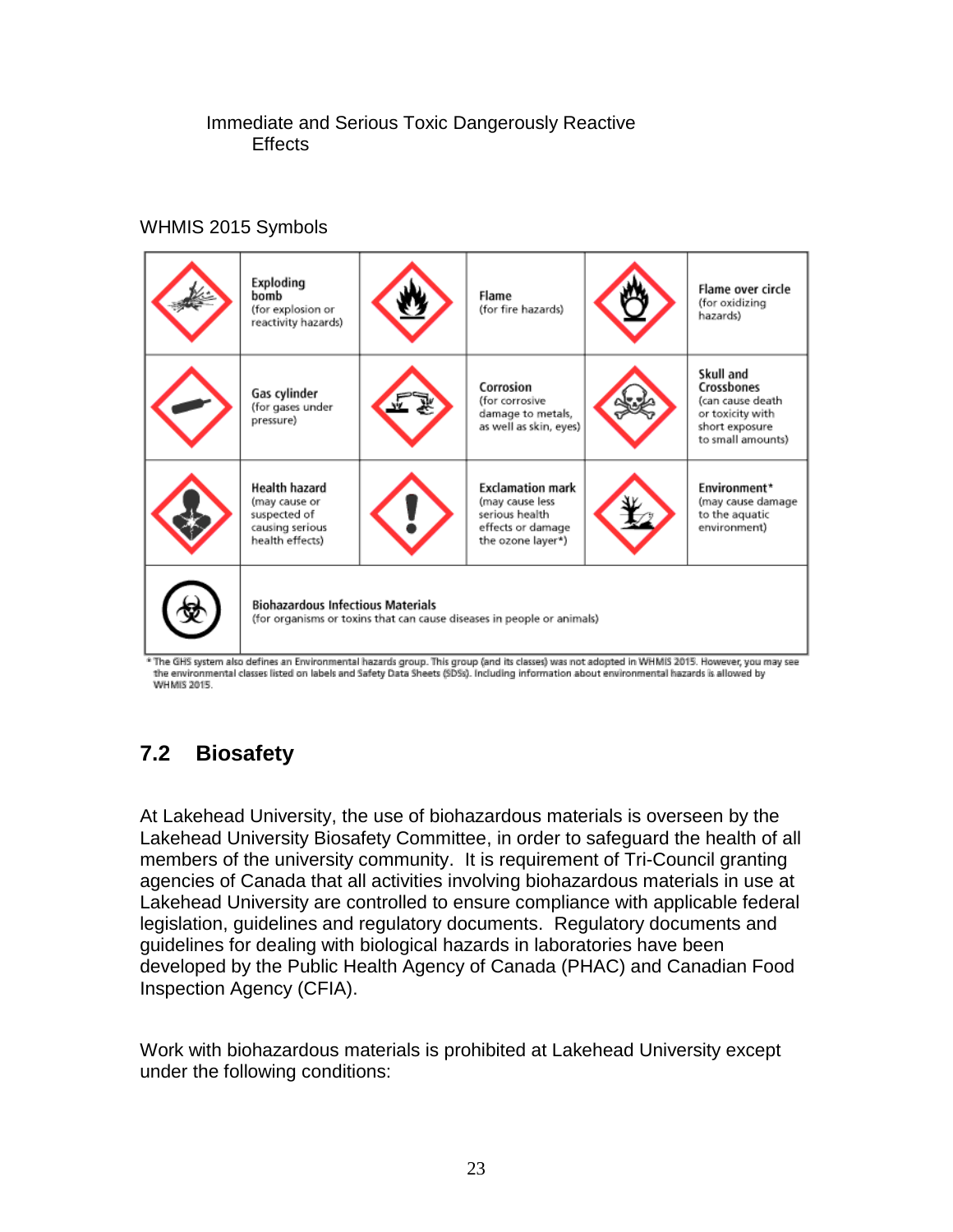Immediate and Serious Toxic Dangerously Reactive Effects

WHMIS 2015 Symbols

| | | | | | |
|---|---|---|---|---|---|
| | **Exploding bomb** (for explosion or reactivity hazards) | | **Flame** (for fire hazards) | | **Flame over circle** (for oxidizing hazards) |
| | **Gas cylinder** (for gases under pressure) | | **Corrosion** (for corrosive damage to metals, as well as skin, eyes) | | **Skull and Crossbones** (can cause death or toxicity with short exposure to small amounts) |
| | **Health hazard** (may cause or suspected of causing serious health effects) | | **Exclamation mark** (may cause less serious health effects or damage the ozone layer*) | | **Environment*** (may cause damage to the aquatic environment) |
| | **Biohazardous Infectious Materials** (for organisms or toxins that can cause diseases in people or animals) | | | | |

* The GHS system also defines an Environmental hazards group. This group (and its classes) was not adopted in WHMIS 2015. However, you may see the environmental classes listed on labels and Safety Data Sheets (SDSs). Including information about environmental hazards is allowed by WHMIS 2015.

## 7.2 Biosafety

At Lakehead University, the use of biohazardous materials is overseen by the Lakehead University Biosafety Committee, in order to safeguard the health of all members of the university community. It is requirement of Tri-Council granting agencies of Canada that all activities involving biohazardous materials in use at Lakehead University are controlled to ensure compliance with applicable federal legislation, guidelines and regulatory documents. Regulatory documents and guidelines for dealing with biological hazards in laboratories have been developed by the Public Health Agency of Canada (PHAC) and Canadian Food Inspection Agency (CFIA).

Work with biohazardous materials is prohibited at Lakehead University except under the following conditions: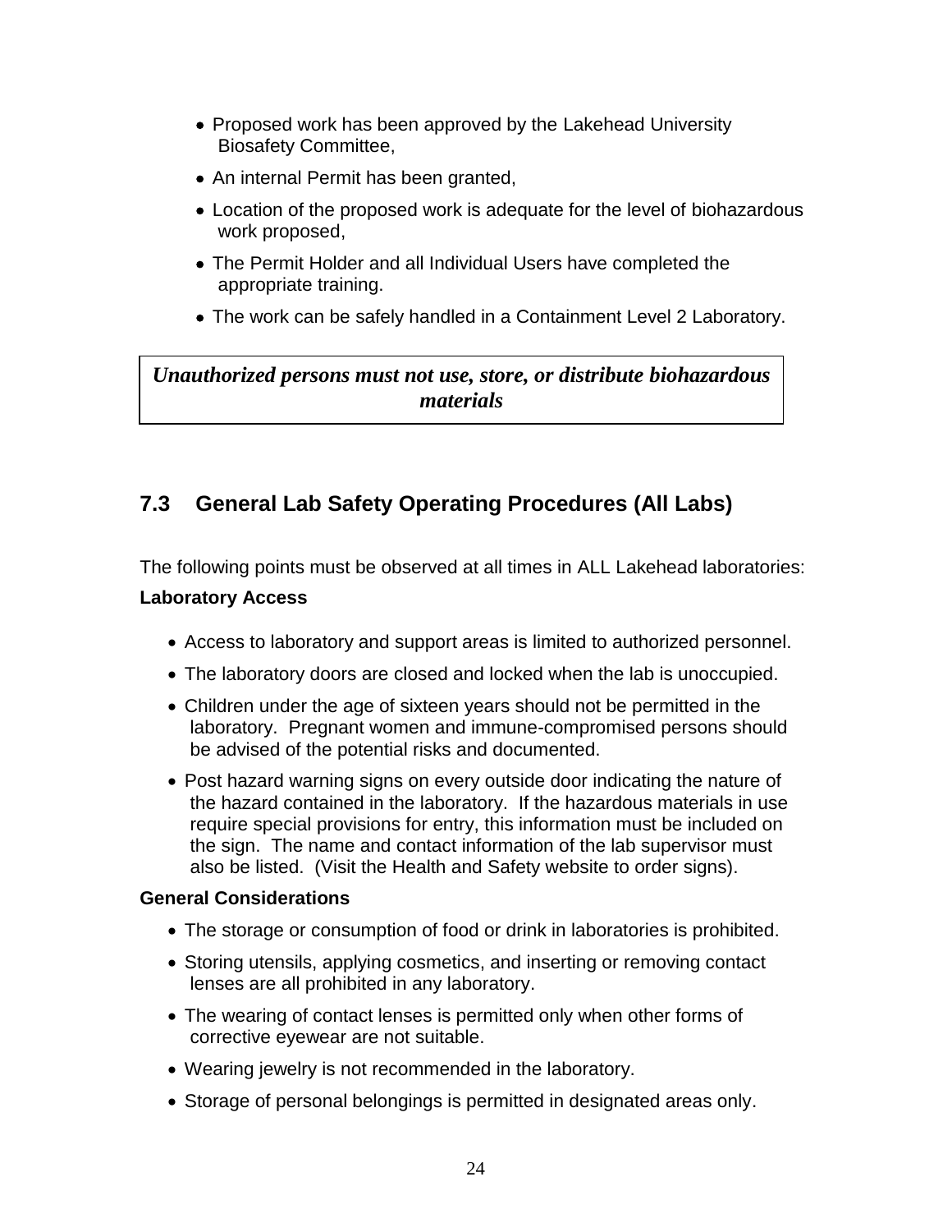- Proposed work has been approved by the Lakehead University Biosafety Committee,
- An internal Permit has been granted,
- Location of the proposed work is adequate for the level of biohazardous work proposed,
- The Permit Holder and all Individual Users have completed the appropriate training.
- The work can be safely handled in a Containment Level 2 Laboratory.

***Unauthorized persons must not use, store, or distribute biohazardous materials***

## 7.3 General Lab Safety Operating Procedures (All Labs)

The following points must be observed at all times in ALL Lakehead laboratories:

**Laboratory Access**

- Access to laboratory and support areas is limited to authorized personnel.
- The laboratory doors are closed and locked when the lab is unoccupied.
- Children under the age of sixteen years should not be permitted in the laboratory. Pregnant women and immune-compromised persons should be advised of the potential risks and documented.
- Post hazard warning signs on every outside door indicating the nature of the hazard contained in the laboratory. If the hazardous materials in use require special provisions for entry, this information must be included on the sign. The name and contact information of the lab supervisor must also be listed. (Visit the Health and Safety website to order signs).

**General Considerations**

- The storage or consumption of food or drink in laboratories is prohibited.
- Storing utensils, applying cosmetics, and inserting or removing contact lenses are all prohibited in any laboratory.
- The wearing of contact lenses is permitted only when other forms of corrective eyewear are not suitable.
- Wearing jewelry is not recommended in the laboratory.
- Storage of personal belongings is permitted in designated areas only.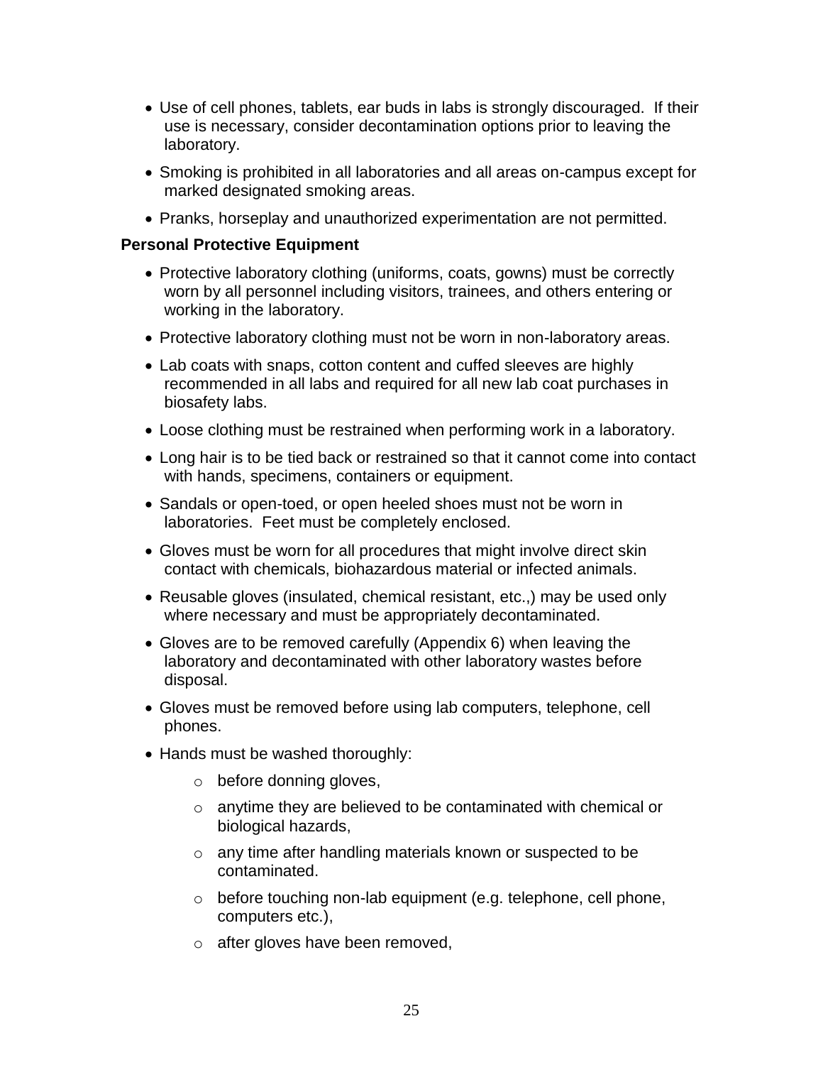- Use of cell phones, tablets, ear buds in labs is strongly discouraged. If their use is necessary, consider decontamination options prior to leaving the laboratory.
- Smoking is prohibited in all laboratories and all areas on-campus except for marked designated smoking areas.
- Pranks, horseplay and unauthorized experimentation are not permitted.

**Personal Protective Equipment**

- Protective laboratory clothing (uniforms, coats, gowns) must be correctly worn by all personnel including visitors, trainees, and others entering or working in the laboratory.
- Protective laboratory clothing must not be worn in non-laboratory areas.
- Lab coats with snaps, cotton content and cuffed sleeves are highly recommended in all labs and required for all new lab coat purchases in biosafety labs.
- Loose clothing must be restrained when performing work in a laboratory.
- Long hair is to be tied back or restrained so that it cannot come into contact with hands, specimens, containers or equipment.
- Sandals or open-toed, or open heeled shoes must not be worn in laboratories. Feet must be completely enclosed.
- Gloves must be worn for all procedures that might involve direct skin contact with chemicals, biohazardous material or infected animals.
- Reusable gloves (insulated, chemical resistant, etc.,) may be used only where necessary and must be appropriately decontaminated.
- Gloves are to be removed carefully (Appendix 6) when leaving the laboratory and decontaminated with other laboratory wastes before disposal.
- Gloves must be removed before using lab computers, telephone, cell phones.
- Hands must be washed thoroughly:
  - before donning gloves,
  - anytime they are believed to be contaminated with chemical or biological hazards,
  - any time after handling materials known or suspected to be contaminated.
  - before touching non-lab equipment (e.g. telephone, cell phone, computers etc.),
  - after gloves have been removed,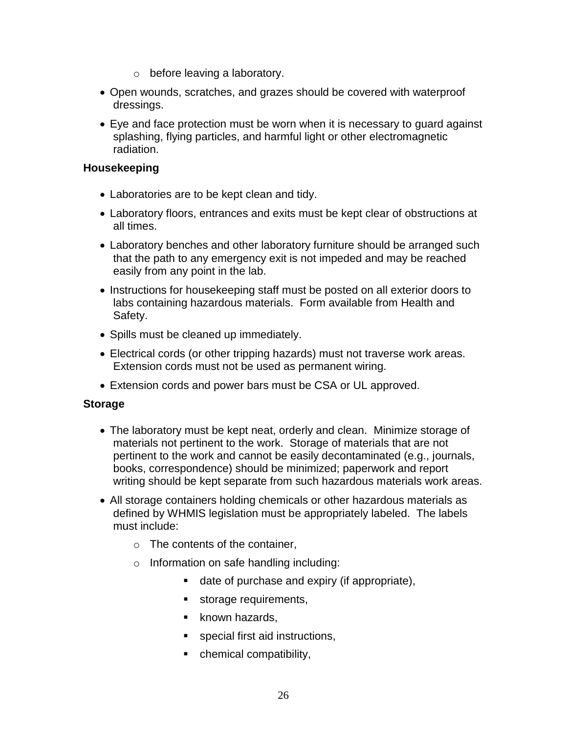- before leaving a laboratory.

- Open wounds, scratches, and grazes should be covered with waterproof dressings.
- Eye and face protection must be worn when it is necessary to guard against splashing, flying particles, and harmful light or other electromagnetic radiation.

**Housekeeping**

- Laboratories are to be kept clean and tidy.
- Laboratory floors, entrances and exits must be kept clear of obstructions at all times.
- Laboratory benches and other laboratory furniture should be arranged such that the path to any emergency exit is not impeded and may be reached easily from any point in the lab.
- Instructions for housekeeping staff must be posted on all exterior doors to labs containing hazardous materials. Form available from Health and Safety.
- Spills must be cleaned up immediately.
- Electrical cords (or other tripping hazards) must not traverse work areas. Extension cords must not be used as permanent wiring.
- Extension cords and power bars must be CSA or UL approved.

**Storage**

- The laboratory must be kept neat, orderly and clean. Minimize storage of materials not pertinent to the work. Storage of materials that are not pertinent to the work and cannot be easily decontaminated (e.g., journals, books, correspondence) should be minimized; paperwork and report writing should be kept separate from such hazardous materials work areas.
- All storage containers holding chemicals or other hazardous materials as defined by WHMIS legislation must be appropriately labeled. The labels must include:
    - The contents of the container,
    - Information on safe handling including:
        - date of purchase and expiry (if appropriate),
        - storage requirements,
        - known hazards,
        - special first aid instructions,
        - chemical compatibility,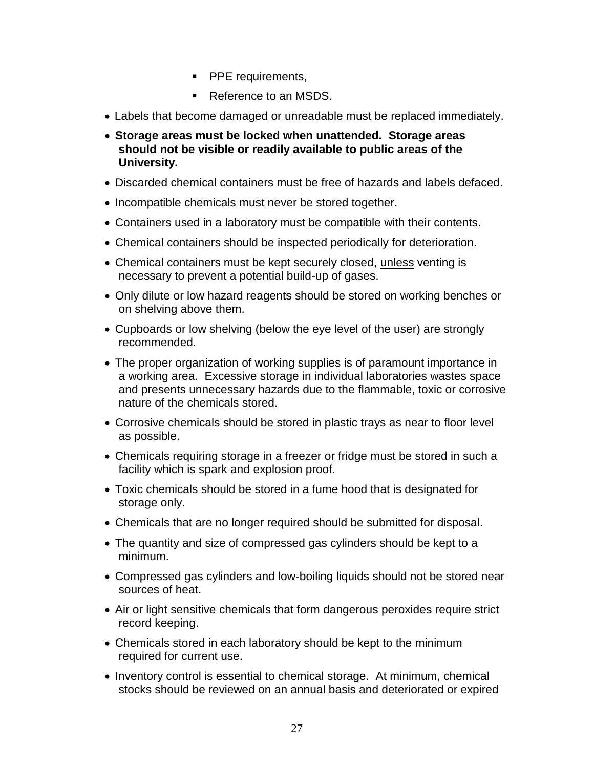- PPE requirements,
    - Reference to an MSDS.

- Labels that become damaged or unreadable must be replaced immediately.
- **Storage areas must be locked when unattended. Storage areas should not be visible or readily available to public areas of the University.**
- Discarded chemical containers must be free of hazards and labels defaced.
- Incompatible chemicals must never be stored together.
- Containers used in a laboratory must be compatible with their contents.
- Chemical containers should be inspected periodically for deterioration.
- Chemical containers must be kept securely closed, <u>unless</u> venting is necessary to prevent a potential build-up of gases.
- Only dilute or low hazard reagents should be stored on working benches or on shelving above them.
- Cupboards or low shelving (below the eye level of the user) are strongly recommended.
- The proper organization of working supplies is of paramount importance in a working area. Excessive storage in individual laboratories wastes space and presents unnecessary hazards due to the flammable, toxic or corrosive nature of the chemicals stored.
- Corrosive chemicals should be stored in plastic trays as near to floor level as possible.
- Chemicals requiring storage in a freezer or fridge must be stored in such a facility which is spark and explosion proof.
- Toxic chemicals should be stored in a fume hood that is designated for storage only.
- Chemicals that are no longer required should be submitted for disposal.
- The quantity and size of compressed gas cylinders should be kept to a minimum.
- Compressed gas cylinders and low-boiling liquids should not be stored near sources of heat.
- Air or light sensitive chemicals that form dangerous peroxides require strict record keeping.
- Chemicals stored in each laboratory should be kept to the minimum required for current use.
- Inventory control is essential to chemical storage. At minimum, chemical stocks should be reviewed on an annual basis and deteriorated or expired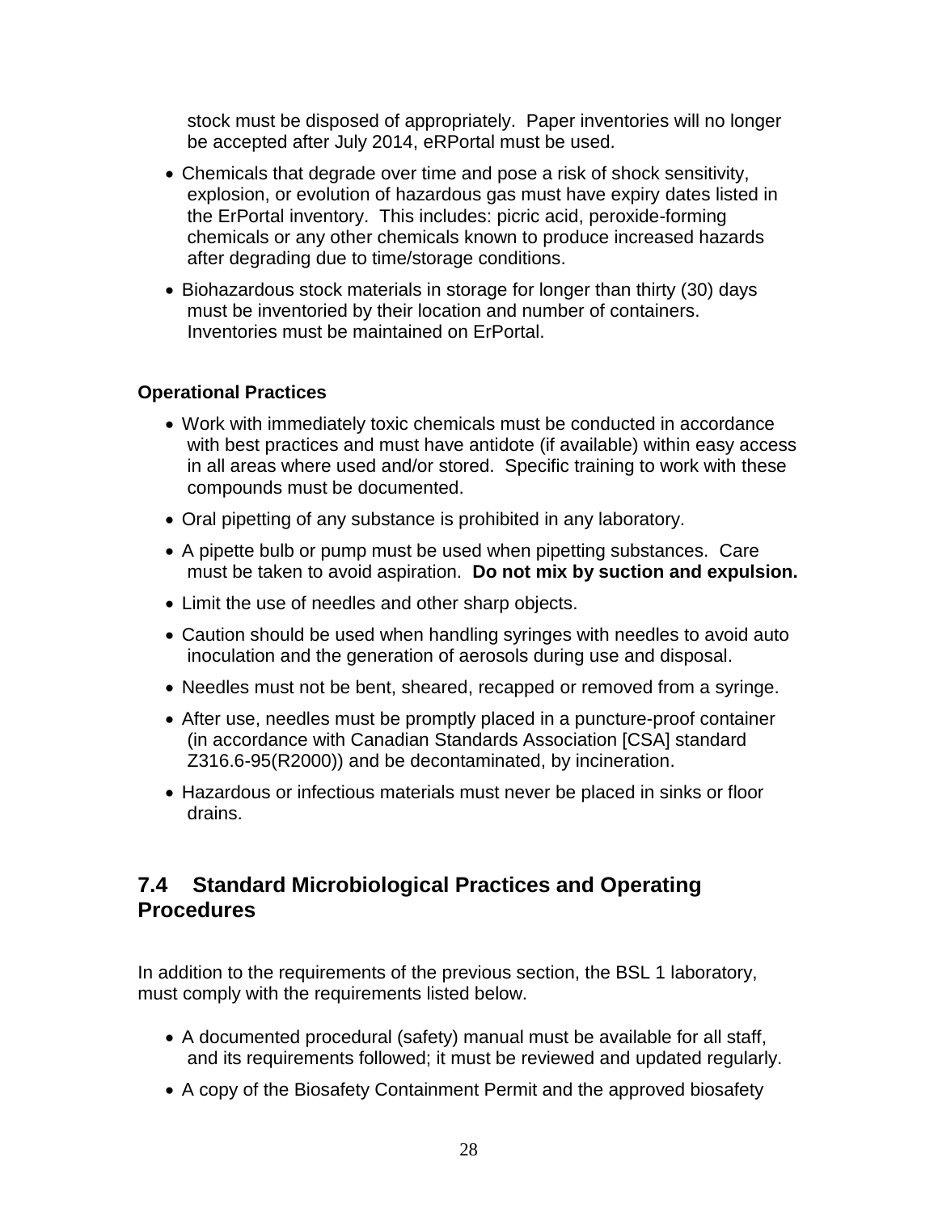stock must be disposed of appropriately. Paper inventories will no longer be accepted after July 2014, eRPortal must be used.

- Chemicals that degrade over time and pose a risk of shock sensitivity, explosion, or evolution of hazardous gas must have expiry dates listed in the ErPortal inventory. This includes: picric acid, peroxide-forming chemicals or any other chemicals known to produce increased hazards after degrading due to time/storage conditions.
- Biohazardous stock materials in storage for longer than thirty (30) days must be inventoried by their location and number of containers. Inventories must be maintained on ErPortal.

**Operational Practices**

- Work with immediately toxic chemicals must be conducted in accordance with best practices and must have antidote (if available) within easy access in all areas where used and/or stored. Specific training to work with these compounds must be documented.
- Oral pipetting of any substance is prohibited in any laboratory.
- A pipette bulb or pump must be used when pipetting substances. Care must be taken to avoid aspiration. **Do not mix by suction and expulsion.**
- Limit the use of needles and other sharp objects.
- Caution should be used when handling syringes with needles to avoid auto inoculation and the generation of aerosols during use and disposal.
- Needles must not be bent, sheared, recapped or removed from a syringe.
- After use, needles must be promptly placed in a puncture-proof container (in accordance with Canadian Standards Association [CSA] standard Z316.6-95(R2000)) and be decontaminated, by incineration.
- Hazardous or infectious materials must never be placed in sinks or floor drains.

## 7.4 Standard Microbiological Practices and Operating Procedures

In addition to the requirements of the previous section, the BSL 1 laboratory, must comply with the requirements listed below.

- A documented procedural (safety) manual must be available for all staff, and its requirements followed; it must be reviewed and updated regularly.
- A copy of the Biosafety Containment Permit and the approved biosafety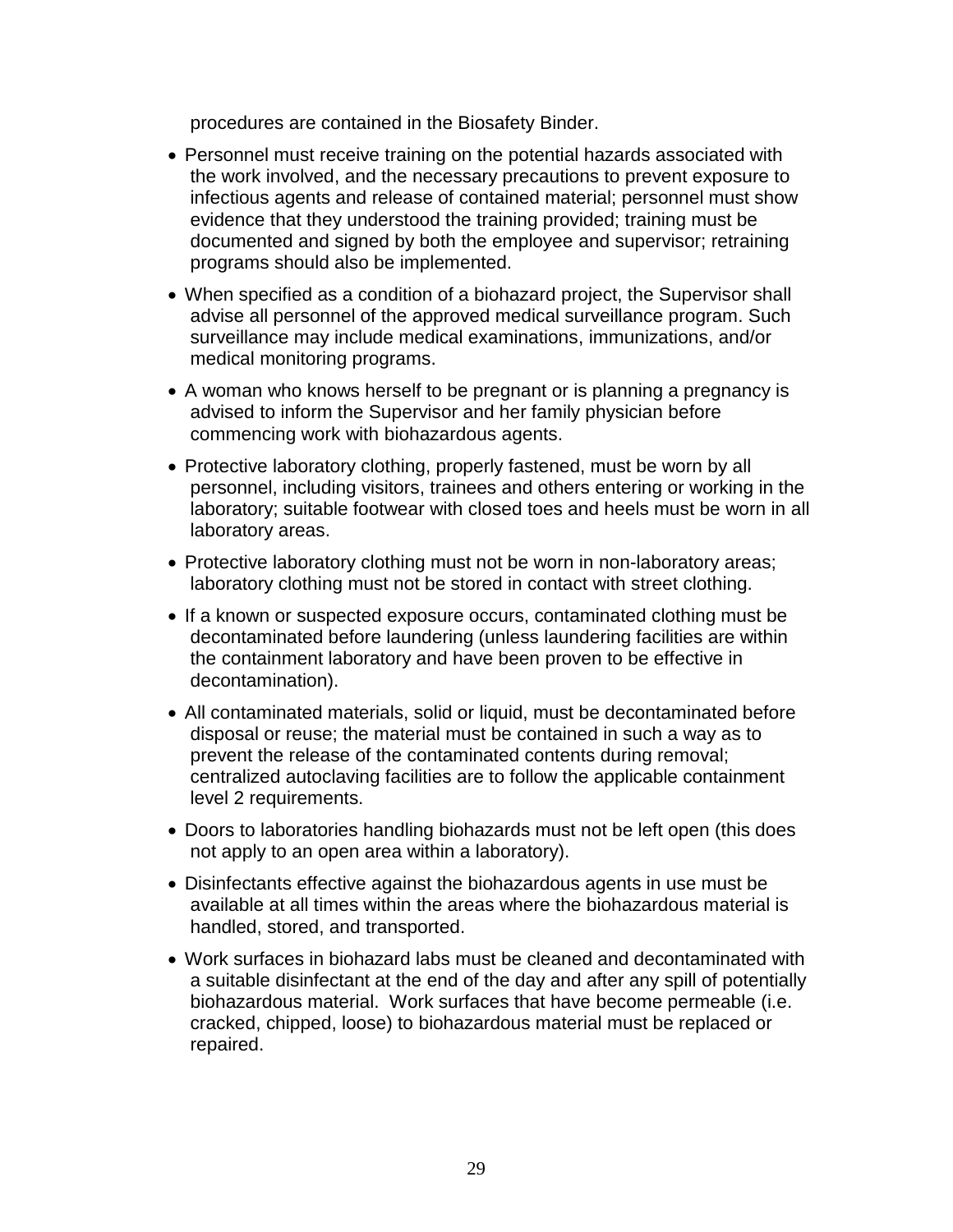procedures are contained in the Biosafety Binder.

- Personnel must receive training on the potential hazards associated with the work involved, and the necessary precautions to prevent exposure to infectious agents and release of contained material; personnel must show evidence that they understood the training provided; training must be documented and signed by both the employee and supervisor; retraining programs should also be implemented.
- When specified as a condition of a biohazard project, the Supervisor shall advise all personnel of the approved medical surveillance program. Such surveillance may include medical examinations, immunizations, and/or medical monitoring programs.
- A woman who knows herself to be pregnant or is planning a pregnancy is advised to inform the Supervisor and her family physician before commencing work with biohazardous agents.
- Protective laboratory clothing, properly fastened, must be worn by all personnel, including visitors, trainees and others entering or working in the laboratory; suitable footwear with closed toes and heels must be worn in all laboratory areas.
- Protective laboratory clothing must not be worn in non-laboratory areas; laboratory clothing must not be stored in contact with street clothing.
- If a known or suspected exposure occurs, contaminated clothing must be decontaminated before laundering (unless laundering facilities are within the containment laboratory and have been proven to be effective in decontamination).
- All contaminated materials, solid or liquid, must be decontaminated before disposal or reuse; the material must be contained in such a way as to prevent the release of the contaminated contents during removal; centralized autoclaving facilities are to follow the applicable containment level 2 requirements.
- Doors to laboratories handling biohazards must not be left open (this does not apply to an open area within a laboratory).
- Disinfectants effective against the biohazardous agents in use must be available at all times within the areas where the biohazardous material is handled, stored, and transported.
- Work surfaces in biohazard labs must be cleaned and decontaminated with a suitable disinfectant at the end of the day and after any spill of potentially biohazardous material. Work surfaces that have become permeable (i.e. cracked, chipped, loose) to biohazardous material must be replaced or repaired.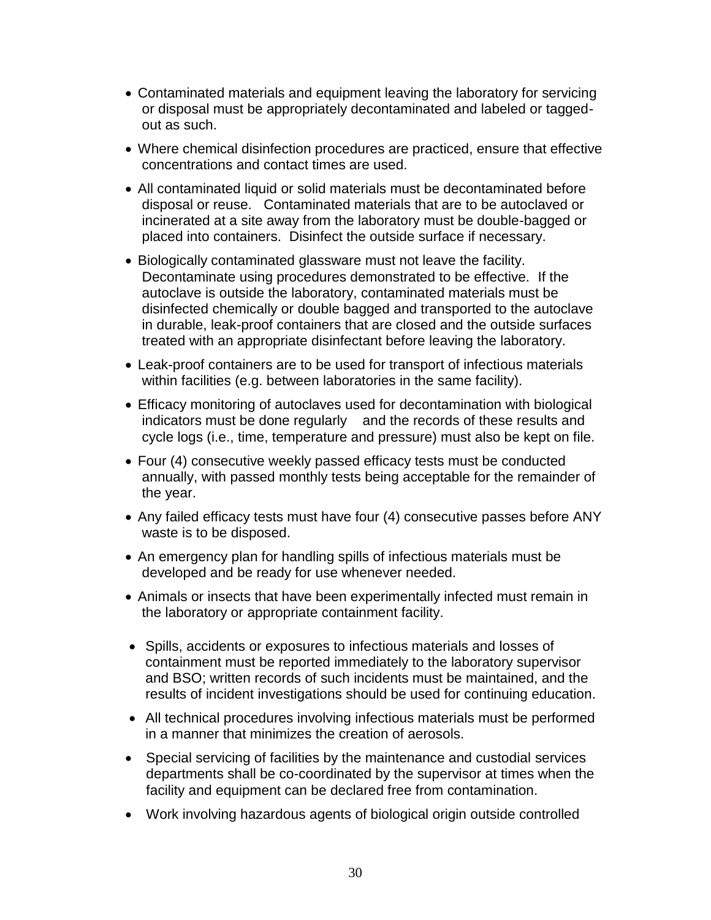- Contaminated materials and equipment leaving the laboratory for servicing or disposal must be appropriately decontaminated and labeled or tagged-out as such.
- Where chemical disinfection procedures are practiced, ensure that effective concentrations and contact times are used.
- All contaminated liquid or solid materials must be decontaminated before disposal or reuse. Contaminated materials that are to be autoclaved or incinerated at a site away from the laboratory must be double-bagged or placed into containers. Disinfect the outside surface if necessary.
- Biologically contaminated glassware must not leave the facility. Decontaminate using procedures demonstrated to be effective. If the autoclave is outside the laboratory, contaminated materials must be disinfected chemically or double bagged and transported to the autoclave in durable, leak-proof containers that are closed and the outside surfaces treated with an appropriate disinfectant before leaving the laboratory.
- Leak-proof containers are to be used for transport of infectious materials within facilities (e.g. between laboratories in the same facility).
- Efficacy monitoring of autoclaves used for decontamination with biological indicators must be done regularly and the records of these results and cycle logs (i.e., time, temperature and pressure) must also be kept on file.
- Four (4) consecutive weekly passed efficacy tests must be conducted annually, with passed monthly tests being acceptable for the remainder of the year.
- Any failed efficacy tests must have four (4) consecutive passes before ANY waste is to be disposed.
- An emergency plan for handling spills of infectious materials must be developed and be ready for use whenever needed.
- Animals or insects that have been experimentally infected must remain in the laboratory or appropriate containment facility.
- Spills, accidents or exposures to infectious materials and losses of containment must be reported immediately to the laboratory supervisor and BSO; written records of such incidents must be maintained, and the results of incident investigations should be used for continuing education.
- All technical procedures involving infectious materials must be performed in a manner that minimizes the creation of aerosols.
- Special servicing of facilities by the maintenance and custodial services departments shall be co-coordinated by the supervisor at times when the facility and equipment can be declared free from contamination.
- Work involving hazardous agents of biological origin outside controlled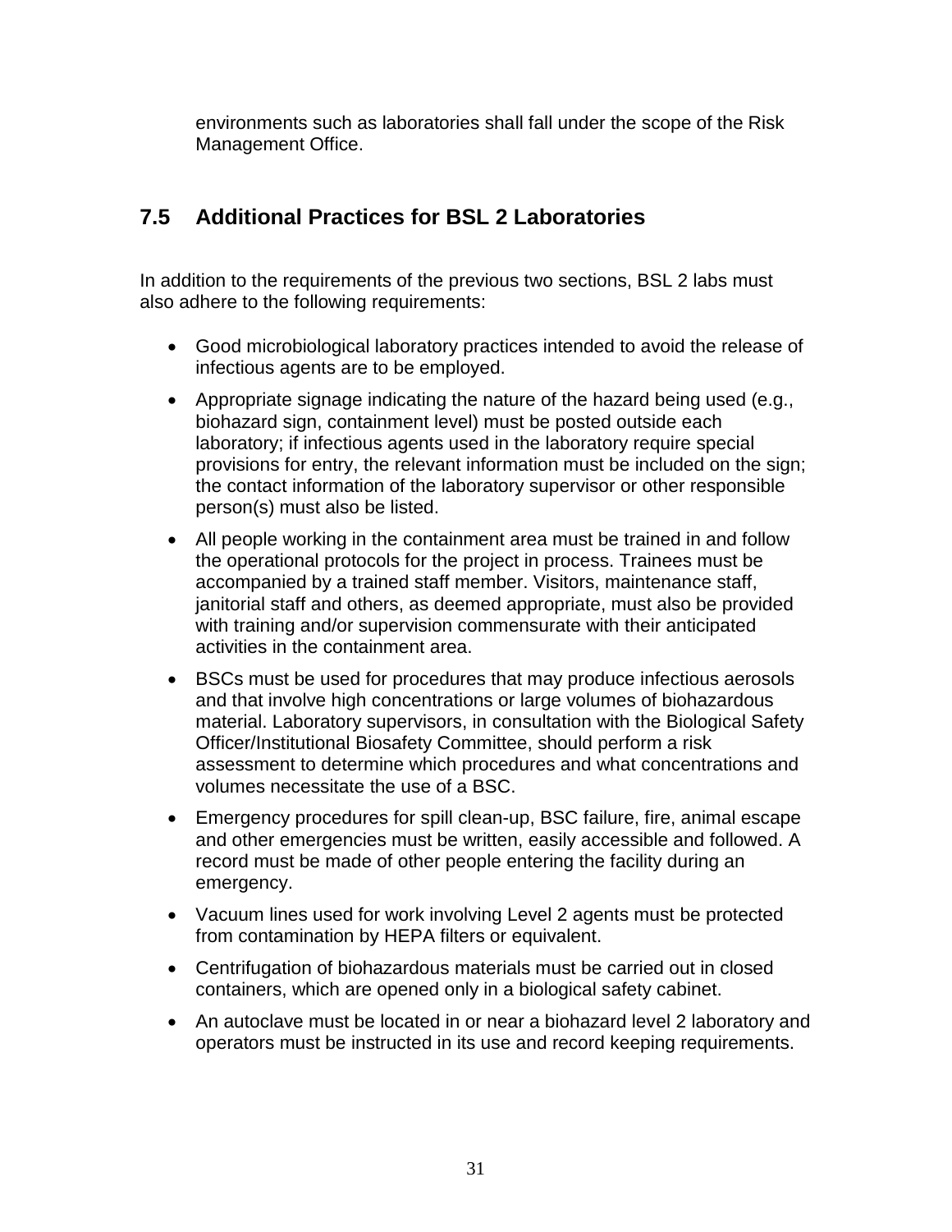environments such as laboratories shall fall under the scope of the Risk Management Office.

## 7.5 Additional Practices for BSL 2 Laboratories

In addition to the requirements of the previous two sections, BSL 2 labs must also adhere to the following requirements:

- Good microbiological laboratory practices intended to avoid the release of infectious agents are to be employed.
- Appropriate signage indicating the nature of the hazard being used (e.g., biohazard sign, containment level) must be posted outside each laboratory; if infectious agents used in the laboratory require special provisions for entry, the relevant information must be included on the sign; the contact information of the laboratory supervisor or other responsible person(s) must also be listed.
- All people working in the containment area must be trained in and follow the operational protocols for the project in process. Trainees must be accompanied by a trained staff member. Visitors, maintenance staff, janitorial staff and others, as deemed appropriate, must also be provided with training and/or supervision commensurate with their anticipated activities in the containment area.
- BSCs must be used for procedures that may produce infectious aerosols and that involve high concentrations or large volumes of biohazardous material. Laboratory supervisors, in consultation with the Biological Safety Officer/Institutional Biosafety Committee, should perform a risk assessment to determine which procedures and what concentrations and volumes necessitate the use of a BSC.
- Emergency procedures for spill clean-up, BSC failure, fire, animal escape and other emergencies must be written, easily accessible and followed. A record must be made of other people entering the facility during an emergency.
- Vacuum lines used for work involving Level 2 agents must be protected from contamination by HEPA filters or equivalent.
- Centrifugation of biohazardous materials must be carried out in closed containers, which are opened only in a biological safety cabinet.
- An autoclave must be located in or near a biohazard level 2 laboratory and operators must be instructed in its use and record keeping requirements.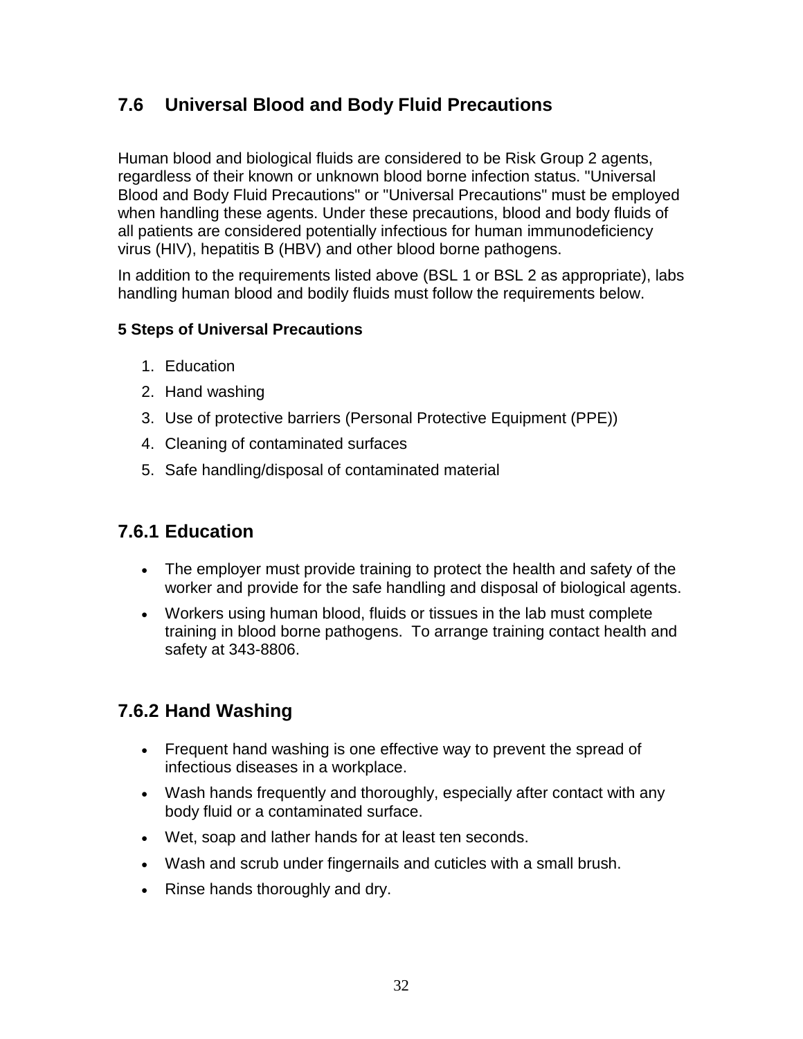## 7.6 Universal Blood and Body Fluid Precautions

Human blood and biological fluids are considered to be Risk Group 2 agents, regardless of their known or unknown blood borne infection status. "Universal Blood and Body Fluid Precautions" or "Universal Precautions" must be employed when handling these agents. Under these precautions, blood and body fluids of all patients are considered potentially infectious for human immunodeficiency virus (HIV), hepatitis B (HBV) and other blood borne pathogens.

In addition to the requirements listed above (BSL 1 or BSL 2 as appropriate), labs handling human blood and bodily fluids must follow the requirements below.

**5 Steps of Universal Precautions**

1. Education
2. Hand washing
3. Use of protective barriers (Personal Protective Equipment (PPE))
4. Cleaning of contaminated surfaces
5. Safe handling/disposal of contaminated material

### 7.6.1 Education

- The employer must provide training to protect the health and safety of the worker and provide for the safe handling and disposal of biological agents.
- Workers using human blood, fluids or tissues in the lab must complete training in blood borne pathogens. To arrange training contact health and safety at 343-8806.

### 7.6.2 Hand Washing

- Frequent hand washing is one effective way to prevent the spread of infectious diseases in a workplace.
- Wash hands frequently and thoroughly, especially after contact with any body fluid or a contaminated surface.
- Wet, soap and lather hands for at least ten seconds.
- Wash and scrub under fingernails and cuticles with a small brush.
- Rinse hands thoroughly and dry.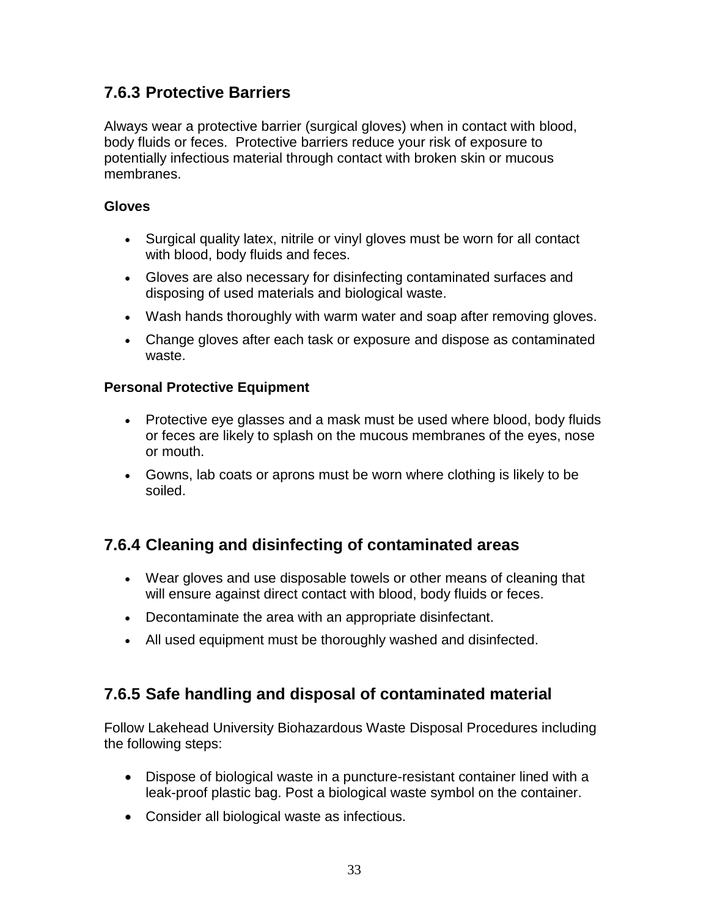## 7.6.3 Protective Barriers

Always wear a protective barrier (surgical gloves) when in contact with blood, body fluids or feces. Protective barriers reduce your risk of exposure to potentially infectious material through contact with broken skin or mucous membranes.

**Gloves**

- Surgical quality latex, nitrile or vinyl gloves must be worn for all contact with blood, body fluids and feces.
- Gloves are also necessary for disinfecting contaminated surfaces and disposing of used materials and biological waste.
- Wash hands thoroughly with warm water and soap after removing gloves.
- Change gloves after each task or exposure and dispose as contaminated waste.

**Personal Protective Equipment**

- Protective eye glasses and a mask must be used where blood, body fluids or feces are likely to splash on the mucous membranes of the eyes, nose or mouth.
- Gowns, lab coats or aprons must be worn where clothing is likely to be soiled.

## 7.6.4 Cleaning and disinfecting of contaminated areas

- Wear gloves and use disposable towels or other means of cleaning that will ensure against direct contact with blood, body fluids or feces.
- Decontaminate the area with an appropriate disinfectant.
- All used equipment must be thoroughly washed and disinfected.

## 7.6.5 Safe handling and disposal of contaminated material

Follow Lakehead University Biohazardous Waste Disposal Procedures including the following steps:

- Dispose of biological waste in a puncture-resistant container lined with a leak-proof plastic bag. Post a biological waste symbol on the container.
- Consider all biological waste as infectious.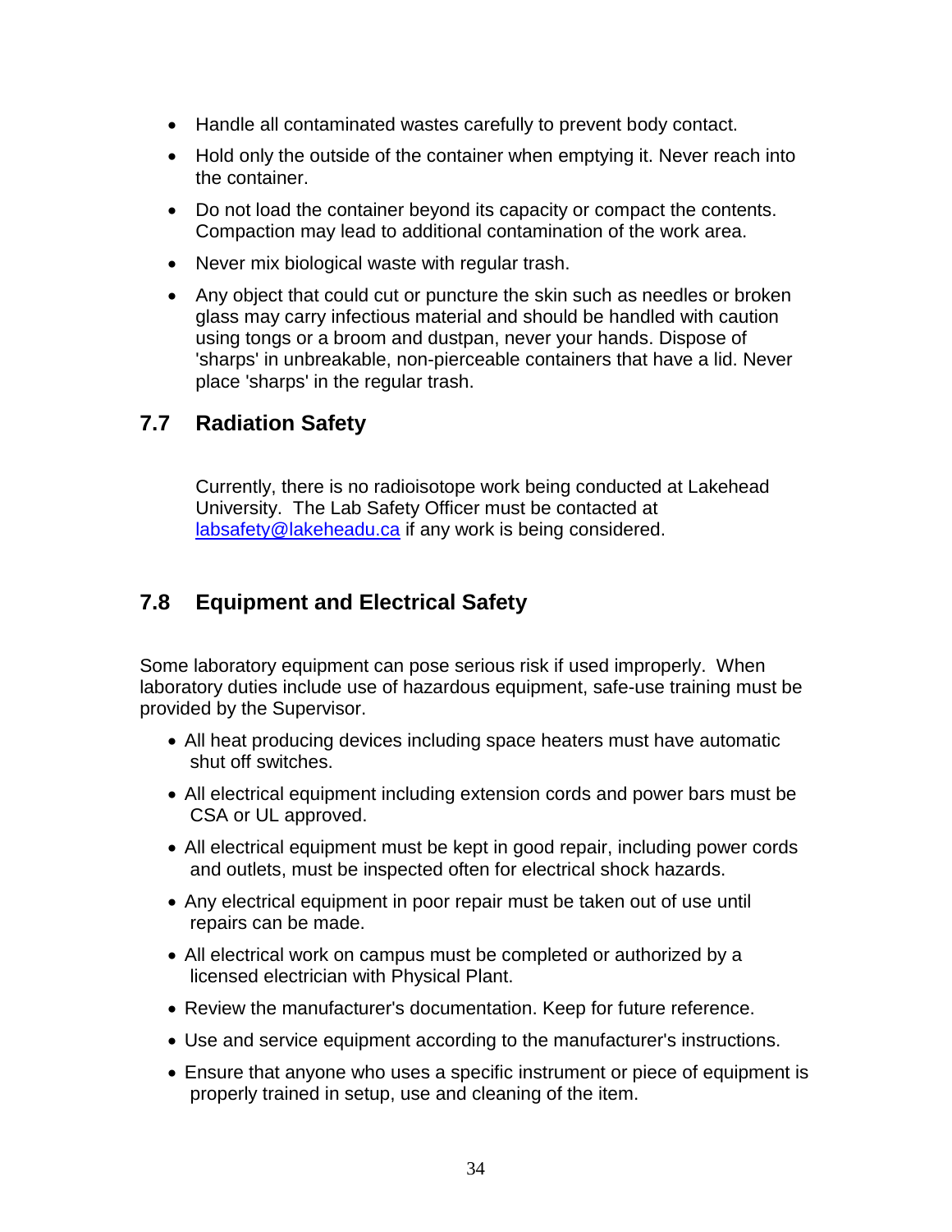- Handle all contaminated wastes carefully to prevent body contact.
- Hold only the outside of the container when emptying it. Never reach into the container.
- Do not load the container beyond its capacity or compact the contents. Compaction may lead to additional contamination of the work area.
- Never mix biological waste with regular trash.
- Any object that could cut or puncture the skin such as needles or broken glass may carry infectious material and should be handled with caution using tongs or a broom and dustpan, never your hands. Dispose of 'sharps' in unbreakable, non-pierceable containers that have a lid. Never place 'sharps' in the regular trash.

## 7.7 Radiation Safety

Currently, there is no radioisotope work being conducted at Lakehead University. The Lab Safety Officer must be contacted at labsafety@lakeheadu.ca if any work is being considered.

## 7.8 Equipment and Electrical Safety

Some laboratory equipment can pose serious risk if used improperly. When laboratory duties include use of hazardous equipment, safe-use training must be provided by the Supervisor.

- All heat producing devices including space heaters must have automatic shut off switches.
- All electrical equipment including extension cords and power bars must be CSA or UL approved.
- All electrical equipment must be kept in good repair, including power cords and outlets, must be inspected often for electrical shock hazards.
- Any electrical equipment in poor repair must be taken out of use until repairs can be made.
- All electrical work on campus must be completed or authorized by a licensed electrician with Physical Plant.
- Review the manufacturer's documentation. Keep for future reference.
- Use and service equipment according to the manufacturer's instructions.
- Ensure that anyone who uses a specific instrument or piece of equipment is properly trained in setup, use and cleaning of the item.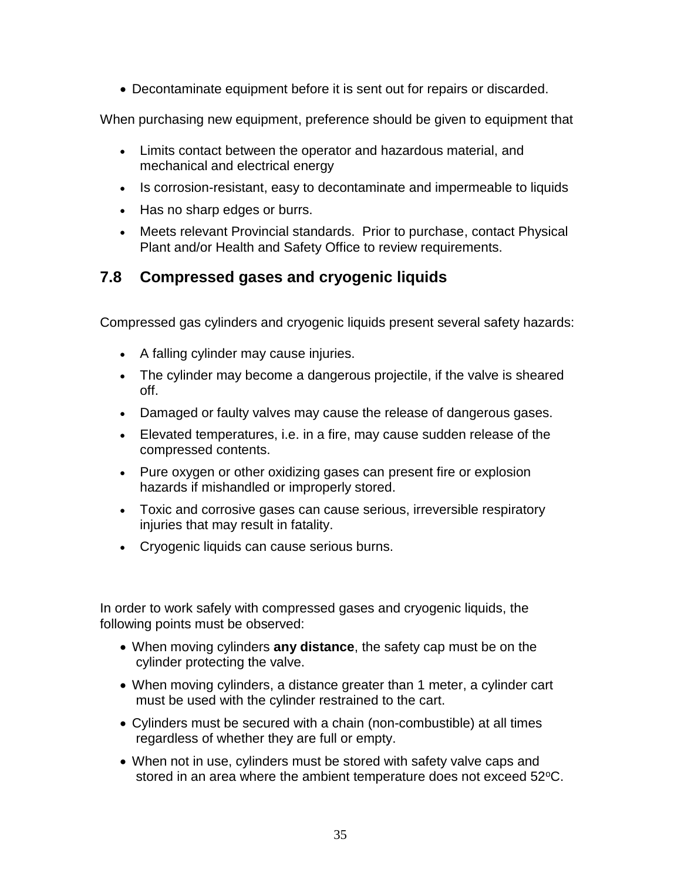- Decontaminate equipment before it is sent out for repairs or discarded.

When purchasing new equipment, preference should be given to equipment that

- Limits contact between the operator and hazardous material, and mechanical and electrical energy
- Is corrosion-resistant, easy to decontaminate and impermeable to liquids
- Has no sharp edges or burrs.
- Meets relevant Provincial standards. Prior to purchase, contact Physical Plant and/or Health and Safety Office to review requirements.

## 7.8 Compressed gases and cryogenic liquids

Compressed gas cylinders and cryogenic liquids present several safety hazards:

- A falling cylinder may cause injuries.
- The cylinder may become a dangerous projectile, if the valve is sheared off.
- Damaged or faulty valves may cause the release of dangerous gases.
- Elevated temperatures, i.e. in a fire, may cause sudden release of the compressed contents.
- Pure oxygen or other oxidizing gases can present fire or explosion hazards if mishandled or improperly stored.
- Toxic and corrosive gases can cause serious, irreversible respiratory injuries that may result in fatality.
- Cryogenic liquids can cause serious burns.

In order to work safely with compressed gases and cryogenic liquids, the following points must be observed:

- When moving cylinders **any distance**, the safety cap must be on the cylinder protecting the valve.
- When moving cylinders, a distance greater than 1 meter, a cylinder cart must be used with the cylinder restrained to the cart.
- Cylinders must be secured with a chain (non-combustible) at all times regardless of whether they are full or empty.
- When not in use, cylinders must be stored with safety valve caps and stored in an area where the ambient temperature does not exceed 52°C.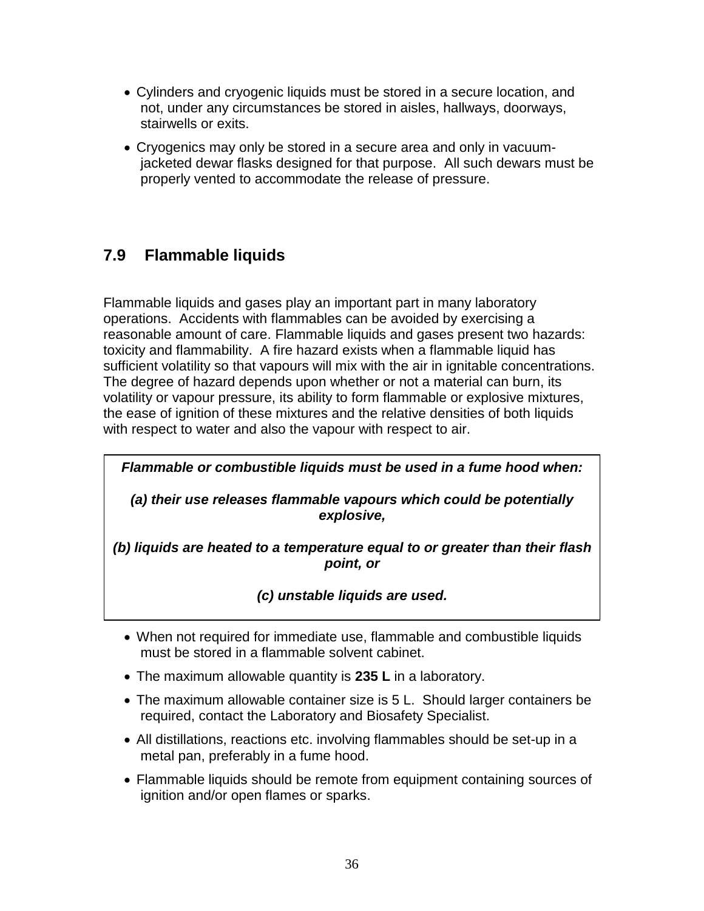- Cylinders and cryogenic liquids must be stored in a secure location, and not, under any circumstances be stored in aisles, hallways, doorways, stairwells or exits.
- Cryogenics may only be stored in a secure area and only in vacuum-jacketed dewar flasks designed for that purpose. All such dewars must be properly vented to accommodate the release of pressure.

## 7.9 Flammable liquids

Flammable liquids and gases play an important part in many laboratory operations. Accidents with flammables can be avoided by exercising a reasonable amount of care. Flammable liquids and gases present two hazards: toxicity and flammability. A fire hazard exists when a flammable liquid has sufficient volatility so that vapours will mix with the air in ignitable concentrations. The degree of hazard depends upon whether or not a material can burn, its volatility or vapour pressure, its ability to form flammable or explosive mixtures, the ease of ignition of these mixtures and the relative densities of both liquids with respect to water and also the vapour with respect to air.

***Flammable or combustible liquids must be used in a fume hood when:***

***(a) their use releases flammable vapours which could be potentially explosive,***

***(b) liquids are heated to a temperature equal to or greater than their flash point, or***

***(c) unstable liquids are used.***

- When not required for immediate use, flammable and combustible liquids must be stored in a flammable solvent cabinet.
- The maximum allowable quantity is **235 L** in a laboratory.
- The maximum allowable container size is 5 L. Should larger containers be required, contact the Laboratory and Biosafety Specialist.
- All distillations, reactions etc. involving flammables should be set-up in a metal pan, preferably in a fume hood.
- Flammable liquids should be remote from equipment containing sources of ignition and/or open flames or sparks.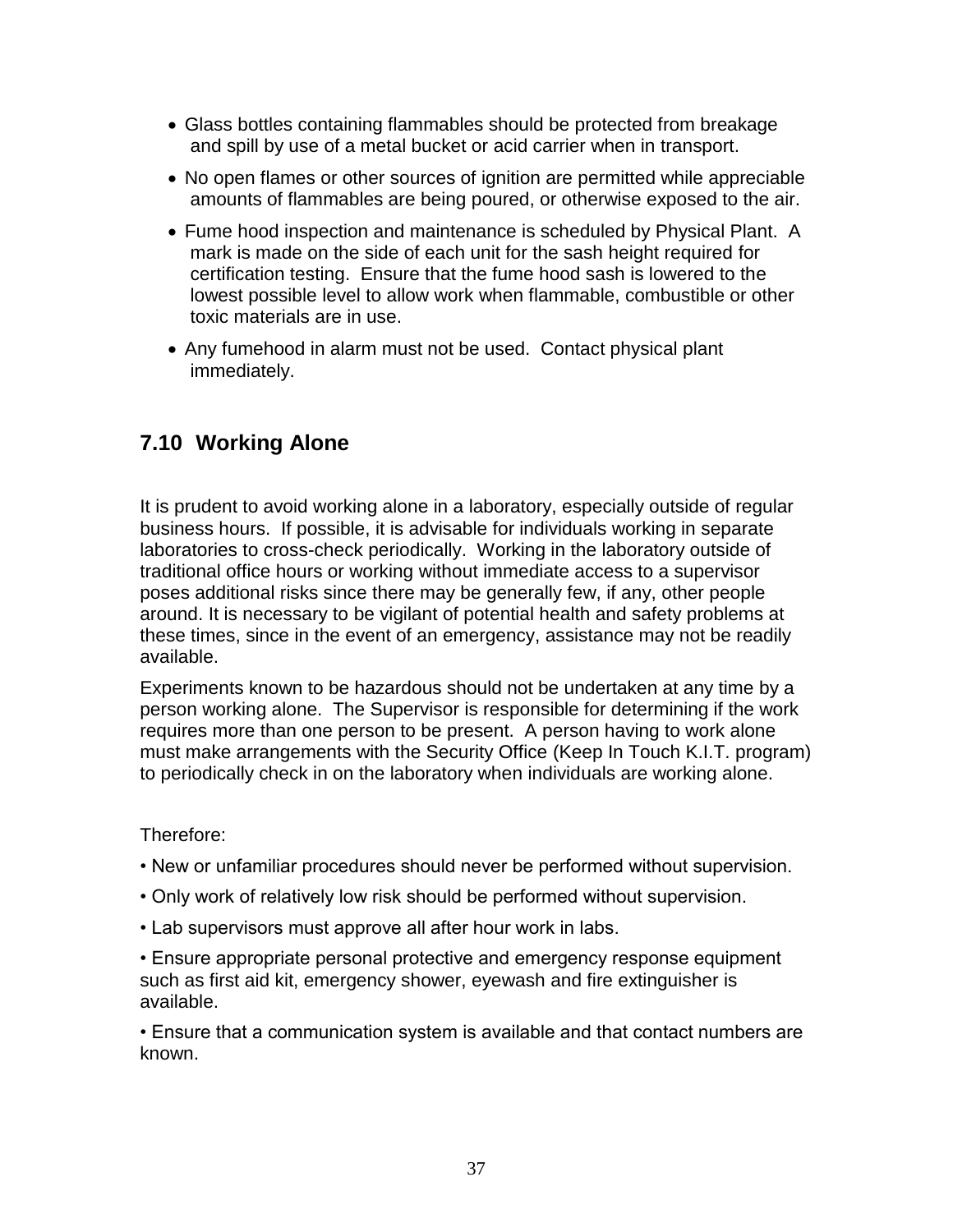- Glass bottles containing flammables should be protected from breakage and spill by use of a metal bucket or acid carrier when in transport.
- No open flames or other sources of ignition are permitted while appreciable amounts of flammables are being poured, or otherwise exposed to the air.
- Fume hood inspection and maintenance is scheduled by Physical Plant. A mark is made on the side of each unit for the sash height required for certification testing. Ensure that the fume hood sash is lowered to the lowest possible level to allow work when flammable, combustible or other toxic materials are in use.
- Any fumehood in alarm must not be used. Contact physical plant immediately.

## 7.10 Working Alone

It is prudent to avoid working alone in a laboratory, especially outside of regular business hours. If possible, it is advisable for individuals working in separate laboratories to cross-check periodically. Working in the laboratory outside of traditional office hours or working without immediate access to a supervisor poses additional risks since there may be generally few, if any, other people around. It is necessary to be vigilant of potential health and safety problems at these times, since in the event of an emergency, assistance may not be readily available.

Experiments known to be hazardous should not be undertaken at any time by a person working alone. The Supervisor is responsible for determining if the work requires more than one person to be present. A person having to work alone must make arrangements with the Security Office (Keep In Touch K.I.T. program) to periodically check in on the laboratory when individuals are working alone.

Therefore:

- New or unfamiliar procedures should never be performed without supervision.
- Only work of relatively low risk should be performed without supervision.
- Lab supervisors must approve all after hour work in labs.
- Ensure appropriate personal protective and emergency response equipment such as first aid kit, emergency shower, eyewash and fire extinguisher is available.
- Ensure that a communication system is available and that contact numbers are known.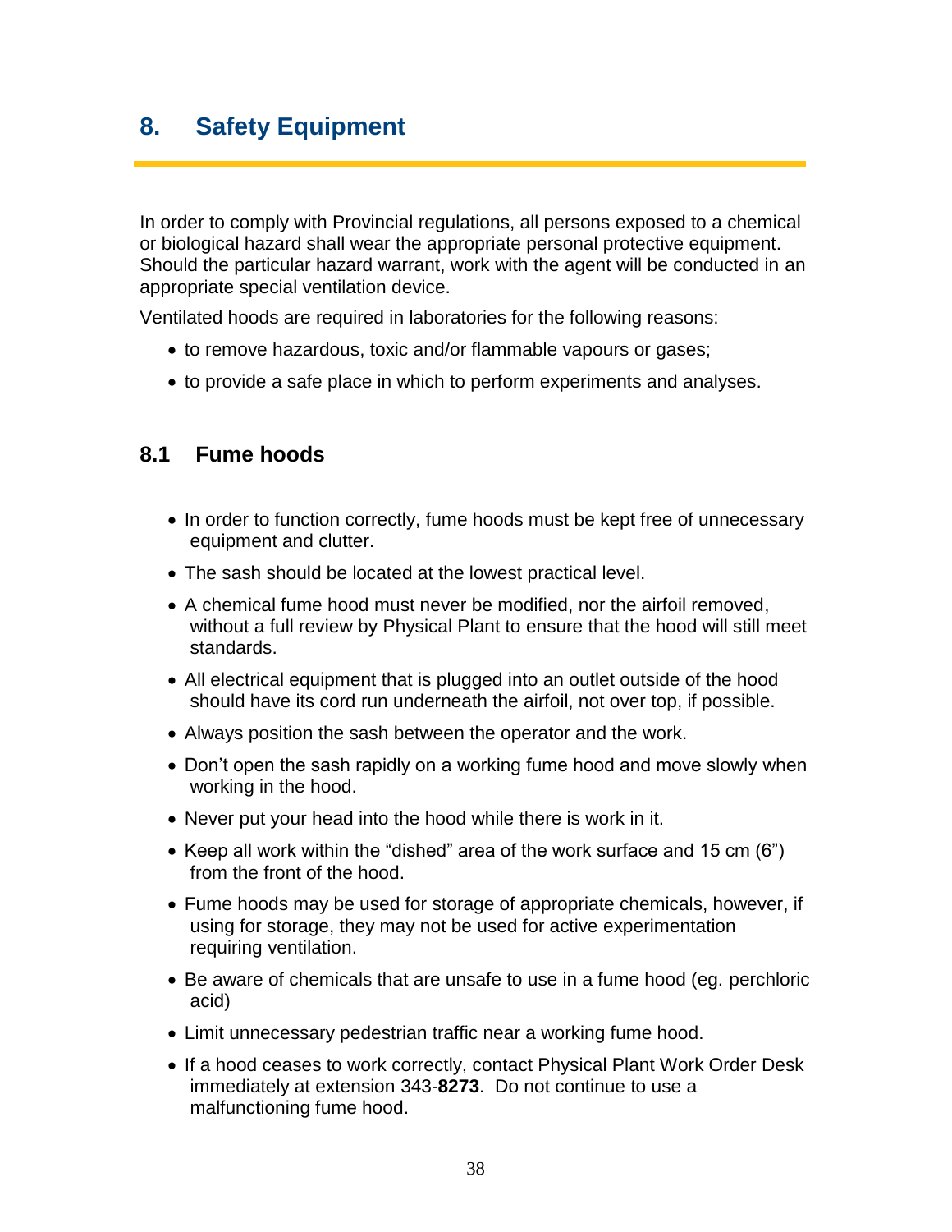# 8. Safety Equipment

In order to comply with Provincial regulations, all persons exposed to a chemical or biological hazard shall wear the appropriate personal protective equipment. Should the particular hazard warrant, work with the agent will be conducted in an appropriate special ventilation device.

Ventilated hoods are required in laboratories for the following reasons:

- to remove hazardous, toxic and/or flammable vapours or gases;
- to provide a safe place in which to perform experiments and analyses.

## 8.1 Fume hoods

- In order to function correctly, fume hoods must be kept free of unnecessary equipment and clutter.
- The sash should be located at the lowest practical level.
- A chemical fume hood must never be modified, nor the airfoil removed, without a full review by Physical Plant to ensure that the hood will still meet standards.
- All electrical equipment that is plugged into an outlet outside of the hood should have its cord run underneath the airfoil, not over top, if possible.
- Always position the sash between the operator and the work.
- Don't open the sash rapidly on a working fume hood and move slowly when working in the hood.
- Never put your head into the hood while there is work in it.
- Keep all work within the "dished" area of the work surface and 15 cm (6") from the front of the hood.
- Fume hoods may be used for storage of appropriate chemicals, however, if using for storage, they may not be used for active experimentation requiring ventilation.
- Be aware of chemicals that are unsafe to use in a fume hood (eg. perchloric acid)
- Limit unnecessary pedestrian traffic near a working fume hood.
- If a hood ceases to work correctly, contact Physical Plant Work Order Desk immediately at extension 343-**8273**. Do not continue to use a malfunctioning fume hood.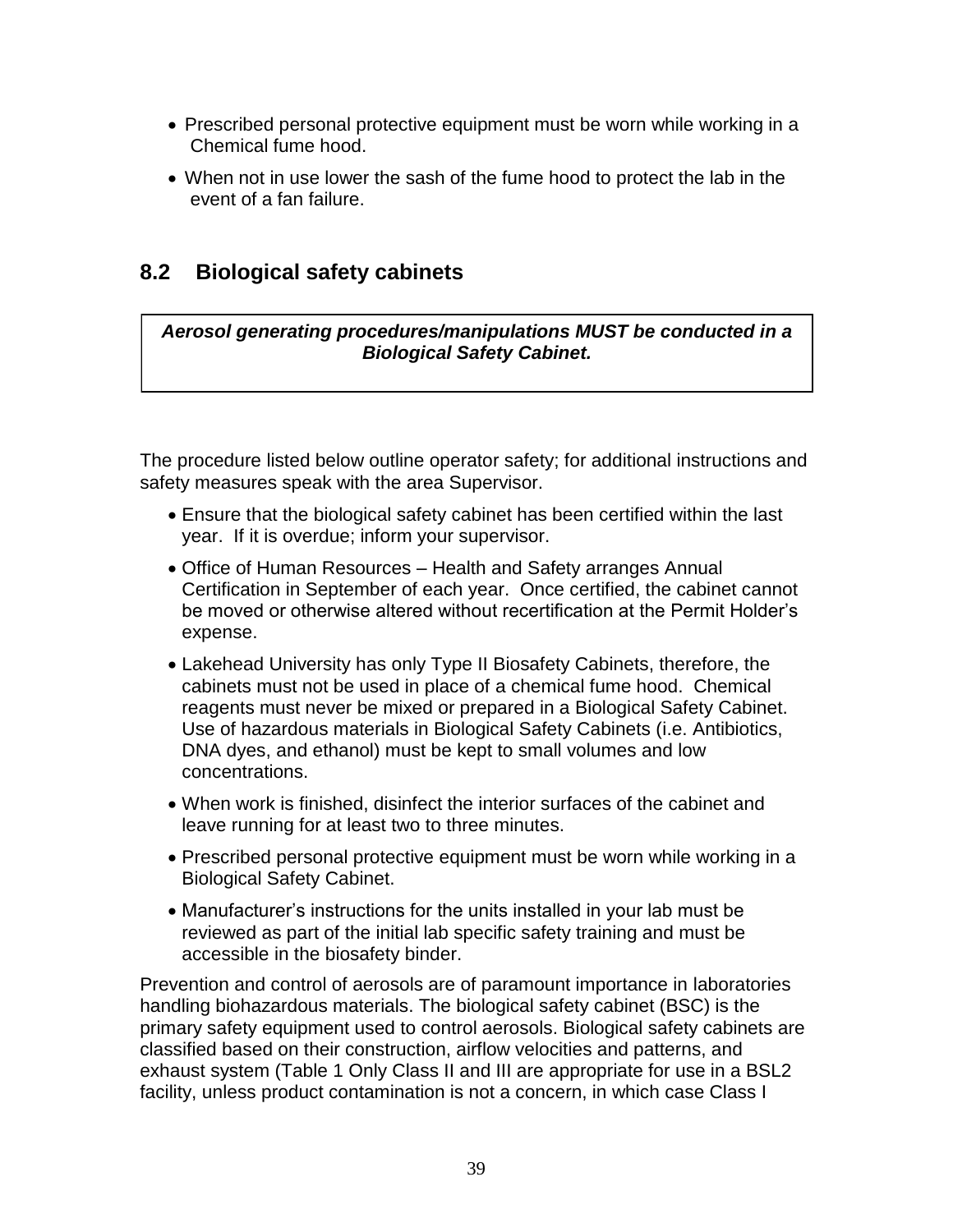- Prescribed personal protective equipment must be worn while working in a Chemical fume hood.
- When not in use lower the sash of the fume hood to protect the lab in the event of a fan failure.

## 8.2 Biological safety cabinets

***Aerosol generating procedures/manipulations MUST be conducted in a Biological Safety Cabinet.***

The procedure listed below outline operator safety; for additional instructions and safety measures speak with the area Supervisor.

- Ensure that the biological safety cabinet has been certified within the last year. If it is overdue; inform your supervisor.
- Office of Human Resources – Health and Safety arranges Annual Certification in September of each year. Once certified, the cabinet cannot be moved or otherwise altered without recertification at the Permit Holder's expense.
- Lakehead University has only Type II Biosafety Cabinets, therefore, the cabinets must not be used in place of a chemical fume hood. Chemical reagents must never be mixed or prepared in a Biological Safety Cabinet. Use of hazardous materials in Biological Safety Cabinets (i.e. Antibiotics, DNA dyes, and ethanol) must be kept to small volumes and low concentrations.
- When work is finished, disinfect the interior surfaces of the cabinet and leave running for at least two to three minutes.
- Prescribed personal protective equipment must be worn while working in a Biological Safety Cabinet.
- Manufacturer's instructions for the units installed in your lab must be reviewed as part of the initial lab specific safety training and must be accessible in the biosafety binder.

Prevention and control of aerosols are of paramount importance in laboratories handling biohazardous materials. The biological safety cabinet (BSC) is the primary safety equipment used to control aerosols. Biological safety cabinets are classified based on their construction, airflow velocities and patterns, and exhaust system (Table 1 Only Class II and III are appropriate for use in a BSL2 facility, unless product contamination is not a concern, in which case Class I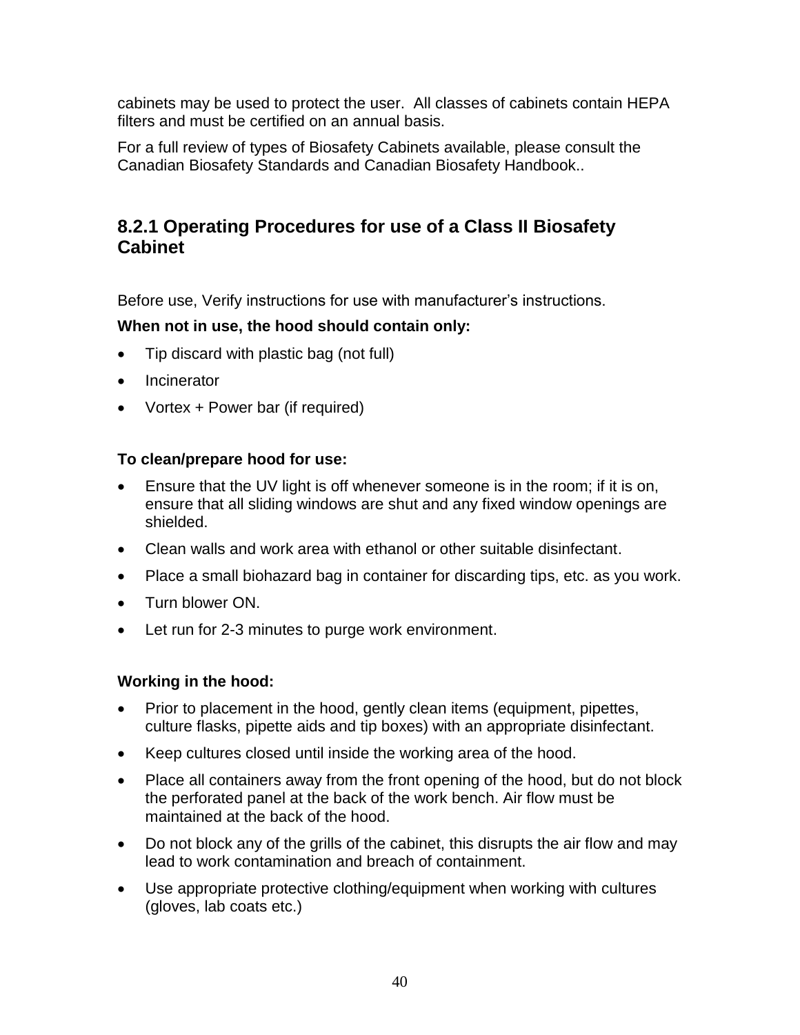cabinets may be used to protect the user.  All classes of cabinets contain HEPA filters and must be certified on an annual basis.

For a full review of types of Biosafety Cabinets available, please consult the Canadian Biosafety Standards and Canadian Biosafety Handbook..

### 8.2.1 Operating Procedures for use of a Class II Biosafety Cabinet

Before use, Verify instructions for use with manufacturer's instructions.

**When not in use, the hood should contain only:**

- Tip discard with plastic bag (not full)
- Incinerator
- Vortex + Power bar (if required)

**To clean/prepare hood for use:**

- Ensure that the UV light is off whenever someone is in the room; if it is on, ensure that all sliding windows are shut and any fixed window openings are shielded.
- Clean walls and work area with ethanol or other suitable disinfectant.
- Place a small biohazard bag in container for discarding tips, etc. as you work.
- Turn blower ON.
- Let run for 2-3 minutes to purge work environment.

**Working in the hood:**

- Prior to placement in the hood, gently clean items (equipment, pipettes, culture flasks, pipette aids and tip boxes) with an appropriate disinfectant.
- Keep cultures closed until inside the working area of the hood.
- Place all containers away from the front opening of the hood, but do not block the perforated panel at the back of the work bench. Air flow must be maintained at the back of the hood.
- Do not block any of the grills of the cabinet, this disrupts the air flow and may lead to work contamination and breach of containment.
- Use appropriate protective clothing/equipment when working with cultures (gloves, lab coats etc.)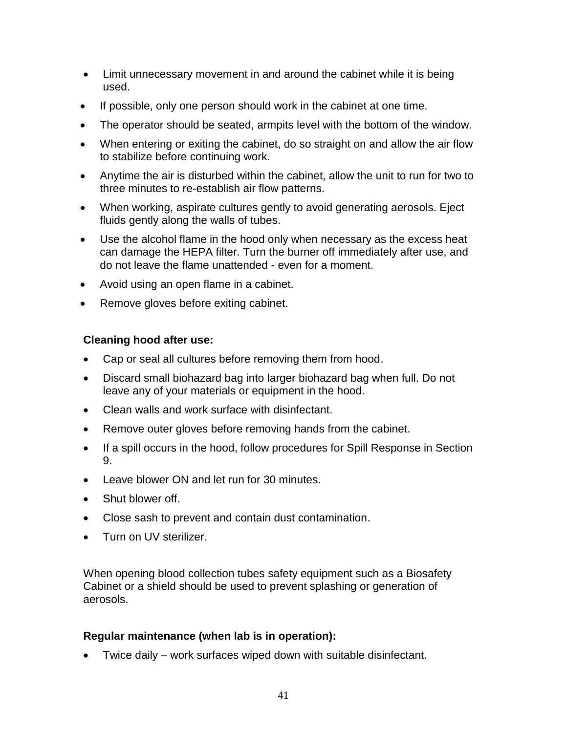- Limit unnecessary movement in and around the cabinet while it is being used.
- If possible, only one person should work in the cabinet at one time.
- The operator should be seated, armpits level with the bottom of the window.
- When entering or exiting the cabinet, do so straight on and allow the air flow to stabilize before continuing work.
- Anytime the air is disturbed within the cabinet, allow the unit to run for two to three minutes to re-establish air flow patterns.
- When working, aspirate cultures gently to avoid generating aerosols. Eject fluids gently along the walls of tubes.
- Use the alcohol flame in the hood only when necessary as the excess heat can damage the HEPA filter. Turn the burner off immediately after use, and do not leave the flame unattended - even for a moment.
- Avoid using an open flame in a cabinet.
- Remove gloves before exiting cabinet.

**Cleaning hood after use:**

- Cap or seal all cultures before removing them from hood.
- Discard small biohazard bag into larger biohazard bag when full. Do not leave any of your materials or equipment in the hood.
- Clean walls and work surface with disinfectant.
- Remove outer gloves before removing hands from the cabinet.
- If a spill occurs in the hood, follow procedures for Spill Response in Section 9.
- Leave blower ON and let run for 30 minutes.
- Shut blower off.
- Close sash to prevent and contain dust contamination.
- Turn on UV sterilizer.

When opening blood collection tubes safety equipment such as a Biosafety Cabinet or a shield should be used to prevent splashing or generation of aerosols.

**Regular maintenance (when lab is in operation):**

- Twice daily – work surfaces wiped down with suitable disinfectant.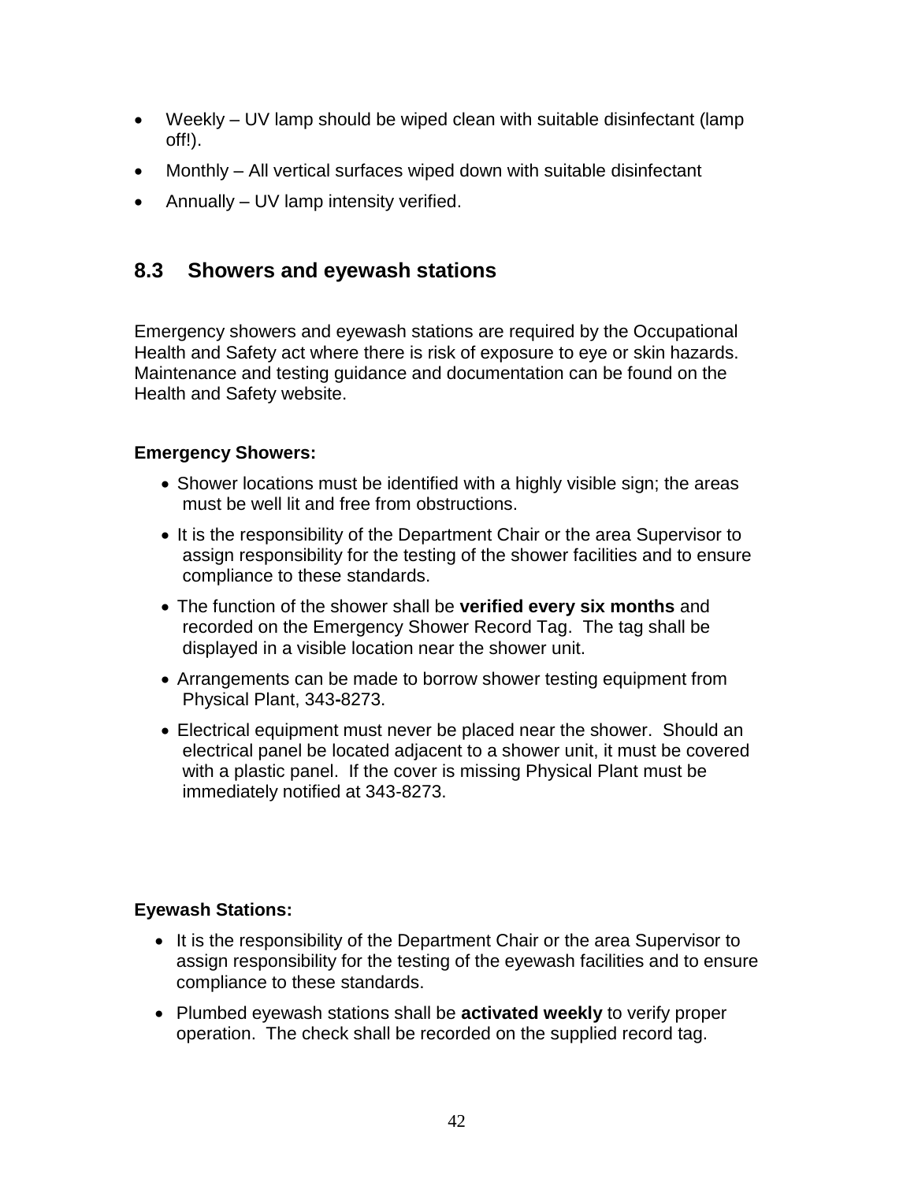- Weekly – UV lamp should be wiped clean with suitable disinfectant (lamp off!).
- Monthly – All vertical surfaces wiped down with suitable disinfectant
- Annually – UV lamp intensity verified.

## 8.3 Showers and eyewash stations

Emergency showers and eyewash stations are required by the Occupational Health and Safety act where there is risk of exposure to eye or skin hazards. Maintenance and testing guidance and documentation can be found on the Health and Safety website.

**Emergency Showers:**

- Shower locations must be identified with a highly visible sign; the areas must be well lit and free from obstructions.
- It is the responsibility of the Department Chair or the area Supervisor to assign responsibility for the testing of the shower facilities and to ensure compliance to these standards.
- The function of the shower shall be **verified every six months** and recorded on the Emergency Shower Record Tag. The tag shall be displayed in a visible location near the shower unit.
- Arrangements can be made to borrow shower testing equipment from Physical Plant, 343-8273.
- Electrical equipment must never be placed near the shower. Should an electrical panel be located adjacent to a shower unit, it must be covered with a plastic panel. If the cover is missing Physical Plant must be immediately notified at 343-8273.

**Eyewash Stations:**

- It is the responsibility of the Department Chair or the area Supervisor to assign responsibility for the testing of the eyewash facilities and to ensure compliance to these standards.
- Plumbed eyewash stations shall be **activated weekly** to verify proper operation. The check shall be recorded on the supplied record tag.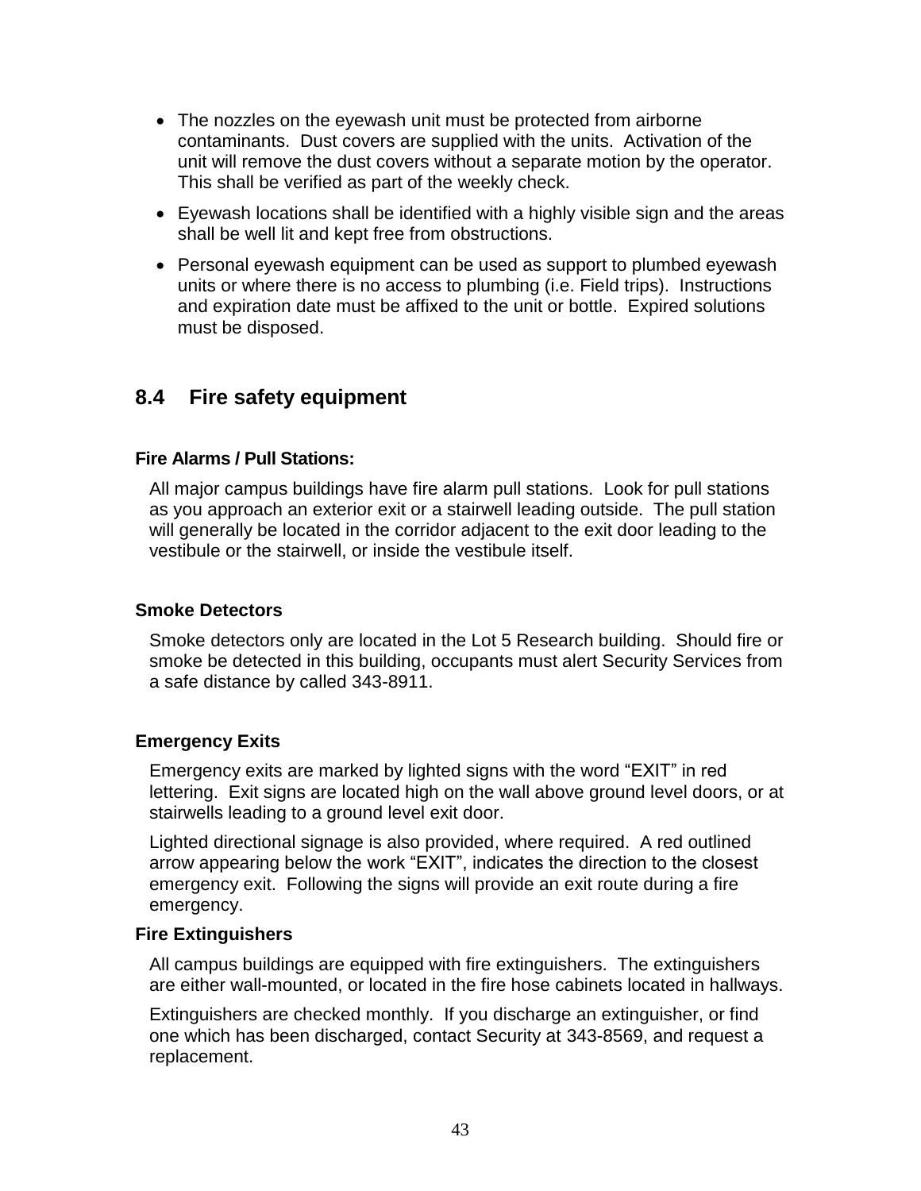- The nozzles on the eyewash unit must be protected from airborne contaminants. Dust covers are supplied with the units. Activation of the unit will remove the dust covers without a separate motion by the operator. This shall be verified as part of the weekly check.
- Eyewash locations shall be identified with a highly visible sign and the areas shall be well lit and kept free from obstructions.
- Personal eyewash equipment can be used as support to plumbed eyewash units or where there is no access to plumbing (i.e. Field trips). Instructions and expiration date must be affixed to the unit or bottle. Expired solutions must be disposed.

## 8.4 Fire safety equipment

### Fire Alarms / Pull Stations:

All major campus buildings have fire alarm pull stations. Look for pull stations as you approach an exterior exit or a stairwell leading outside. The pull station will generally be located in the corridor adjacent to the exit door leading to the vestibule or the stairwell, or inside the vestibule itself.

### Smoke Detectors

Smoke detectors only are located in the Lot 5 Research building. Should fire or smoke be detected in this building, occupants must alert Security Services from a safe distance by called 343-8911.

### Emergency Exits

Emergency exits are marked by lighted signs with the word "EXIT" in red lettering. Exit signs are located high on the wall above ground level doors, or at stairwells leading to a ground level exit door.

Lighted directional signage is also provided, where required. A red outlined arrow appearing below the work "EXIT", indicates the direction to the closest emergency exit. Following the signs will provide an exit route during a fire emergency.

### Fire Extinguishers

All campus buildings are equipped with fire extinguishers. The extinguishers are either wall-mounted, or located in the fire hose cabinets located in hallways.

Extinguishers are checked monthly. If you discharge an extinguisher, or find one which has been discharged, contact Security at 343-8569, and request a replacement.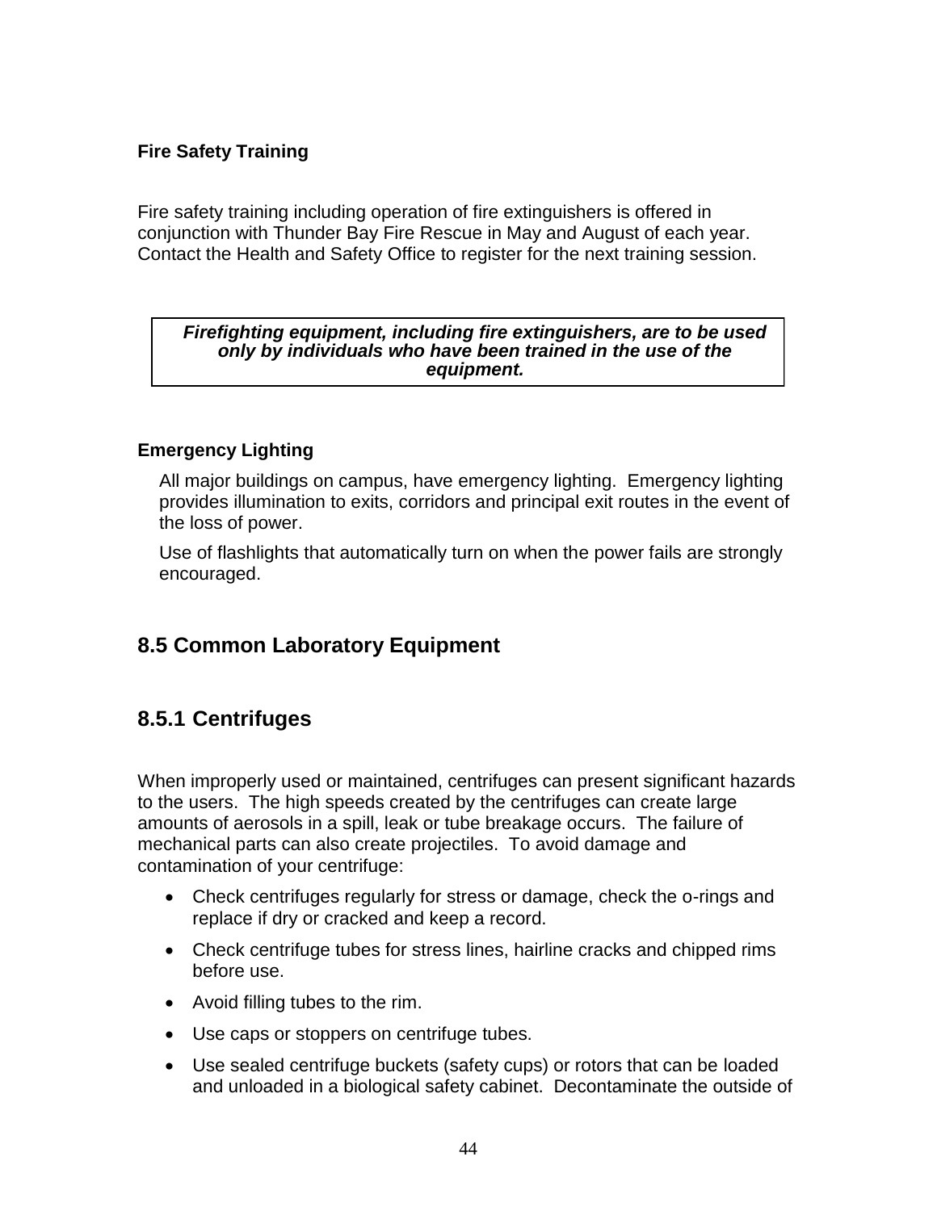**Fire Safety Training**

Fire safety training including operation of fire extinguishers is offered in conjunction with Thunder Bay Fire Rescue in May and August of each year. Contact the Health and Safety Office to register for the next training session.

> ***Firefighting equipment, including fire extinguishers, are to be used only by individuals who have been trained in the use of the equipment.***

**Emergency Lighting**

All major buildings on campus, have emergency lighting. Emergency lighting provides illumination to exits, corridors and principal exit routes in the event of the loss of power.

Use of flashlights that automatically turn on when the power fails are strongly encouraged.

## 8.5 Common Laboratory Equipment

### 8.5.1 Centrifuges

When improperly used or maintained, centrifuges can present significant hazards to the users. The high speeds created by the centrifuges can create large amounts of aerosols in a spill, leak or tube breakage occurs. The failure of mechanical parts can also create projectiles. To avoid damage and contamination of your centrifuge:

- Check centrifuges regularly for stress or damage, check the o-rings and replace if dry or cracked and keep a record.
- Check centrifuge tubes for stress lines, hairline cracks and chipped rims before use.
- Avoid filling tubes to the rim.
- Use caps or stoppers on centrifuge tubes.
- Use sealed centrifuge buckets (safety cups) or rotors that can be loaded and unloaded in a biological safety cabinet. Decontaminate the outside of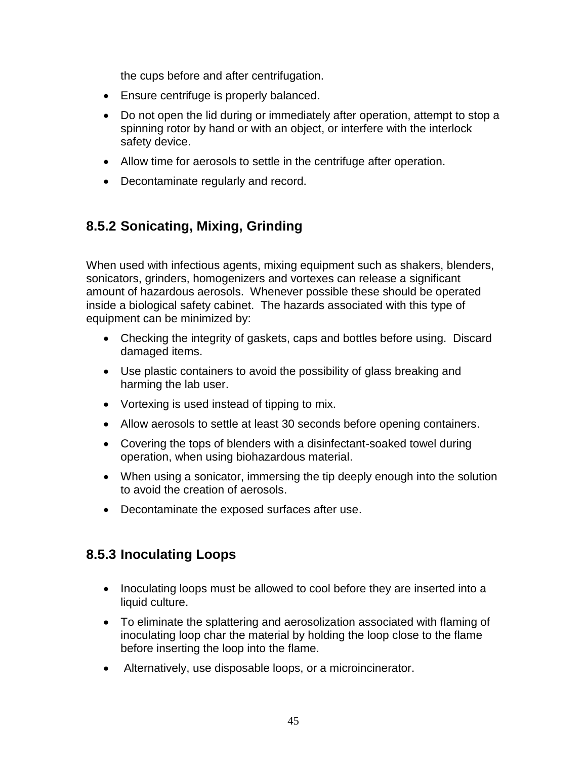the cups before and after centrifugation.

- Ensure centrifuge is properly balanced.
- Do not open the lid during or immediately after operation, attempt to stop a spinning rotor by hand or with an object, or interfere with the interlock safety device.
- Allow time for aerosols to settle in the centrifuge after operation.
- Decontaminate regularly and record.

### 8.5.2 Sonicating, Mixing, Grinding

When used with infectious agents, mixing equipment such as shakers, blenders, sonicators, grinders, homogenizers and vortexes can release a significant amount of hazardous aerosols. Whenever possible these should be operated inside a biological safety cabinet. The hazards associated with this type of equipment can be minimized by:

- Checking the integrity of gaskets, caps and bottles before using. Discard damaged items.
- Use plastic containers to avoid the possibility of glass breaking and harming the lab user.
- Vortexing is used instead of tipping to mix.
- Allow aerosols to settle at least 30 seconds before opening containers.
- Covering the tops of blenders with a disinfectant-soaked towel during operation, when using biohazardous material.
- When using a sonicator, immersing the tip deeply enough into the solution to avoid the creation of aerosols.
- Decontaminate the exposed surfaces after use.

### 8.5.3 Inoculating Loops

- Inoculating loops must be allowed to cool before they are inserted into a liquid culture.
- To eliminate the splattering and aerosolization associated with flaming of inoculating loop char the material by holding the loop close to the flame before inserting the loop into the flame.
- Alternatively, use disposable loops, or a microincinerator.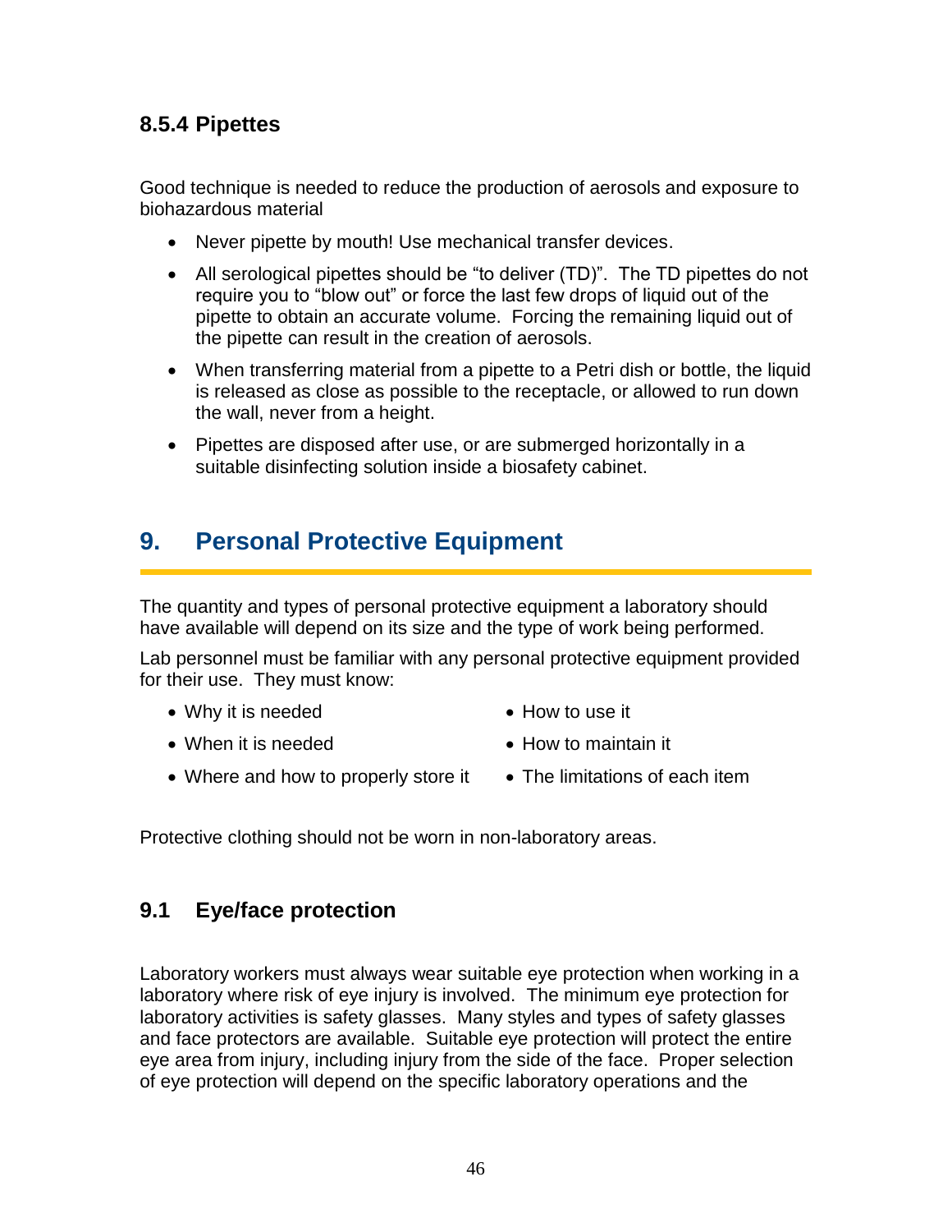### 8.5.4 Pipettes

Good technique is needed to reduce the production of aerosols and exposure to biohazardous material

- Never pipette by mouth! Use mechanical transfer devices.
- All serological pipettes should be "to deliver (TD)". The TD pipettes do not require you to "blow out" or force the last few drops of liquid out of the pipette to obtain an accurate volume. Forcing the remaining liquid out of the pipette can result in the creation of aerosols.
- When transferring material from a pipette to a Petri dish or bottle, the liquid is released as close as possible to the receptacle, or allowed to run down the wall, never from a height.
- Pipettes are disposed after use, or are submerged horizontally in a suitable disinfecting solution inside a biosafety cabinet.

# 9. Personal Protective Equipment

The quantity and types of personal protective equipment a laboratory should have available will depend on its size and the type of work being performed.

Lab personnel must be familiar with any personal protective equipment provided for their use. They must know:

- Why it is needed
- When it is needed
- Where and how to properly store it
- How to use it
- How to maintain it
- The limitations of each item

Protective clothing should not be worn in non-laboratory areas.

## 9.1 Eye/face protection

Laboratory workers must always wear suitable eye protection when working in a laboratory where risk of eye injury is involved. The minimum eye protection for laboratory activities is safety glasses. Many styles and types of safety glasses and face protectors are available. Suitable eye protection will protect the entire eye area from injury, including injury from the side of the face. Proper selection of eye protection will depend on the specific laboratory operations and the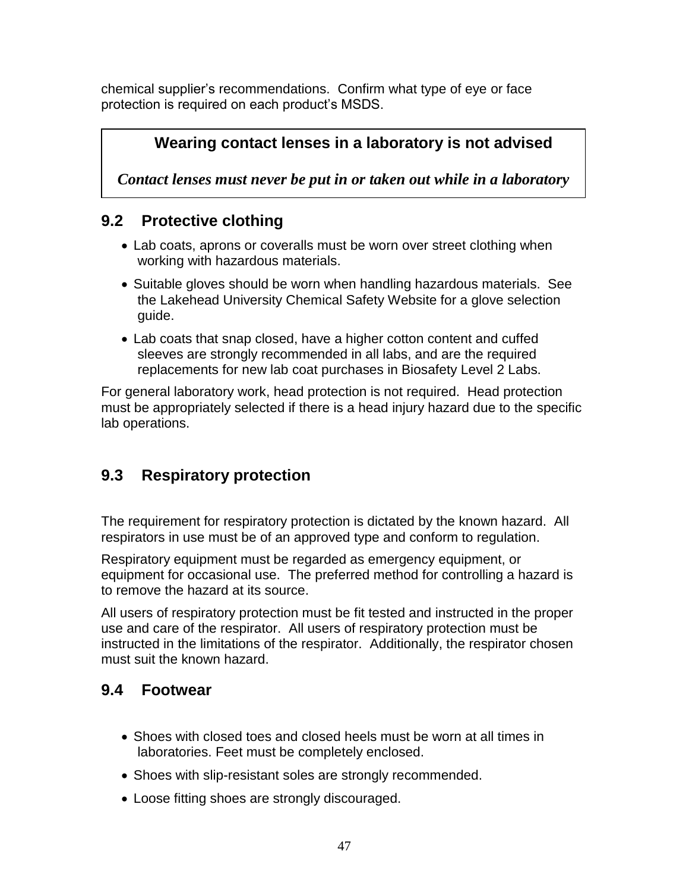chemical supplier's recommendations. Confirm what type of eye or face protection is required on each product's MSDS.

**Wearing contact lenses in a laboratory is not advised**

***Contact lenses must never be put in or taken out while in a laboratory***

## 9.2 Protective clothing

- Lab coats, aprons or coveralls must be worn over street clothing when working with hazardous materials.
- Suitable gloves should be worn when handling hazardous materials. See the Lakehead University Chemical Safety Website for a glove selection guide.
- Lab coats that snap closed, have a higher cotton content and cuffed sleeves are strongly recommended in all labs, and are the required replacements for new lab coat purchases in Biosafety Level 2 Labs.

For general laboratory work, head protection is not required. Head protection must be appropriately selected if there is a head injury hazard due to the specific lab operations.

## 9.3 Respiratory protection

The requirement for respiratory protection is dictated by the known hazard. All respirators in use must be of an approved type and conform to regulation.

Respiratory equipment must be regarded as emergency equipment, or equipment for occasional use. The preferred method for controlling a hazard is to remove the hazard at its source.

All users of respiratory protection must be fit tested and instructed in the proper use and care of the respirator. All users of respiratory protection must be instructed in the limitations of the respirator. Additionally, the respirator chosen must suit the known hazard.

## 9.4 Footwear

- Shoes with closed toes and closed heels must be worn at all times in laboratories. Feet must be completely enclosed.
- Shoes with slip-resistant soles are strongly recommended.
- Loose fitting shoes are strongly discouraged.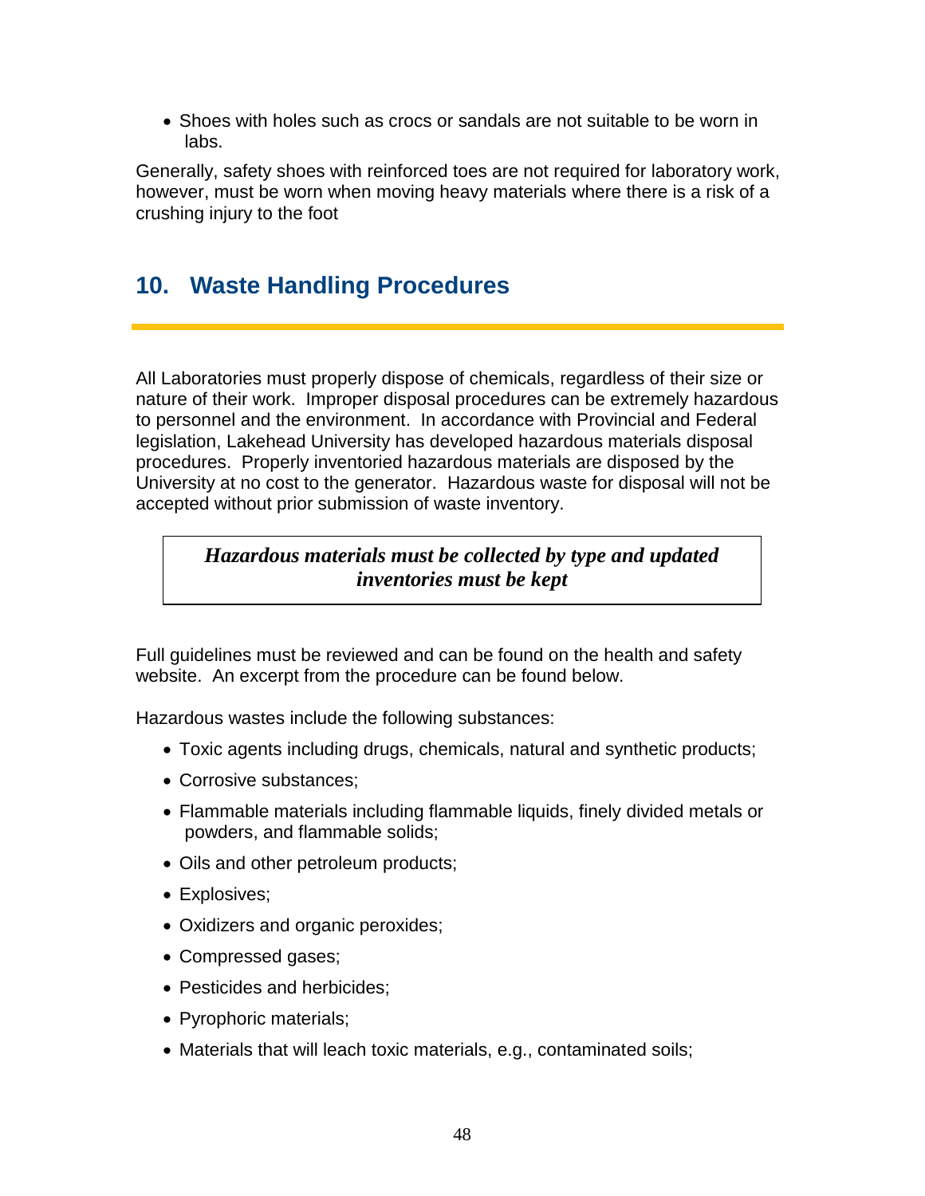- Shoes with holes such as crocs or sandals are not suitable to be worn in labs.

Generally, safety shoes with reinforced toes are not required for laboratory work, however, must be worn when moving heavy materials where there is a risk of a crushing injury to the foot

## 10. Waste Handling Procedures

All Laboratories must properly dispose of chemicals, regardless of their size or nature of their work. Improper disposal procedures can be extremely hazardous to personnel and the environment. In accordance with Provincial and Federal legislation, Lakehead University has developed hazardous materials disposal procedures. Properly inventoried hazardous materials are disposed by the University at no cost to the generator. Hazardous waste for disposal will not be accepted without prior submission of waste inventory.

***Hazardous materials must be collected by type and updated inventories must be kept***

Full guidelines must be reviewed and can be found on the health and safety website. An excerpt from the procedure can be found below.

Hazardous wastes include the following substances:

- Toxic agents including drugs, chemicals, natural and synthetic products;
- Corrosive substances;
- Flammable materials including flammable liquids, finely divided metals or powders, and flammable solids;
- Oils and other petroleum products;
- Explosives;
- Oxidizers and organic peroxides;
- Compressed gases;
- Pesticides and herbicides;
- Pyrophoric materials;
- Materials that will leach toxic materials, e.g., contaminated soils;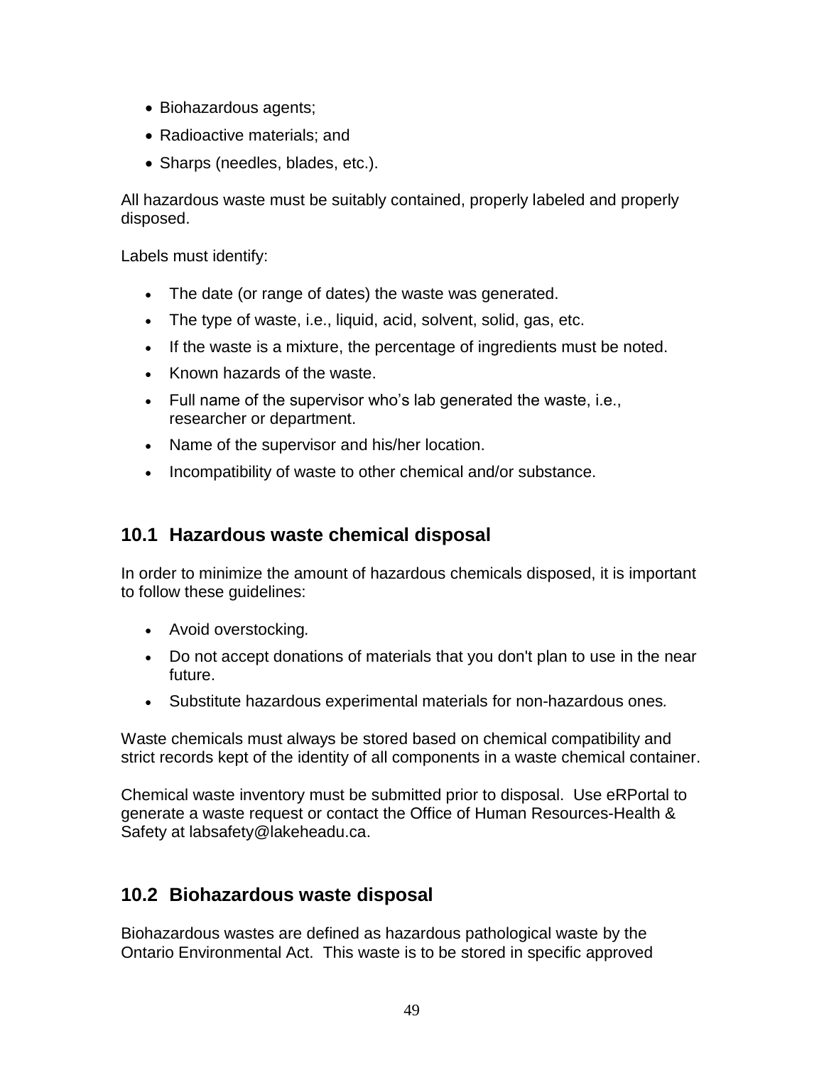- Biohazardous agents;
- Radioactive materials; and
- Sharps (needles, blades, etc.).

All hazardous waste must be suitably contained, properly labeled and properly disposed.

Labels must identify:

- The date (or range of dates) the waste was generated.
- The type of waste, i.e., liquid, acid, solvent, solid, gas, etc.
- If the waste is a mixture, the percentage of ingredients must be noted.
- Known hazards of the waste.
- Full name of the supervisor who's lab generated the waste, i.e., researcher or department.
- Name of the supervisor and his/her location.
- Incompatibility of waste to other chemical and/or substance.

## 10.1 Hazardous waste chemical disposal

In order to minimize the amount of hazardous chemicals disposed, it is important to follow these guidelines:

- Avoid overstocking.
- Do not accept donations of materials that you don't plan to use in the near future.
- Substitute hazardous experimental materials for non-hazardous ones.

Waste chemicals must always be stored based on chemical compatibility and strict records kept of the identity of all components in a waste chemical container.

Chemical waste inventory must be submitted prior to disposal. Use eRPortal to generate a waste request or contact the Office of Human Resources-Health & Safety at labsafety@lakeheadu.ca.

## 10.2 Biohazardous waste disposal

Biohazardous wastes are defined as hazardous pathological waste by the Ontario Environmental Act. This waste is to be stored in specific approved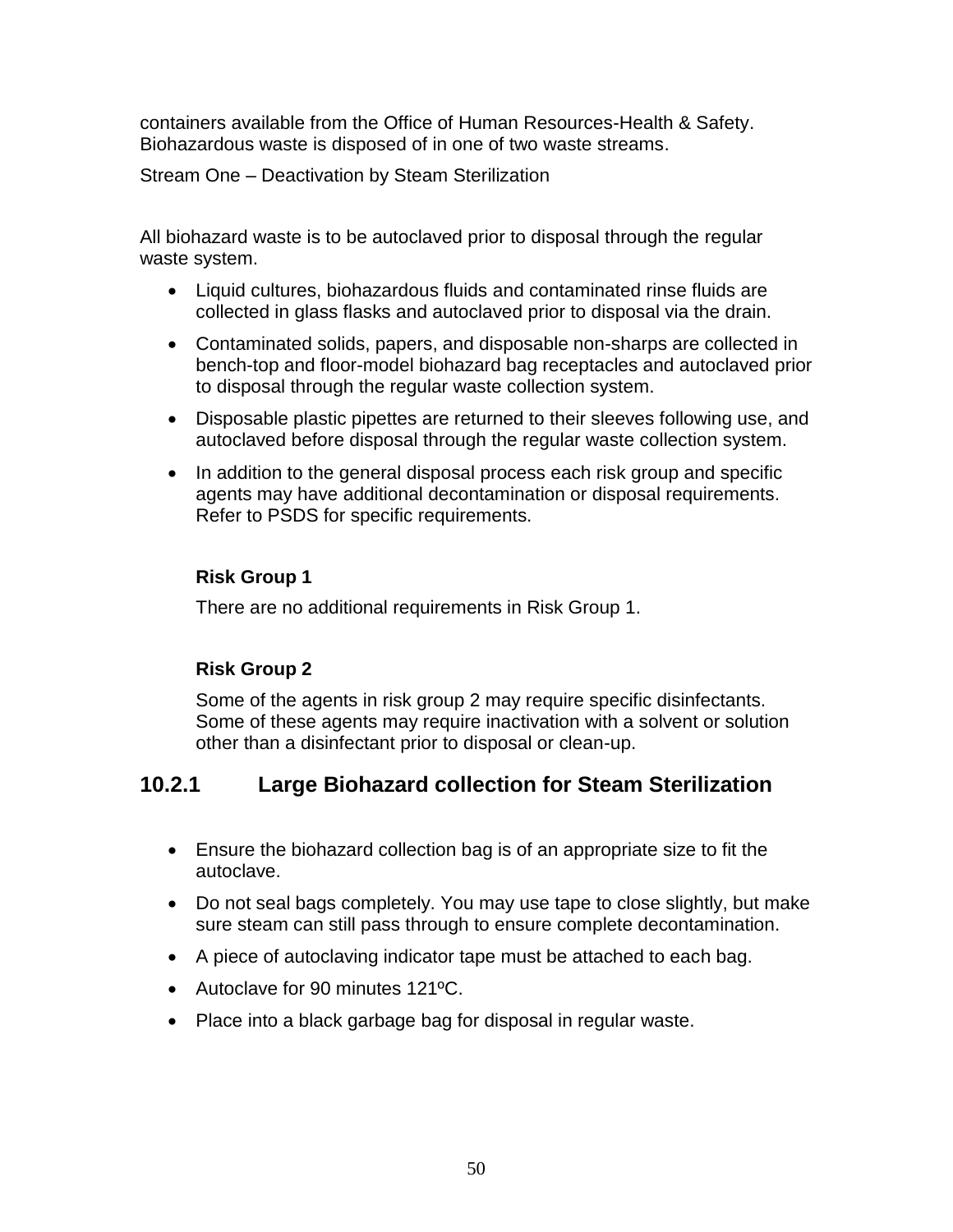containers available from the Office of Human Resources-Health & Safety. Biohazardous waste is disposed of in one of two waste streams.

Stream One – Deactivation by Steam Sterilization

All biohazard waste is to be autoclaved prior to disposal through the regular waste system.

- Liquid cultures, biohazardous fluids and contaminated rinse fluids are collected in glass flasks and autoclaved prior to disposal via the drain.
- Contaminated solids, papers, and disposable non-sharps are collected in bench-top and floor-model biohazard bag receptacles and autoclaved prior to disposal through the regular waste collection system.
- Disposable plastic pipettes are returned to their sleeves following use, and autoclaved before disposal through the regular waste collection system.
- In addition to the general disposal process each risk group and specific agents may have additional decontamination or disposal requirements. Refer to PSDS for specific requirements.

**Risk Group 1**

There are no additional requirements in Risk Group 1.

**Risk Group 2**

Some of the agents in risk group 2 may require specific disinfectants. Some of these agents may require inactivation with a solvent or solution other than a disinfectant prior to disposal or clean-up.

### 10.2.1 Large Biohazard collection for Steam Sterilization

- Ensure the biohazard collection bag is of an appropriate size to fit the autoclave.
- Do not seal bags completely. You may use tape to close slightly, but make sure steam can still pass through to ensure complete decontamination.
- A piece of autoclaving indicator tape must be attached to each bag.
- Autoclave for 90 minutes 121ºC.
- Place into a black garbage bag for disposal in regular waste.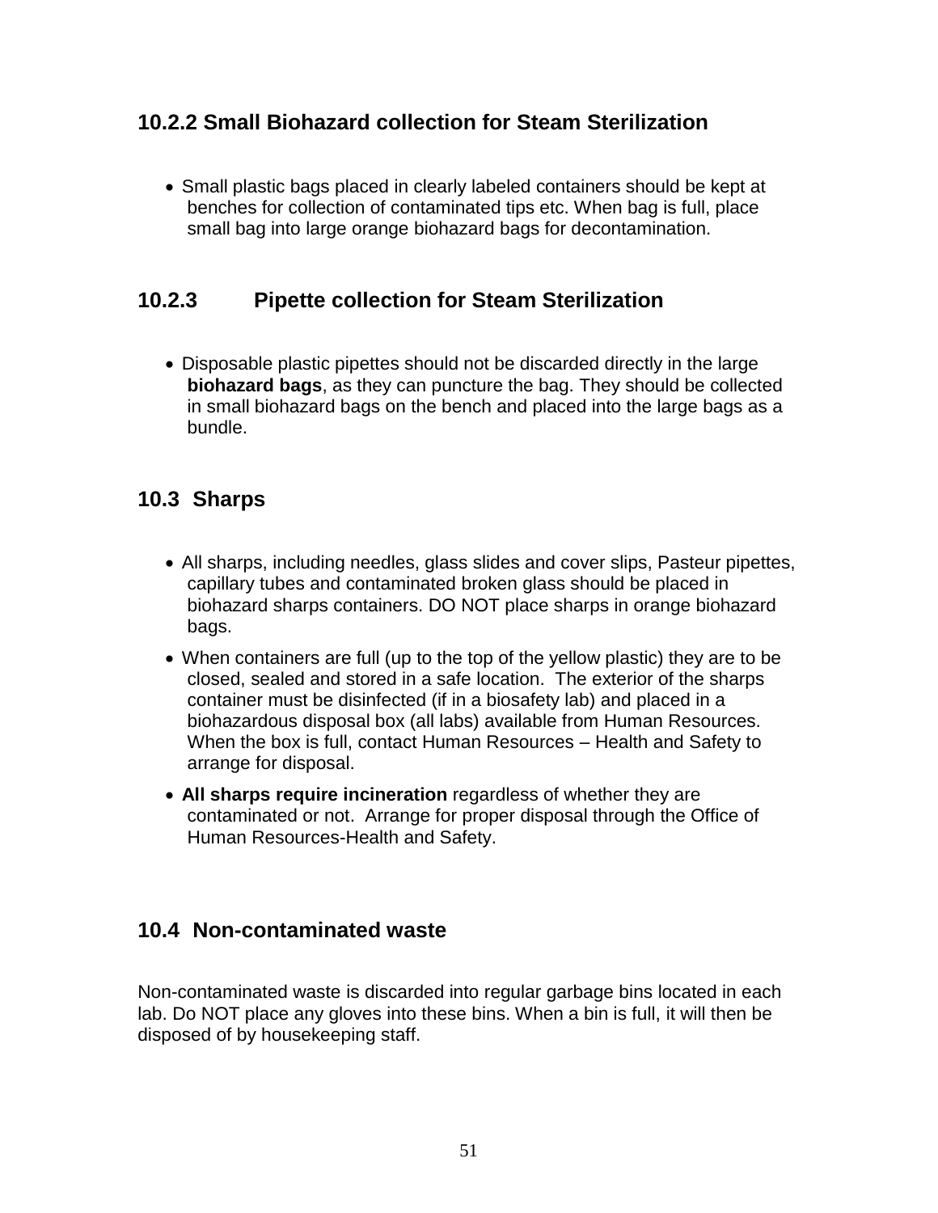### 10.2.2 Small Biohazard collection for Steam Sterilization

- Small plastic bags placed in clearly labeled containers should be kept at benches for collection of contaminated tips etc. When bag is full, place small bag into large orange biohazard bags for decontamination.

### 10.2.3 Pipette collection for Steam Sterilization

- Disposable plastic pipettes should not be discarded directly in the large **biohazard bags**, as they can puncture the bag. They should be collected in small biohazard bags on the bench and placed into the large bags as a bundle.

## 10.3 Sharps

- All sharps, including needles, glass slides and cover slips, Pasteur pipettes, capillary tubes and contaminated broken glass should be placed in biohazard sharps containers. DO NOT place sharps in orange biohazard bags.
- When containers are full (up to the top of the yellow plastic) they are to be closed, sealed and stored in a safe location. The exterior of the sharps container must be disinfected (if in a biosafety lab) and placed in a biohazardous disposal box (all labs) available from Human Resources. When the box is full, contact Human Resources – Health and Safety to arrange for disposal.
- **All sharps require incineration** regardless of whether they are contaminated or not. Arrange for proper disposal through the Office of Human Resources-Health and Safety.

## 10.4 Non-contaminated waste

Non-contaminated waste is discarded into regular garbage bins located in each lab. Do NOT place any gloves into these bins. When a bin is full, it will then be disposed of by housekeeping staff.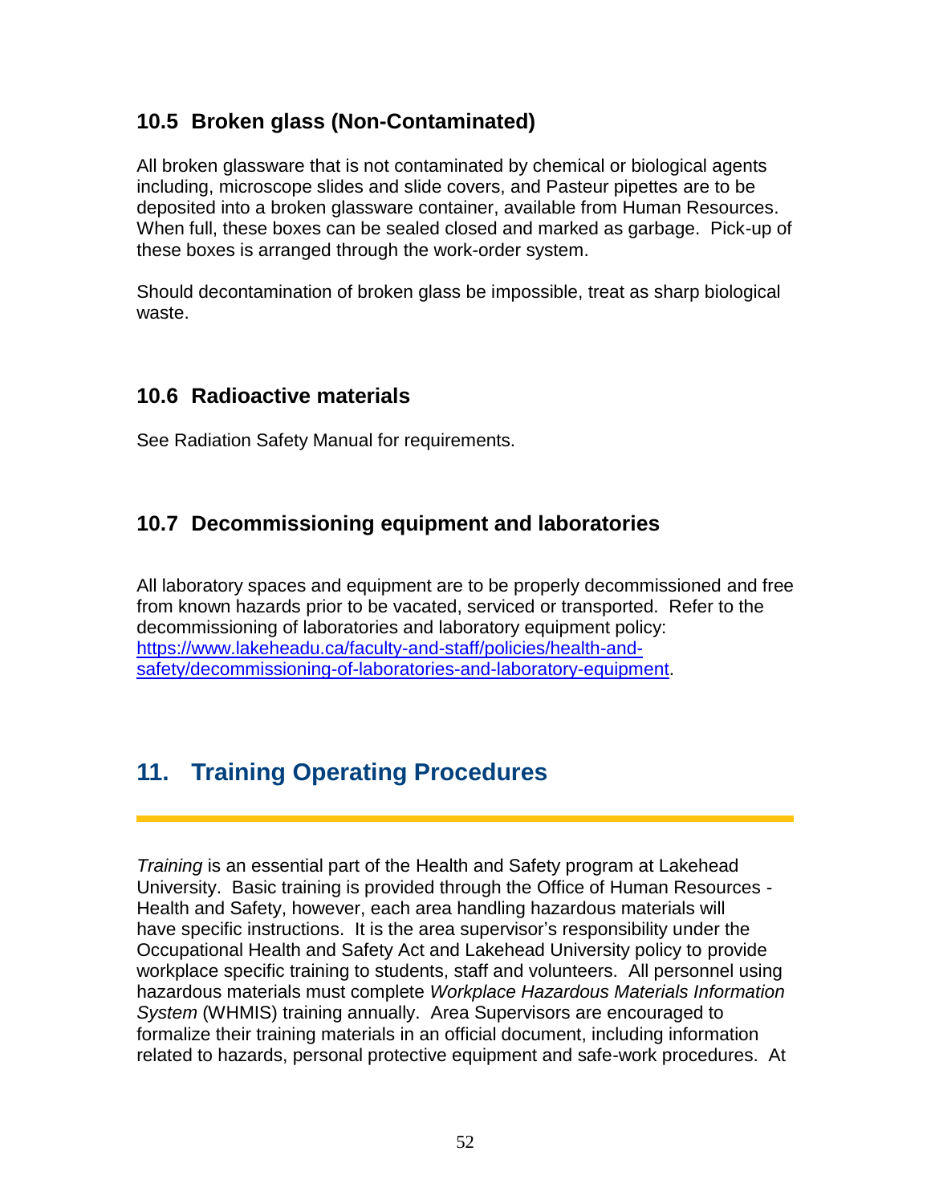## 10.5 Broken glass (Non-Contaminated)

All broken glassware that is not contaminated by chemical or biological agents including, microscope slides and slide covers, and Pasteur pipettes are to be deposited into a broken glassware container, available from Human Resources. When full, these boxes can be sealed closed and marked as garbage. Pick-up of these boxes is arranged through the work-order system.

Should decontamination of broken glass be impossible, treat as sharp biological waste.

## 10.6 Radioactive materials

See Radiation Safety Manual for requirements.

## 10.7 Decommissioning equipment and laboratories

All laboratory spaces and equipment are to be properly decommissioned and free from known hazards prior to be vacated, serviced or transported. Refer to the decommissioning of laboratories and laboratory equipment policy: [https://www.lakeheadu.ca/faculty-and-staff/policies/health-and-safety/decommissioning-of-laboratories-and-laboratory-equipment](https://www.lakeheadu.ca/faculty-and-staff/policies/health-and-safety/decommissioning-of-laboratories-and-laboratory-equipment).

# 11. Training Operating Procedures

*Training* is an essential part of the Health and Safety program at Lakehead University. Basic training is provided through the Office of Human Resources - Health and Safety, however, each area handling hazardous materials will have specific instructions. It is the area supervisor's responsibility under the Occupational Health and Safety Act and Lakehead University policy to provide workplace specific training to students, staff and volunteers. All personnel using hazardous materials must complete *Workplace Hazardous Materials Information System* (WHMIS) training annually. Area Supervisors are encouraged to formalize their training materials in an official document, including information related to hazards, personal protective equipment and safe-work procedures. At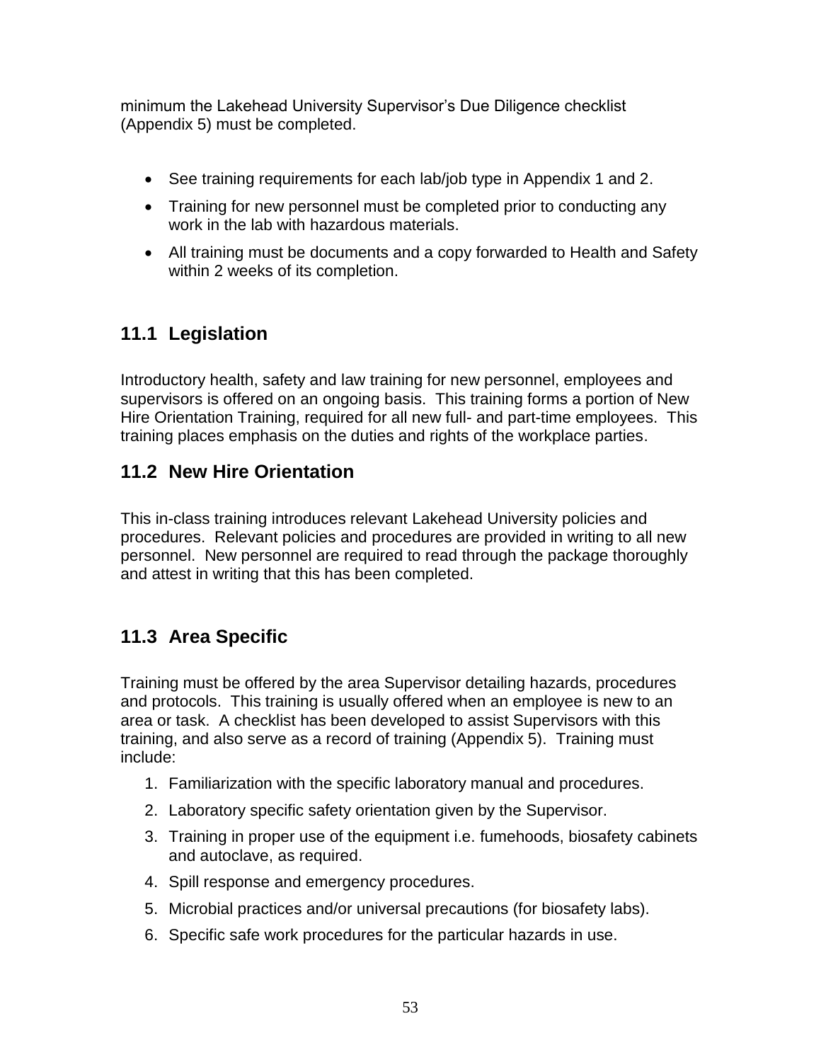minimum the Lakehead University Supervisor's Due Diligence checklist (Appendix 5) must be completed.

- See training requirements for each lab/job type in Appendix 1 and 2.
- Training for new personnel must be completed prior to conducting any work in the lab with hazardous materials.
- All training must be documents and a copy forwarded to Health and Safety within 2 weeks of its completion.

## 11.1 Legislation

Introductory health, safety and law training for new personnel, employees and supervisors is offered on an ongoing basis. This training forms a portion of New Hire Orientation Training, required for all new full- and part-time employees. This training places emphasis on the duties and rights of the workplace parties.

## 11.2 New Hire Orientation

This in-class training introduces relevant Lakehead University policies and procedures. Relevant policies and procedures are provided in writing to all new personnel. New personnel are required to read through the package thoroughly and attest in writing that this has been completed.

## 11.3 Area Specific

Training must be offered by the area Supervisor detailing hazards, procedures and protocols. This training is usually offered when an employee is new to an area or task. A checklist has been developed to assist Supervisors with this training, and also serve as a record of training (Appendix 5). Training must include:

1. Familiarization with the specific laboratory manual and procedures.
2. Laboratory specific safety orientation given by the Supervisor.
3. Training in proper use of the equipment i.e. fumehoods, biosafety cabinets and autoclave, as required.
4. Spill response and emergency procedures.
5. Microbial practices and/or universal precautions (for biosafety labs).
6. Specific safe work procedures for the particular hazards in use.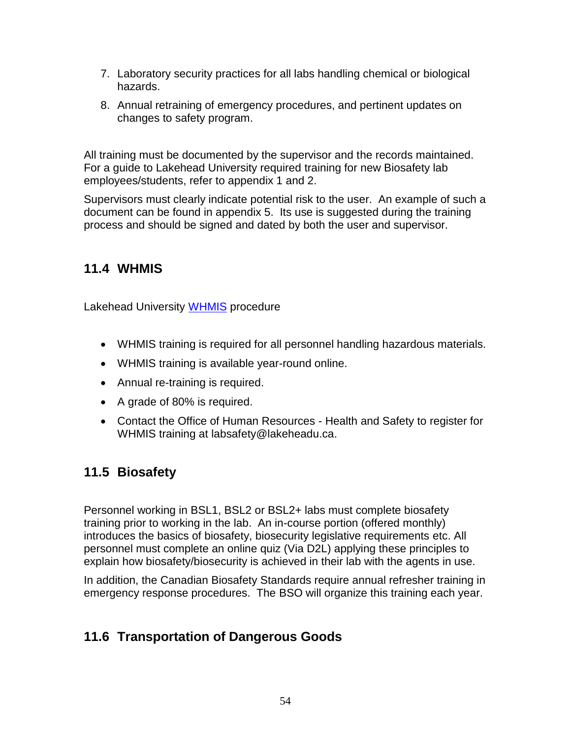7. Laboratory security practices for all labs handling chemical or biological hazards.
8. Annual retraining of emergency procedures, and pertinent updates on changes to safety program.

All training must be documented by the supervisor and the records maintained. For a guide to Lakehead University required training for new Biosafety lab employees/students, refer to appendix 1 and 2.

Supervisors must clearly indicate potential risk to the user. An example of such a document can be found in appendix 5. Its use is suggested during the training process and should be signed and dated by both the user and supervisor.

## 11.4 WHMIS

Lakehead University WHMIS procedure

- WHMIS training is required for all personnel handling hazardous materials.
- WHMIS training is available year-round online.
- Annual re-training is required.
- A grade of 80% is required.
- Contact the Office of Human Resources - Health and Safety to register for WHMIS training at labsafety@lakeheadu.ca.

## 11.5 Biosafety

Personnel working in BSL1, BSL2 or BSL2+ labs must complete biosafety training prior to working in the lab. An in-course portion (offered monthly) introduces the basics of biosafety, biosecurity legislative requirements etc. All personnel must complete an online quiz (Via D2L) applying these principles to explain how biosafety/biosecurity is achieved in their lab with the agents in use.

In addition, the Canadian Biosafety Standards require annual refresher training in emergency response procedures. The BSO will organize this training each year.

## 11.6 Transportation of Dangerous Goods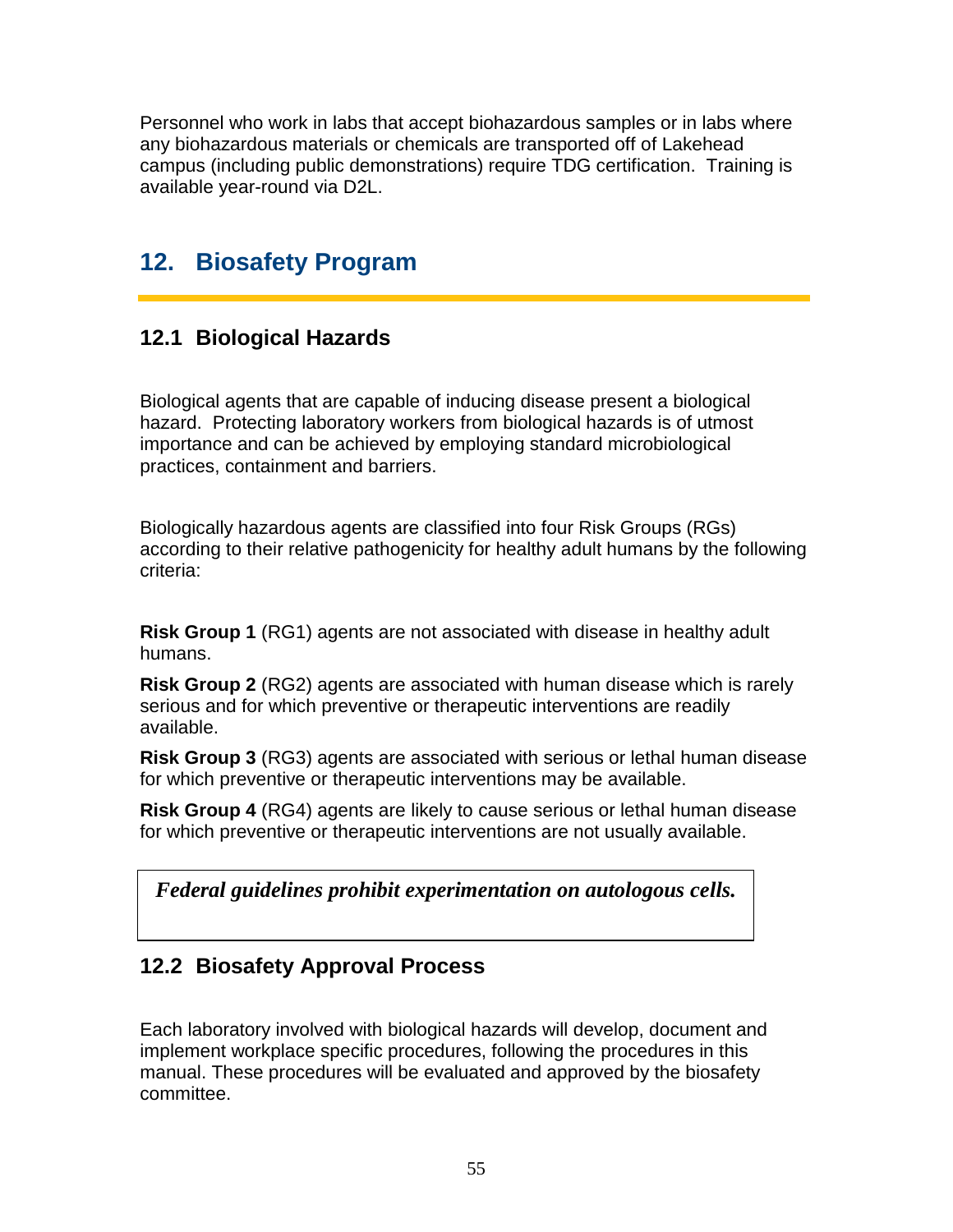Personnel who work in labs that accept biohazardous samples or in labs where any biohazardous materials or chemicals are transported off of Lakehead campus (including public demonstrations) require TDG certification. Training is available year-round via D2L.

# 12. Biosafety Program

## 12.1 Biological Hazards

Biological agents that are capable of inducing disease present a biological hazard. Protecting laboratory workers from biological hazards is of utmost importance and can be achieved by employing standard microbiological practices, containment and barriers.

Biologically hazardous agents are classified into four Risk Groups (RGs) according to their relative pathogenicity for healthy adult humans by the following criteria:

**Risk Group 1** (RG1) agents are not associated with disease in healthy adult humans.

**Risk Group 2** (RG2) agents are associated with human disease which is rarely serious and for which preventive or therapeutic interventions are readily available.

**Risk Group 3** (RG3) agents are associated with serious or lethal human disease for which preventive or therapeutic interventions may be available.

**Risk Group 4** (RG4) agents are likely to cause serious or lethal human disease for which preventive or therapeutic interventions are not usually available.

***Federal guidelines prohibit experimentation on autologous cells.***

## 12.2 Biosafety Approval Process

Each laboratory involved with biological hazards will develop, document and implement workplace specific procedures, following the procedures in this manual. These procedures will be evaluated and approved by the biosafety committee.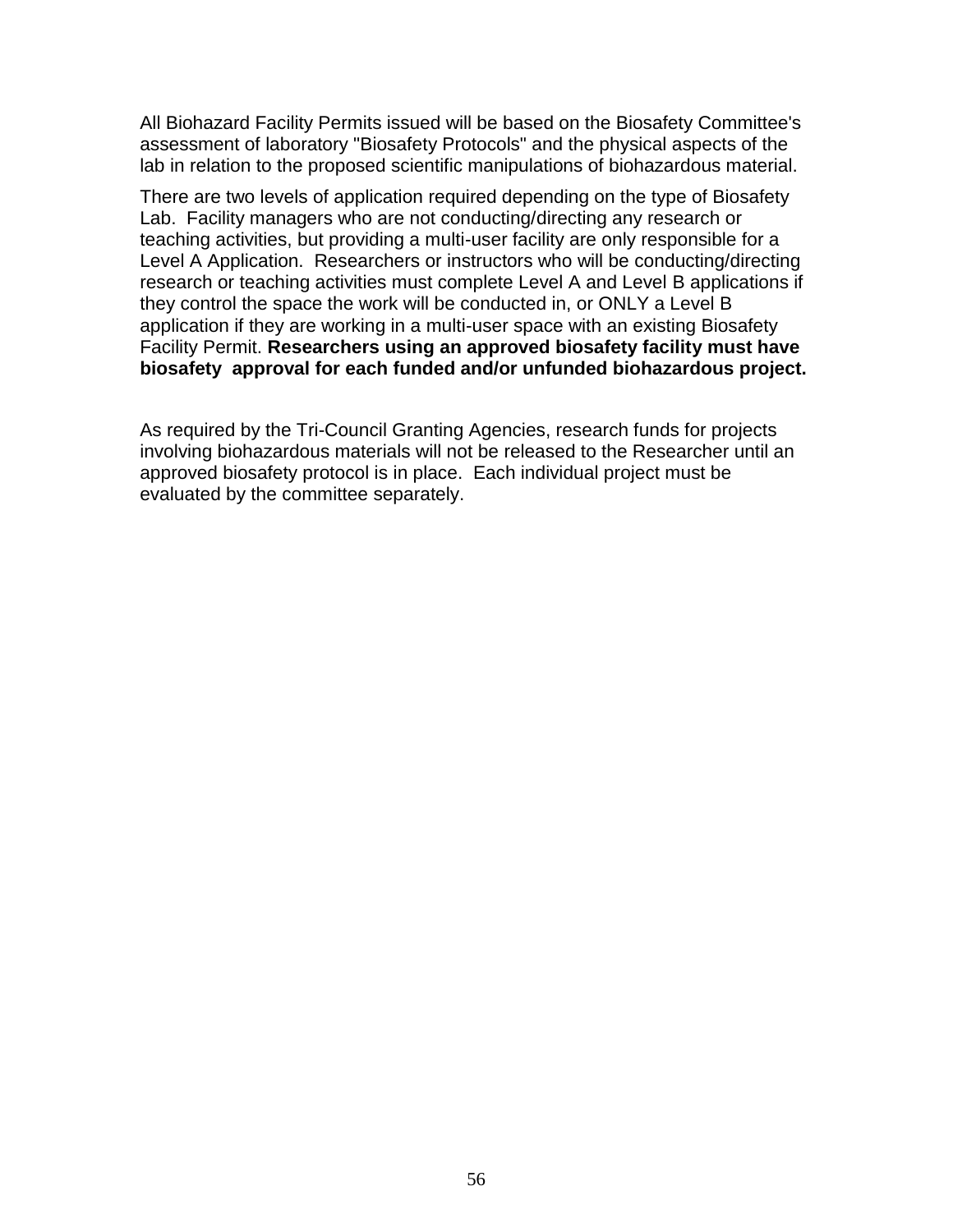All Biohazard Facility Permits issued will be based on the Biosafety Committee's assessment of laboratory "Biosafety Protocols" and the physical aspects of the lab in relation to the proposed scientific manipulations of biohazardous material.

There are two levels of application required depending on the type of Biosafety Lab. Facility managers who are not conducting/directing any research or teaching activities, but providing a multi-user facility are only responsible for a Level A Application. Researchers or instructors who will be conducting/directing research or teaching activities must complete Level A and Level B applications if they control the space the work will be conducted in, or ONLY a Level B application if they are working in a multi-user space with an existing Biosafety Facility Permit. **Researchers using an approved biosafety facility must have biosafety approval for each funded and/or unfunded biohazardous project.**

As required by the Tri-Council Granting Agencies, research funds for projects involving biohazardous materials will not be released to the Researcher until an approved biosafety protocol is in place. Each individual project must be evaluated by the committee separately.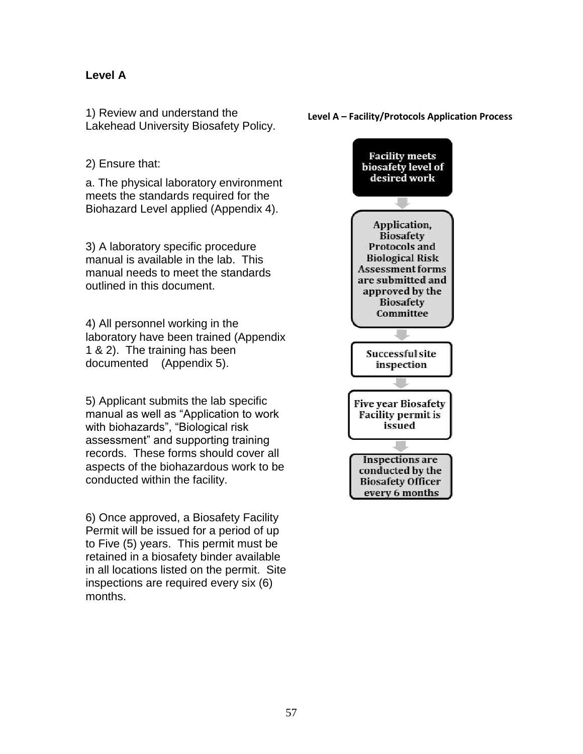## Level A

1) Review and understand the Lakehead University Biosafety Policy.

2) Ensure that:

a. The physical laboratory environment meets the standards required for the Biohazard Level applied (Appendix 4).

3) A laboratory specific procedure manual is available in the lab. This manual needs to meet the standards outlined in this document.

4) All personnel working in the laboratory have been trained (Appendix 1 & 2). The training has been documented (Appendix 5).

5) Applicant submits the lab specific manual as well as "Application to work with biohazards", "Biological risk assessment" and supporting training records. These forms should cover all aspects of the biohazardous work to be conducted within the facility.

6) Once approved, a Biosafety Facility Permit will be issued for a period of up to Five (5) years. This permit must be retained in a biosafety binder available in all locations listed on the permit. Site inspections are required every six (6) months.

**Level A – Facility/Protocols Application Process**

Facility meets biosafety level of desired work

Application, Biosafety Protocols and Biological Risk Assessment forms are submitted and approved by the Biosafety Committee

Successful site inspection

Five year Biosafety Facility permit is issued

Inspections are conducted by the Biosafety Officer every 6 months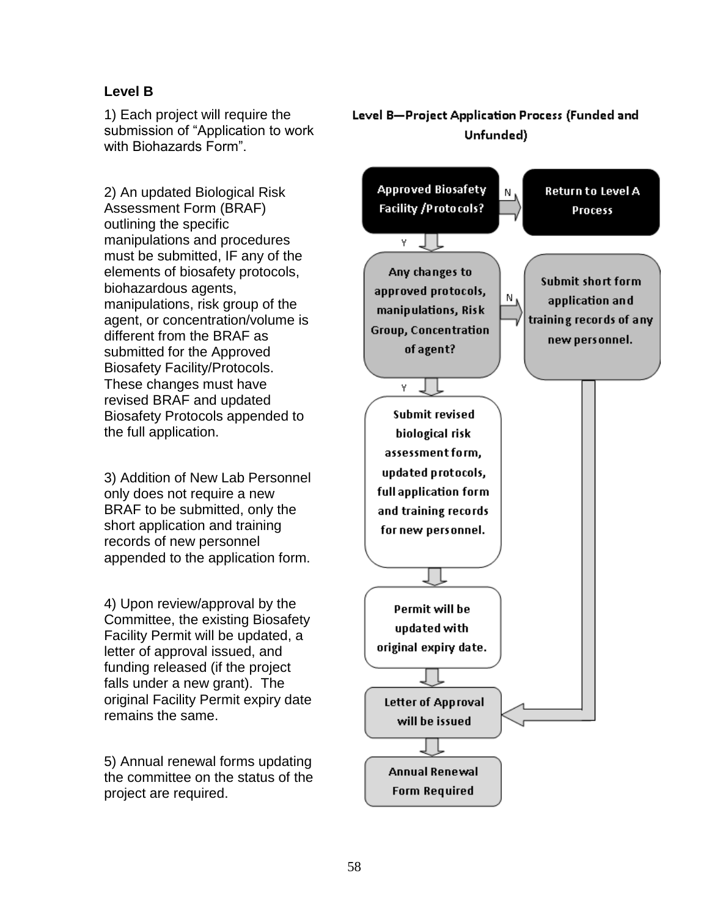**Level B**

1) Each project will require the submission of "Application to work with Biohazards Form".

2) An updated Biological Risk Assessment Form (BRAF) outlining the specific manipulations and procedures must be submitted, IF any of the elements of biosafety protocols, biohazardous agents, manipulations, risk group of the agent, or concentration/volume is different from the BRAF as submitted for the Approved Biosafety Facility/Protocols. These changes must have revised BRAF and updated Biosafety Protocols appended to the full application.

3) Addition of New Lab Personnel only does not require a new BRAF to be submitted, only the short application and training records of new personnel appended to the application form.

4) Upon review/approval by the Committee, the existing Biosafety Facility Permit will be updated, a letter of approval issued, and funding released (if the project falls under a new grant). The original Facility Permit expiry date remains the same.

5) Annual renewal forms updating the committee on the status of the project are required.

**Level B—Project Application Process (Funded and Unfunded)**

Approved Biosafety Facility /Protocols?

N

Return to Level A Process

Y

Any changes to approved protocols, manipulations, Risk Group, Concentration of agent?

N

Submit short form application and training records of any new personnel.

Y

Submit revised biological risk assessment form, updated protocols, full application form and training records for new personnel.

Permit will be updated with original expiry date.

Letter of Approval will be issued

Annual Renewal Form Required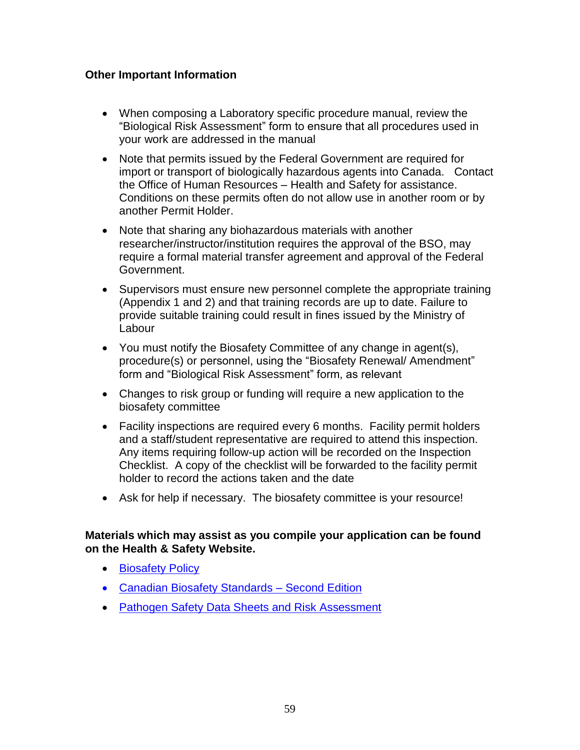**Other Important Information**

- When composing a Laboratory specific procedure manual, review the "Biological Risk Assessment" form to ensure that all procedures used in your work are addressed in the manual
- Note that permits issued by the Federal Government are required for import or transport of biologically hazardous agents into Canada. Contact the Office of Human Resources – Health and Safety for assistance. Conditions on these permits often do not allow use in another room or by another Permit Holder.
- Note that sharing any biohazardous materials with another researcher/instructor/institution requires the approval of the BSO, may require a formal material transfer agreement and approval of the Federal Government.
- Supervisors must ensure new personnel complete the appropriate training (Appendix 1 and 2) and that training records are up to date. Failure to provide suitable training could result in fines issued by the Ministry of Labour
- You must notify the Biosafety Committee of any change in agent(s), procedure(s) or personnel, using the "Biosafety Renewal/ Amendment" form and "Biological Risk Assessment" form, as relevant
- Changes to risk group or funding will require a new application to the biosafety committee
- Facility inspections are required every 6 months. Facility permit holders and a staff/student representative are required to attend this inspection. Any items requiring follow-up action will be recorded on the Inspection Checklist. A copy of the checklist will be forwarded to the facility permit holder to record the actions taken and the date
- Ask for help if necessary. The biosafety committee is your resource!

**Materials which may assist as you compile your application can be found on the Health & Safety Website.**

- Biosafety Policy
- Canadian Biosafety Standards – Second Edition
- Pathogen Safety Data Sheets and Risk Assessment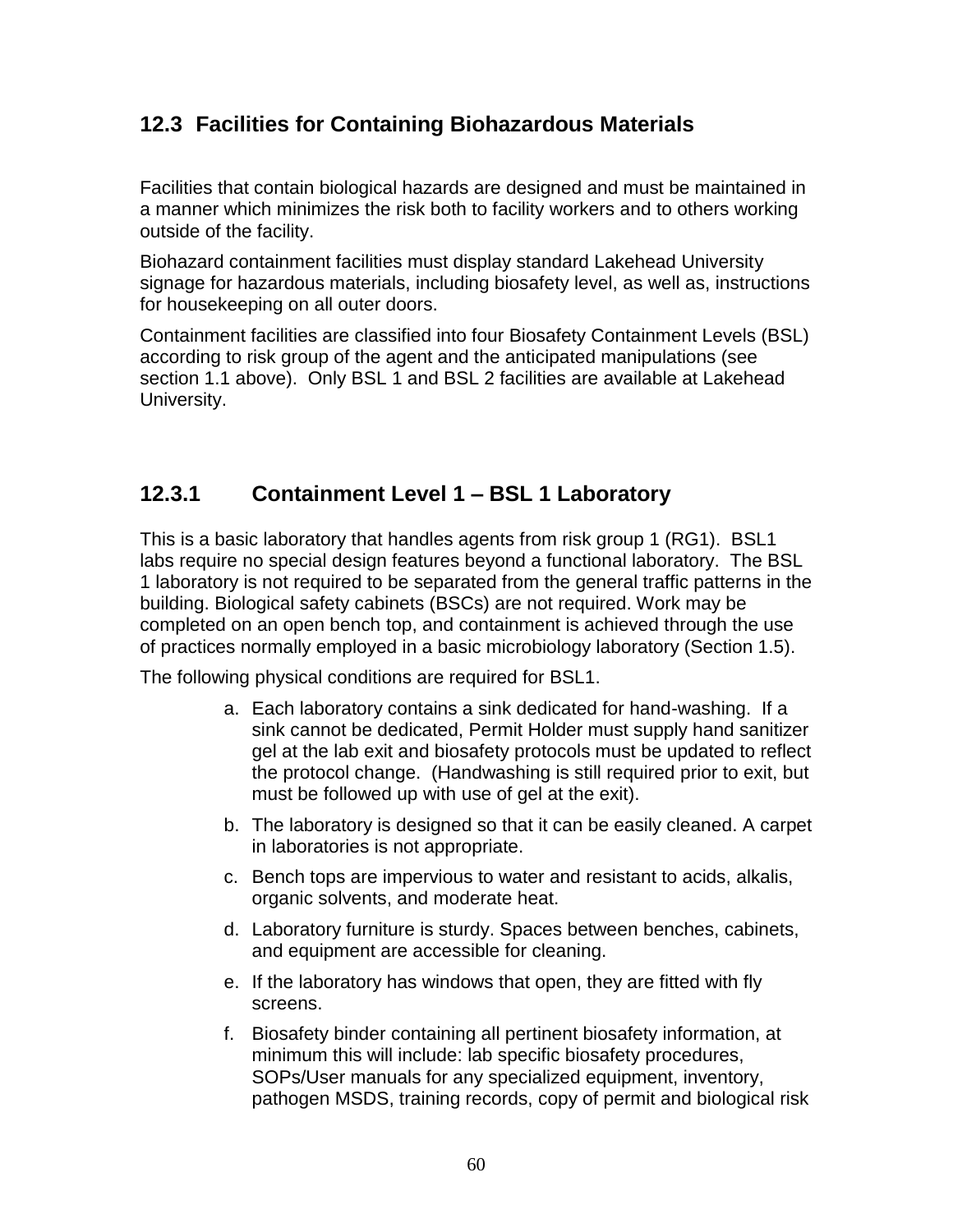## 12.3 Facilities for Containing Biohazardous Materials

Facilities that contain biological hazards are designed and must be maintained in a manner which minimizes the risk both to facility workers and to others working outside of the facility.

Biohazard containment facilities must display standard Lakehead University signage for hazardous materials, including biosafety level, as well as, instructions for housekeeping on all outer doors.

Containment facilities are classified into four Biosafety Containment Levels (BSL) according to risk group of the agent and the anticipated manipulations (see section 1.1 above). Only BSL 1 and BSL 2 facilities are available at Lakehead University.

### 12.3.1 Containment Level 1 – BSL 1 Laboratory

This is a basic laboratory that handles agents from risk group 1 (RG1). BSL1 labs require no special design features beyond a functional laboratory. The BSL 1 laboratory is not required to be separated from the general traffic patterns in the building. Biological safety cabinets (BSCs) are not required. Work may be completed on an open bench top, and containment is achieved through the use of practices normally employed in a basic microbiology laboratory (Section 1.5).

The following physical conditions are required for BSL1.

a. Each laboratory contains a sink dedicated for hand-washing. If a sink cannot be dedicated, Permit Holder must supply hand sanitizer gel at the lab exit and biosafety protocols must be updated to reflect the protocol change. (Handwashing is still required prior to exit, but must be followed up with use of gel at the exit).
b. The laboratory is designed so that it can be easily cleaned. A carpet in laboratories is not appropriate.
c. Bench tops are impervious to water and resistant to acids, alkalis, organic solvents, and moderate heat.
d. Laboratory furniture is sturdy. Spaces between benches, cabinets, and equipment are accessible for cleaning.
e. If the laboratory has windows that open, they are fitted with fly screens.
f. Biosafety binder containing all pertinent biosafety information, at minimum this will include: lab specific biosafety procedures, SOPs/User manuals for any specialized equipment, inventory, pathogen MSDS, training records, copy of permit and biological risk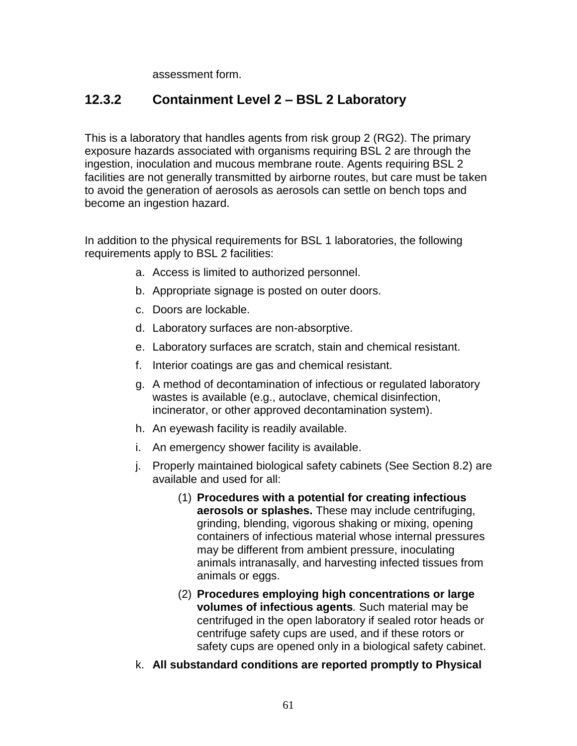assessment form.

### 12.3.2 Containment Level 2 – BSL 2 Laboratory

This is a laboratory that handles agents from risk group 2 (RG2). The primary exposure hazards associated with organisms requiring BSL 2 are through the ingestion, inoculation and mucous membrane route. Agents requiring BSL 2 facilities are not generally transmitted by airborne routes, but care must be taken to avoid the generation of aerosols as aerosols can settle on bench tops and become an ingestion hazard.

In addition to the physical requirements for BSL 1 laboratories, the following requirements apply to BSL 2 facilities:

a. Access is limited to authorized personnel.
b. Appropriate signage is posted on outer doors.
c. Doors are lockable.
d. Laboratory surfaces are non-absorptive.
e. Laboratory surfaces are scratch, stain and chemical resistant.
f. Interior coatings are gas and chemical resistant.
g. A method of decontamination of infectious or regulated laboratory wastes is available (e.g., autoclave, chemical disinfection, incinerator, or other approved decontamination system).
h. An eyewash facility is readily available.
i. An emergency shower facility is available.
j. Properly maintained biological safety cabinets (See Section 8.2) are available and used for all:
    (1) **Procedures with a potential for creating infectious aerosols or splashes.** These may include centrifuging, grinding, blending, vigorous shaking or mixing, opening containers of infectious material whose internal pressures may be different from ambient pressure, inoculating animals intranasally, and harvesting infected tissues from animals or eggs.
    (2) **Procedures employing high concentrations or large volumes of infectious agents***.* Such material may be centrifuged in the open laboratory if sealed rotor heads or centrifuge safety cups are used, and if these rotors or safety cups are opened only in a biological safety cabinet.
k. **All substandard conditions are reported promptly to Physical**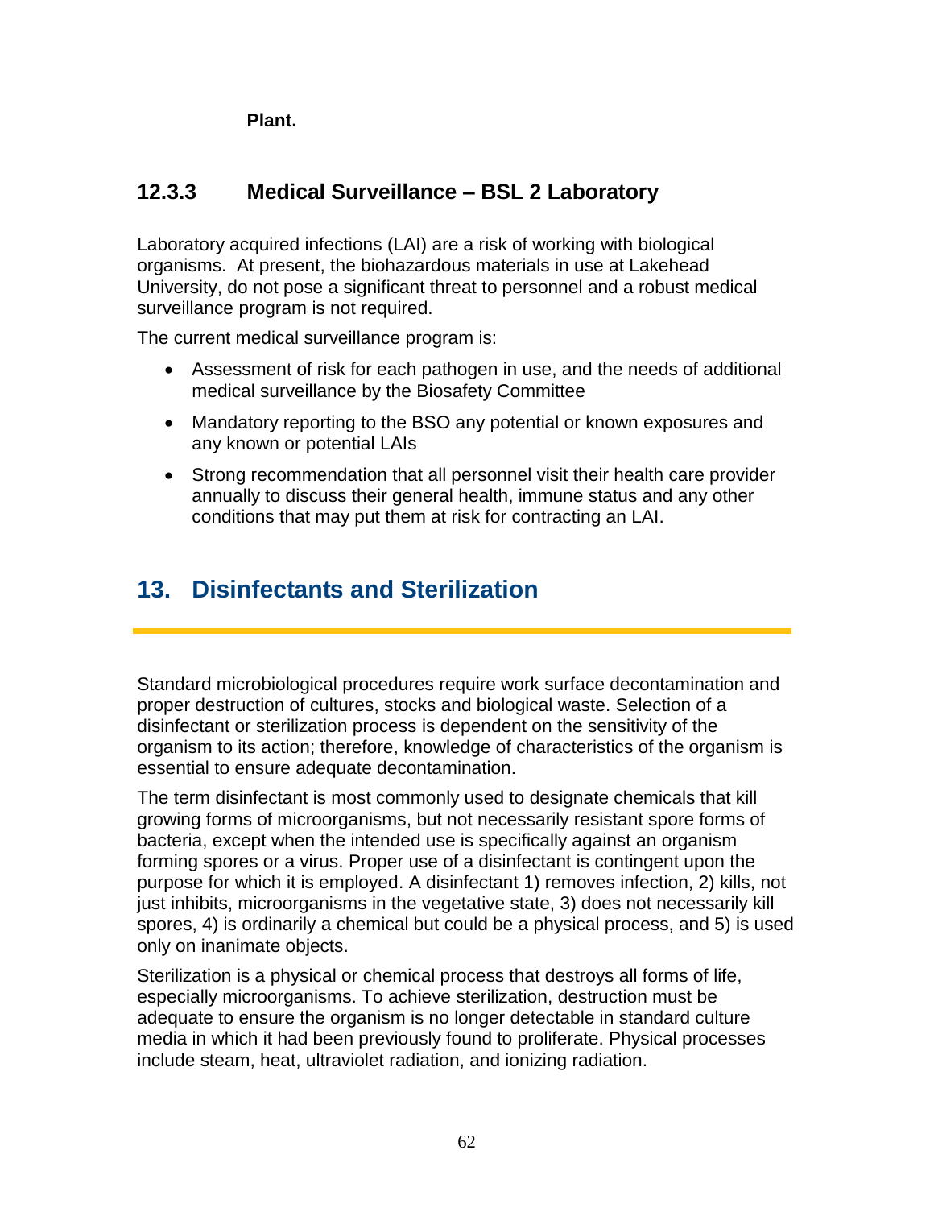**Plant.**

### 12.3.3 Medical Surveillance – BSL 2 Laboratory

Laboratory acquired infections (LAI) are a risk of working with biological organisms. At present, the biohazardous materials in use at Lakehead University, do not pose a significant threat to personnel and a robust medical surveillance program is not required.

The current medical surveillance program is:

- Assessment of risk for each pathogen in use, and the needs of additional medical surveillance by the Biosafety Committee
- Mandatory reporting to the BSO any potential or known exposures and any known or potential LAIs
- Strong recommendation that all personnel visit their health care provider annually to discuss their general health, immune status and any other conditions that may put them at risk for contracting an LAI.

## 13. Disinfectants and Sterilization

Standard microbiological procedures require work surface decontamination and proper destruction of cultures, stocks and biological waste. Selection of a disinfectant or sterilization process is dependent on the sensitivity of the organism to its action; therefore, knowledge of characteristics of the organism is essential to ensure adequate decontamination.

The term disinfectant is most commonly used to designate chemicals that kill growing forms of microorganisms, but not necessarily resistant spore forms of bacteria, except when the intended use is specifically against an organism forming spores or a virus. Proper use of a disinfectant is contingent upon the purpose for which it is employed. A disinfectant 1) removes infection, 2) kills, not just inhibits, microorganisms in the vegetative state, 3) does not necessarily kill spores, 4) is ordinarily a chemical but could be a physical process, and 5) is used only on inanimate objects.

Sterilization is a physical or chemical process that destroys all forms of life, especially microorganisms. To achieve sterilization, destruction must be adequate to ensure the organism is no longer detectable in standard culture media in which it had been previously found to proliferate. Physical processes include steam, heat, ultraviolet radiation, and ionizing radiation.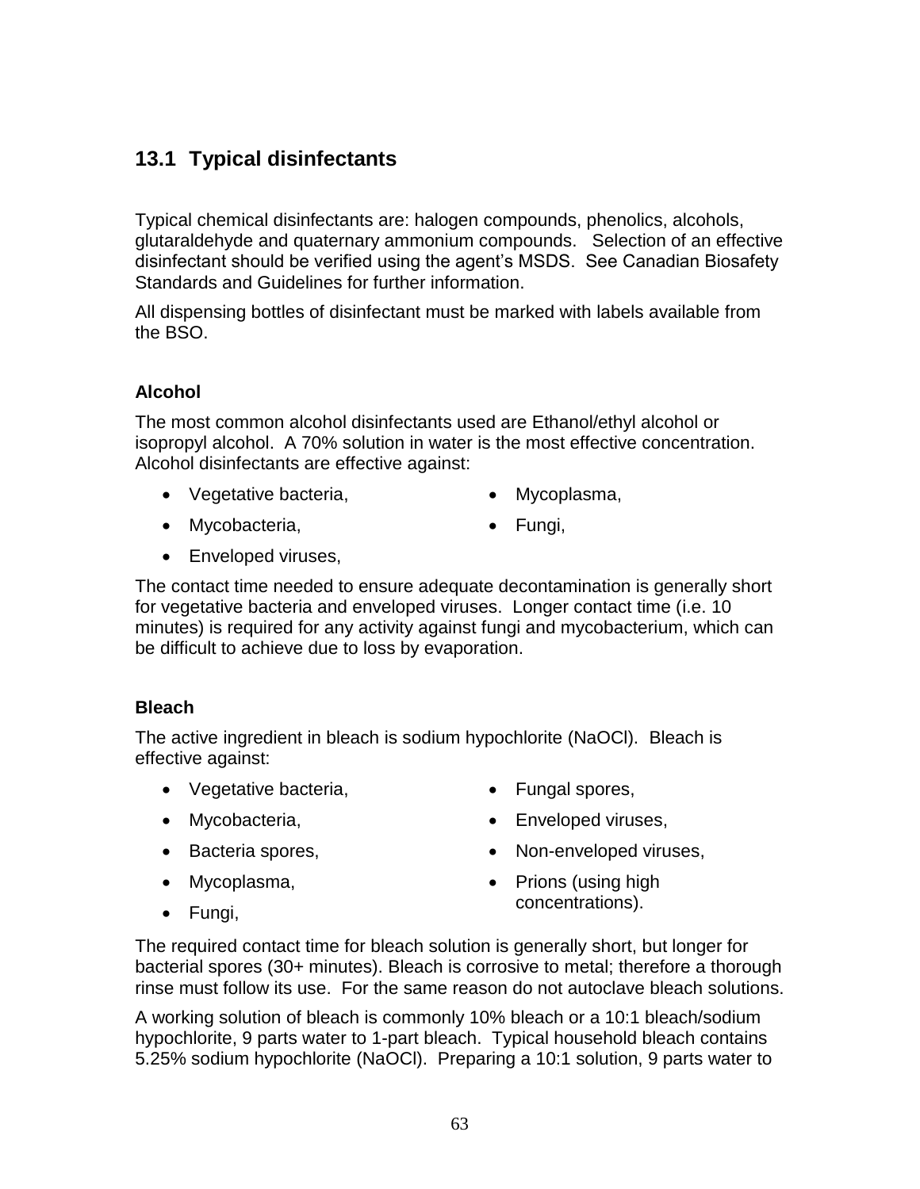## 13.1 Typical disinfectants

Typical chemical disinfectants are: halogen compounds, phenolics, alcohols, glutaraldehyde and quaternary ammonium compounds. Selection of an effective disinfectant should be verified using the agent's MSDS. See Canadian Biosafety Standards and Guidelines for further information.

All dispensing bottles of disinfectant must be marked with labels available from the BSO.

### Alcohol

The most common alcohol disinfectants used are Ethanol/ethyl alcohol or isopropyl alcohol. A 70% solution in water is the most effective concentration. Alcohol disinfectants are effective against:

- Vegetative bacteria,
- Mycobacteria,
- Enveloped viruses,
- Mycoplasma,
- Fungi,

The contact time needed to ensure adequate decontamination is generally short for vegetative bacteria and enveloped viruses. Longer contact time (i.e. 10 minutes) is required for any activity against fungi and mycobacterium, which can be difficult to achieve due to loss by evaporation.

### Bleach

The active ingredient in bleach is sodium hypochlorite (NaOCl). Bleach is effective against:

- Vegetative bacteria,
- Mycobacteria,
- Bacteria spores,
- Mycoplasma,
- Fungi,
- Fungal spores,
- Enveloped viruses,
- Non-enveloped viruses,
- Prions (using high concentrations).

The required contact time for bleach solution is generally short, but longer for bacterial spores (30+ minutes). Bleach is corrosive to metal; therefore a thorough rinse must follow its use. For the same reason do not autoclave bleach solutions.

A working solution of bleach is commonly 10% bleach or a 10:1 bleach/sodium hypochlorite, 9 parts water to 1-part bleach. Typical household bleach contains 5.25% sodium hypochlorite (NaOCl). Preparing a 10:1 solution, 9 parts water to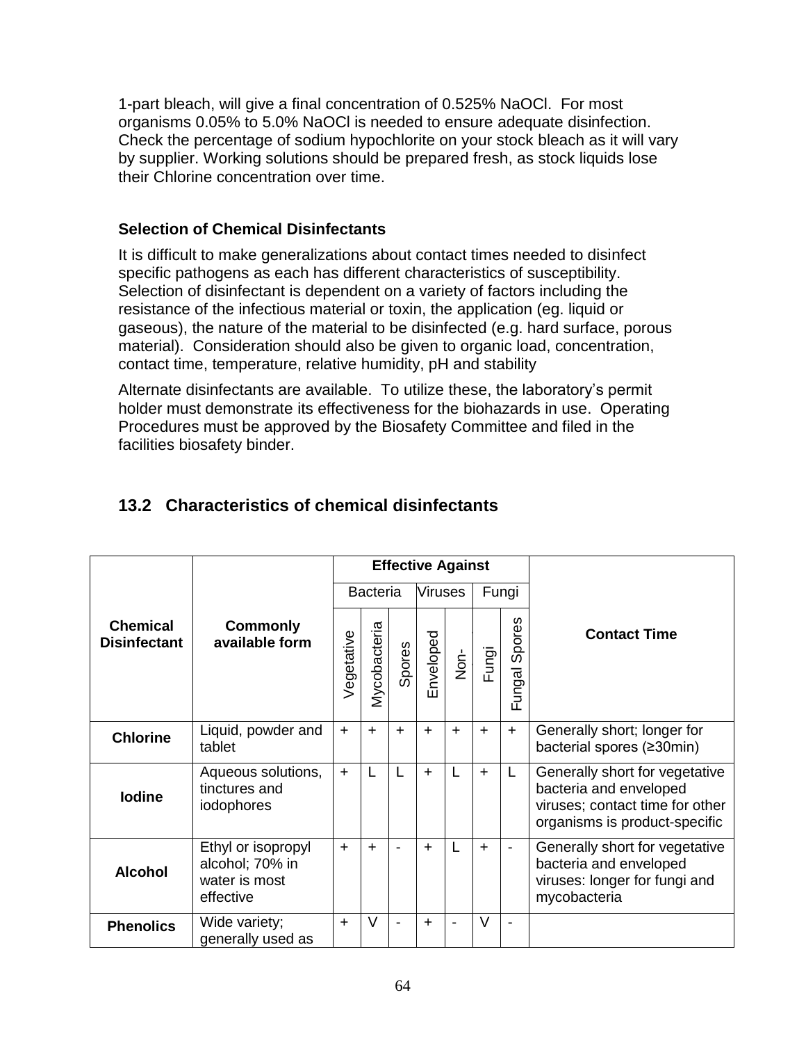1-part bleach, will give a final concentration of 0.525% NaOCl. For most organisms 0.05% to 5.0% NaOCl is needed to ensure adequate disinfection. Check the percentage of sodium hypochlorite on your stock bleach as it will vary by supplier. Working solutions should be prepared fresh, as stock liquids lose their Chlorine concentration over time.

### Selection of Chemical Disinfectants

It is difficult to make generalizations about contact times needed to disinfect specific pathogens as each has different characteristics of susceptibility. Selection of disinfectant is dependent on a variety of factors including the resistance of the infectious material or toxin, the application (eg. liquid or gaseous), the nature of the material to be disinfected (e.g. hard surface, porous material). Consideration should also be given to organic load, concentration, contact time, temperature, relative humidity, pH and stability

Alternate disinfectants are available. To utilize these, the laboratory's permit holder must demonstrate its effectiveness for the biohazards in use. Operating Procedures must be approved by the Biosafety Committee and filed in the facilities biosafety binder.

## 13.2 Characteristics of chemical disinfectants

| Chemical Disinfectant | Commonly available form | Effective Against | | | | | | | Contact Time |
|---|---|---|---|---|---|---|---|---|---|
| | | Bacteria | | | Viruses | | Fungi | | |
| | | Vegetative | Mycobacteria | Spores | Enveloped | Non- | Fungi | Fungal Spores | |
| **Chlorine** | Liquid, powder and tablet | + | + | + | + | + | + | + | Generally short; longer for bacterial spores (≥30min) |
| **Iodine** | Aqueous solutions, tinctures and iodophores | + | L | L | + | L | + | L | Generally short for vegetative bacteria and enveloped viruses; contact time for other organisms is product-specific |
| **Alcohol** | Ethyl or isopropyl alcohol; 70% in water is most effective | + | + | - | + | L | + | - | Generally short for vegetative bacteria and enveloped viruses: longer for fungi and mycobacteria |
| **Phenolics** | Wide variety; generally used as | + | V | - | + | - | V | - | |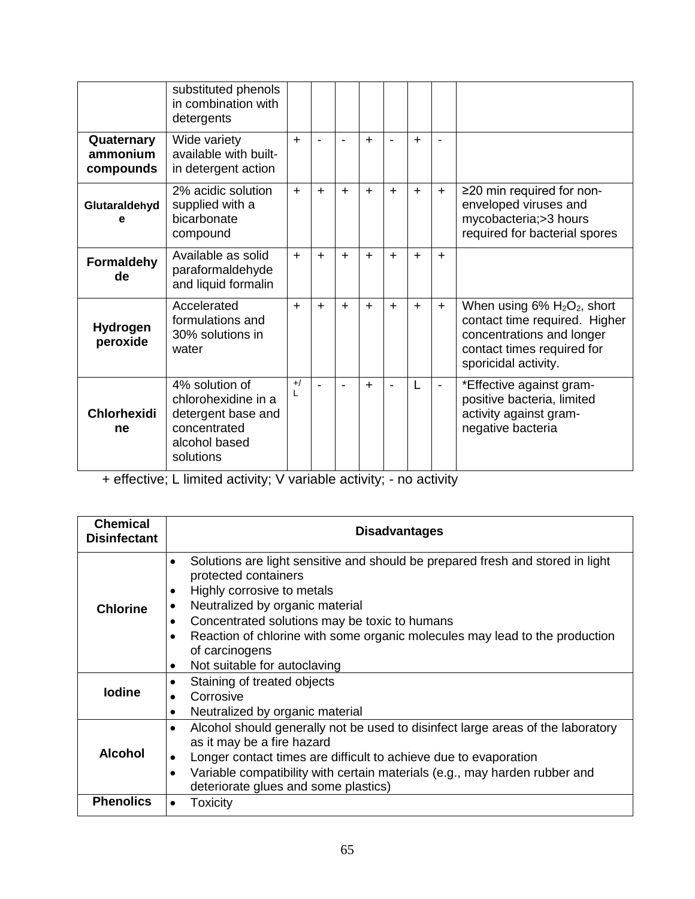| | | | | | | | | | |
|---|---|---|---|---|---|---|---|---|---|
| | substituted phenols in combination with detergents | | | | | | | | |
| **Quaternary ammonium compounds** | Wide variety available with built-in detergent action | + | - | - | + | - | + | - | |
| **Glutaraldehyde** | 2% acidic solution supplied with a bicarbonate compound | + | + | + | + | + | + | + | ≥20 min required for non-enveloped viruses and mycobacteria;>3 hours required for bacterial spores |
| **Formaldehyde** | Available as solid paraformaldehyde and liquid formalin | + | + | + | + | + | + | + | |
| **Hydrogen peroxide** | Accelerated formulations and 30% solutions in water | + | + | + | + | + | + | + | When using 6% $H_2O_2$, short contact time required. Higher concentrations and longer contact times required for sporicidal activity. |
| **Chlorhexidine** | 4% solution of chlorohexidine in a detergent base and concentrated alcohol based solutions | +/L | - | - | + | - | L | - | *Effective against gram-positive bacteria, limited activity against gram-negative bacteria |

+ effective; L limited activity; V variable activity; - no activity

| Chemical Disinfectant | Disadvantages |
|---|---|
| **Chlorine** | • Solutions are light sensitive and should be prepared fresh and stored in light protected containers<br>• Highly corrosive to metals<br>• Neutralized by organic material<br>• Concentrated solutions may be toxic to humans<br>• Reaction of chlorine with some organic molecules may lead to the production of carcinogens<br>• Not suitable for autoclaving |
| **Iodine** | • Staining of treated objects<br>• Corrosive<br>• Neutralized by organic material |
| **Alcohol** | • Alcohol should generally not be used to disinfect large areas of the laboratory as it may be a fire hazard<br>• Longer contact times are difficult to achieve due to evaporation<br>• Variable compatibility with certain materials (e.g., may harden rubber and deteriorate glues and some plastics) |
| **Phenolics** | • Toxicity |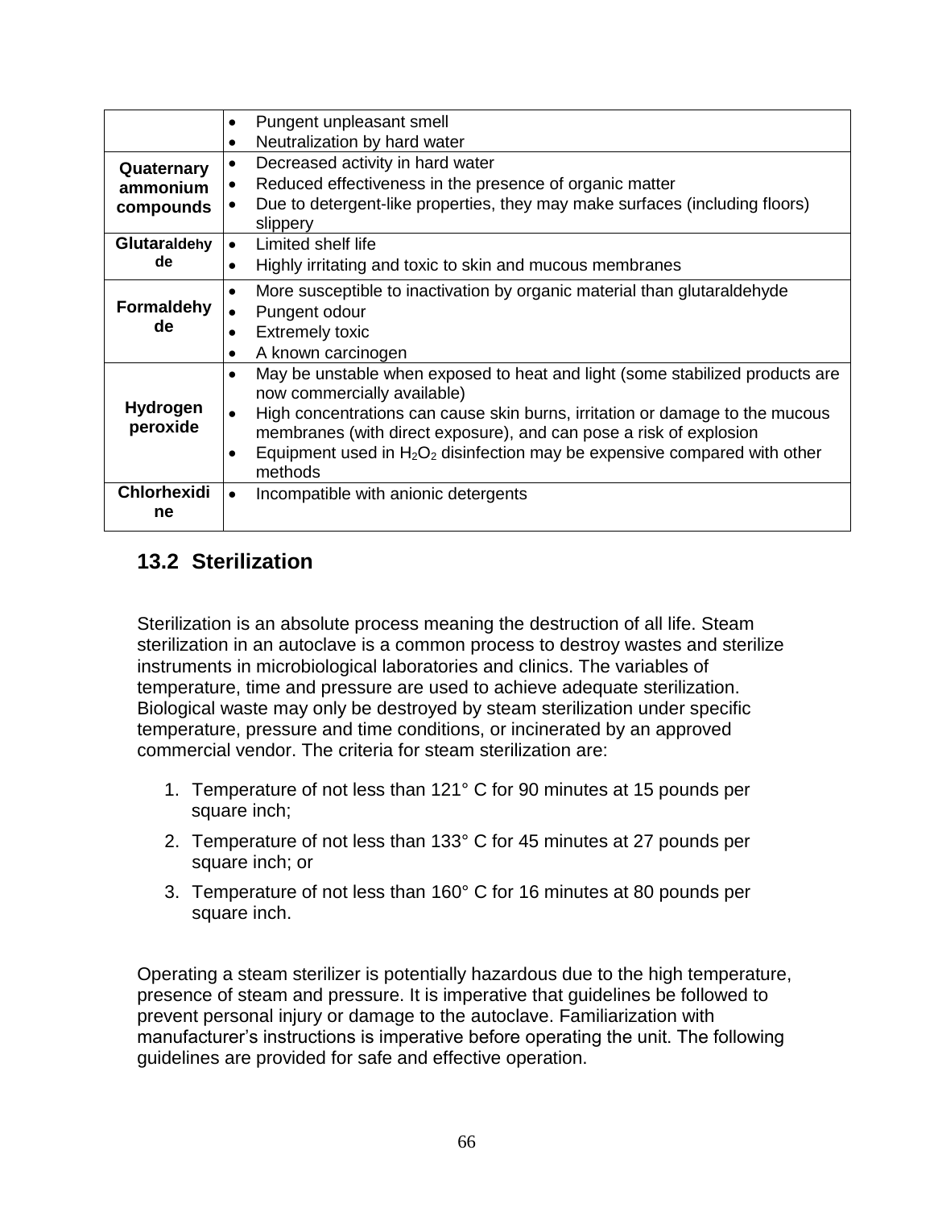| | |
|---|---|
| | • Pungent unpleasant smell<br>• Neutralization by hard water |
| **Quaternary ammonium compounds** | • Decreased activity in hard water<br>• Reduced effectiveness in the presence of organic matter<br>• Due to detergent-like properties, they may make surfaces (including floors) slippery |
| **Glutaraldehyde** | • Limited shelf life<br>• Highly irritating and toxic to skin and mucous membranes |
| **Formaldehyde** | • More susceptible to inactivation by organic material than glutaraldehyde<br>• Pungent odour<br>• Extremely toxic<br>• A known carcinogen |
| **Hydrogen peroxide** | • May be unstable when exposed to heat and light (some stabilized products are now commercially available)<br>• High concentrations can cause skin burns, irritation or damage to the mucous membranes (with direct exposure), and can pose a risk of explosion<br>• Equipment used in $H_2O_2$ disinfection may be expensive compared with other methods |
| **Chlorhexidine** | • Incompatible with anionic detergents |

## 13.2 Sterilization

Sterilization is an absolute process meaning the destruction of all life. Steam sterilization in an autoclave is a common process to destroy wastes and sterilize instruments in microbiological laboratories and clinics. The variables of temperature, time and pressure are used to achieve adequate sterilization. Biological waste may only be destroyed by steam sterilization under specific temperature, pressure and time conditions, or incinerated by an approved commercial vendor. The criteria for steam sterilization are:

1. Temperature of not less than 121° C for 90 minutes at 15 pounds per square inch;
2. Temperature of not less than 133° C for 45 minutes at 27 pounds per square inch; or
3. Temperature of not less than 160° C for 16 minutes at 80 pounds per square inch.

Operating a steam sterilizer is potentially hazardous due to the high temperature, presence of steam and pressure. It is imperative that guidelines be followed to prevent personal injury or damage to the autoclave. Familiarization with manufacturer's instructions is imperative before operating the unit. The following guidelines are provided for safe and effective operation.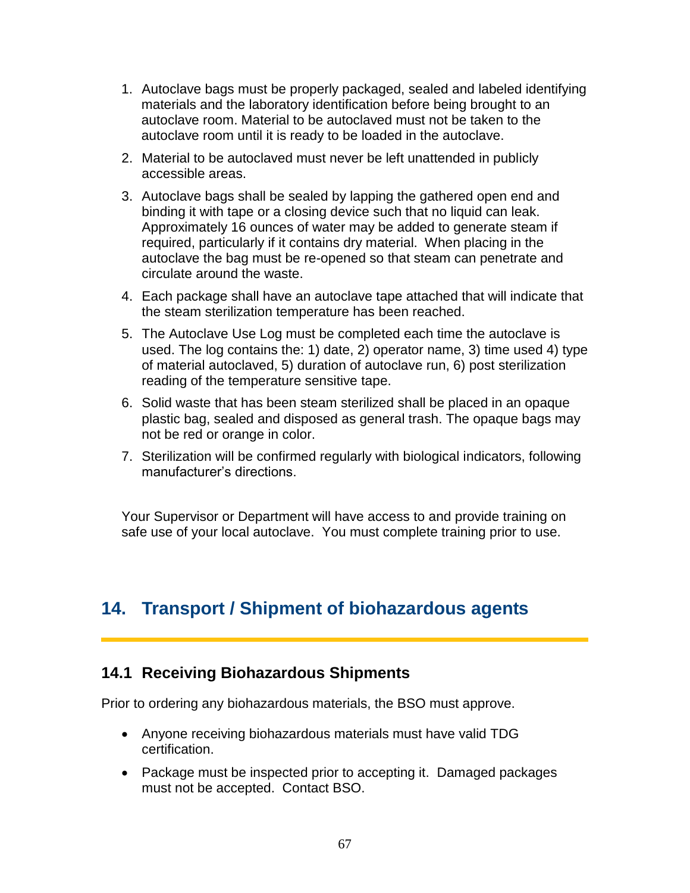1. Autoclave bags must be properly packaged, sealed and labeled identifying materials and the laboratory identification before being brought to an autoclave room. Material to be autoclaved must not be taken to the autoclave room until it is ready to be loaded in the autoclave.
2. Material to be autoclaved must never be left unattended in publicly accessible areas.
3. Autoclave bags shall be sealed by lapping the gathered open end and binding it with tape or a closing device such that no liquid can leak. Approximately 16 ounces of water may be added to generate steam if required, particularly if it contains dry material. When placing in the autoclave the bag must be re-opened so that steam can penetrate and circulate around the waste.
4. Each package shall have an autoclave tape attached that will indicate that the steam sterilization temperature has been reached.
5. The Autoclave Use Log must be completed each time the autoclave is used. The log contains the: 1) date, 2) operator name, 3) time used 4) type of material autoclaved, 5) duration of autoclave run, 6) post sterilization reading of the temperature sensitive tape.
6. Solid waste that has been steam sterilized shall be placed in an opaque plastic bag, sealed and disposed as general trash. The opaque bags may not be red or orange in color.
7. Sterilization will be confirmed regularly with biological indicators, following manufacturer's directions.

Your Supervisor or Department will have access to and provide training on safe use of your local autoclave. You must complete training prior to use.

# 14. Transport / Shipment of biohazardous agents

## 14.1 Receiving Biohazardous Shipments

Prior to ordering any biohazardous materials, the BSO must approve.

- Anyone receiving biohazardous materials must have valid TDG certification.
- Package must be inspected prior to accepting it. Damaged packages must not be accepted. Contact BSO.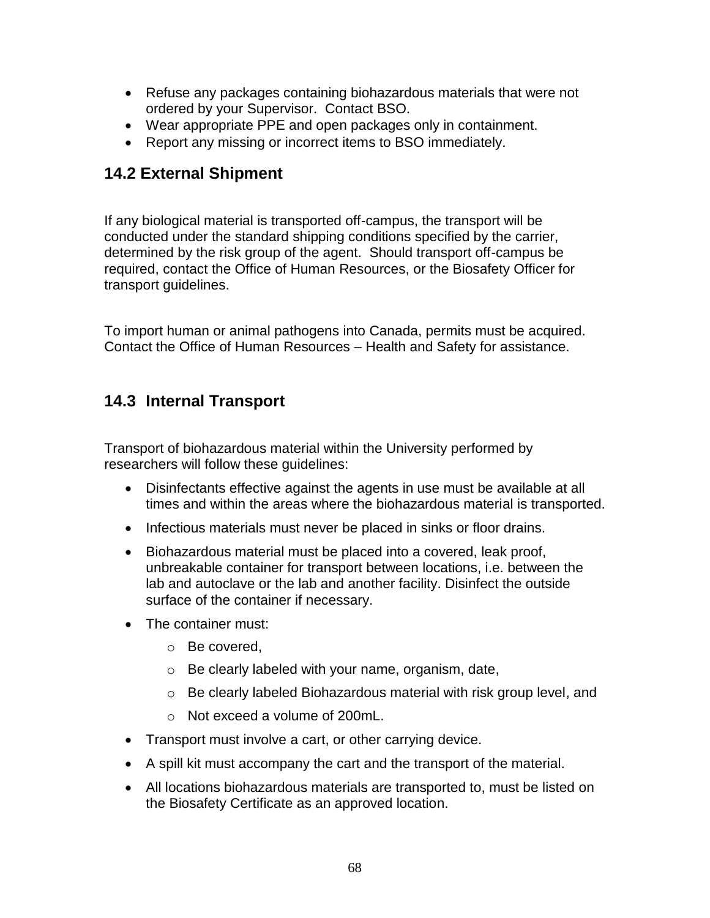- Refuse any packages containing biohazardous materials that were not ordered by your Supervisor. Contact BSO.
- Wear appropriate PPE and open packages only in containment.
- Report any missing or incorrect items to BSO immediately.

## 14.2 External Shipment

If any biological material is transported off-campus, the transport will be conducted under the standard shipping conditions specified by the carrier, determined by the risk group of the agent. Should transport off-campus be required, contact the Office of Human Resources, or the Biosafety Officer for transport guidelines.

To import human or animal pathogens into Canada, permits must be acquired. Contact the Office of Human Resources – Health and Safety for assistance.

## 14.3 Internal Transport

Transport of biohazardous material within the University performed by researchers will follow these guidelines:

- Disinfectants effective against the agents in use must be available at all times and within the areas where the biohazardous material is transported.
- Infectious materials must never be placed in sinks or floor drains.
- Biohazardous material must be placed into a covered, leak proof, unbreakable container for transport between locations, i.e. between the lab and autoclave or the lab and another facility. Disinfect the outside surface of the container if necessary.
- The container must:
  - Be covered,
  - Be clearly labeled with your name, organism, date,
  - Be clearly labeled Biohazardous material with risk group level, and
  - Not exceed a volume of 200mL.
- Transport must involve a cart, or other carrying device.
- A spill kit must accompany the cart and the transport of the material.
- All locations biohazardous materials are transported to, must be listed on the Biosafety Certificate as an approved location.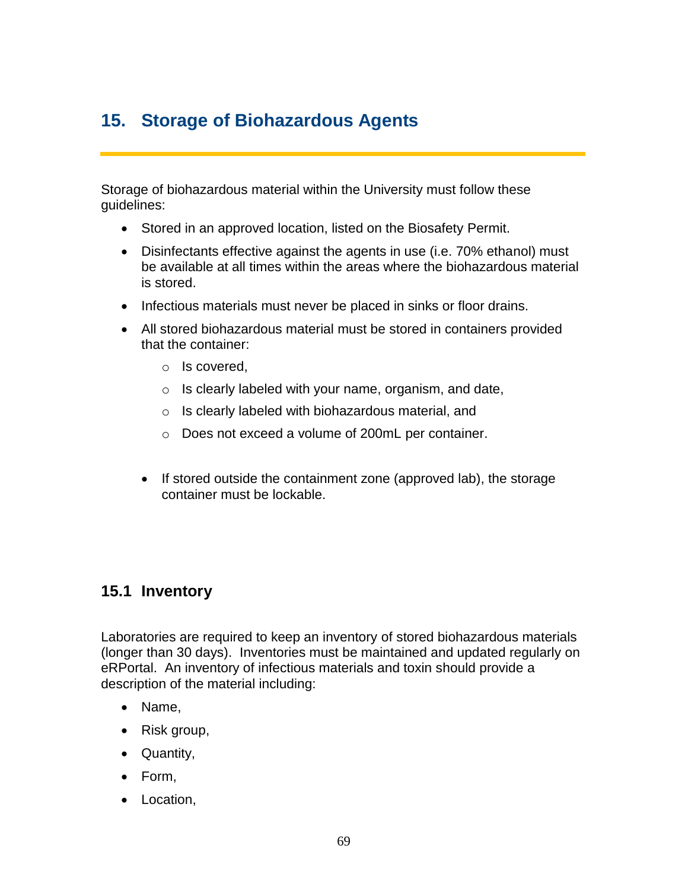# 15. Storage of Biohazardous Agents

Storage of biohazardous material within the University must follow these guidelines:

- Stored in an approved location, listed on the Biosafety Permit.
- Disinfectants effective against the agents in use (i.e. 70% ethanol) must be available at all times within the areas where the biohazardous material is stored.
- Infectious materials must never be placed in sinks or floor drains.
- All stored biohazardous material must be stored in containers provided that the container:
  - Is covered,
  - Is clearly labeled with your name, organism, and date,
  - Is clearly labeled with biohazardous material, and
  - Does not exceed a volume of 200mL per container.

- If stored outside the containment zone (approved lab), the storage container must be lockable.

## 15.1 Inventory

Laboratories are required to keep an inventory of stored biohazardous materials (longer than 30 days). Inventories must be maintained and updated regularly on eRPortal. An inventory of infectious materials and toxin should provide a description of the material including:

- Name,
- Risk group,
- Quantity,
- Form,
- Location,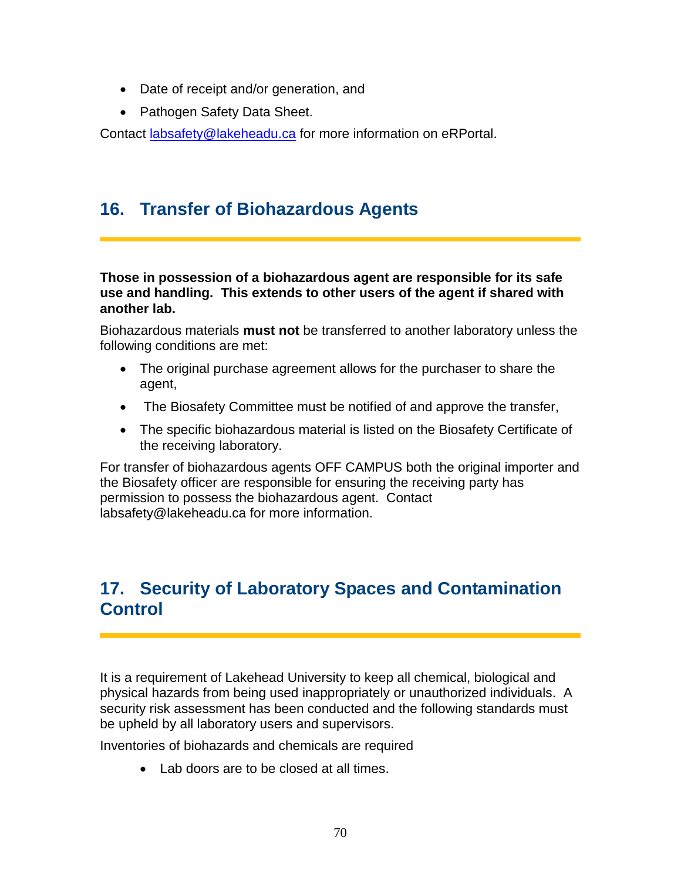- Date of receipt and/or generation, and
- Pathogen Safety Data Sheet.

Contact labsafety@lakeheadu.ca for more information on eRPortal.

## 16. Transfer of Biohazardous Agents

**Those in possession of a biohazardous agent are responsible for its safe use and handling. This extends to other users of the agent if shared with another lab.**

Biohazardous materials **must not** be transferred to another laboratory unless the following conditions are met:

- The original purchase agreement allows for the purchaser to share the agent,
- The Biosafety Committee must be notified of and approve the transfer,
- The specific biohazardous material is listed on the Biosafety Certificate of the receiving laboratory.

For transfer of biohazardous agents OFF CAMPUS both the original importer and the Biosafety officer are responsible for ensuring the receiving party has permission to possess the biohazardous agent. Contact labsafety@lakeheadu.ca for more information.

## 17. Security of Laboratory Spaces and Contamination Control

It is a requirement of Lakehead University to keep all chemical, biological and physical hazards from being used inappropriately or unauthorized individuals. A security risk assessment has been conducted and the following standards must be upheld by all laboratory users and supervisors.

Inventories of biohazards and chemicals are required

- Lab doors are to be closed at all times.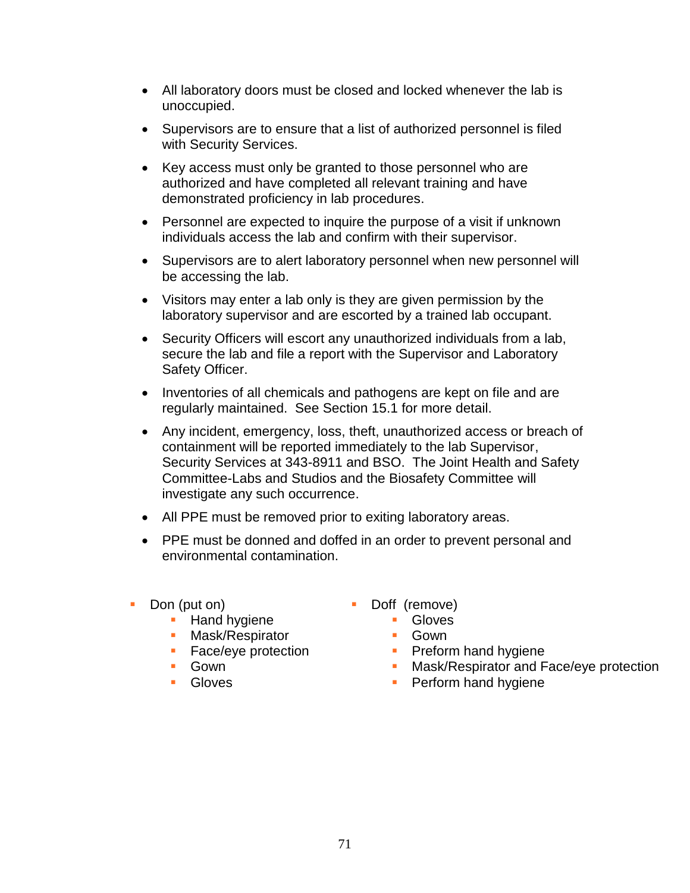- All laboratory doors must be closed and locked whenever the lab is unoccupied.
- Supervisors are to ensure that a list of authorized personnel is filed with Security Services.
- Key access must only be granted to those personnel who are authorized and have completed all relevant training and have demonstrated proficiency in lab procedures.
- Personnel are expected to inquire the purpose of a visit if unknown individuals access the lab and confirm with their supervisor.
- Supervisors are to alert laboratory personnel when new personnel will be accessing the lab.
- Visitors may enter a lab only is they are given permission by the laboratory supervisor and are escorted by a trained lab occupant.
- Security Officers will escort any unauthorized individuals from a lab, secure the lab and file a report with the Supervisor and Laboratory Safety Officer.
- Inventories of all chemicals and pathogens are kept on file and are regularly maintained. See Section 15.1 for more detail.
- Any incident, emergency, loss, theft, unauthorized access or breach of containment will be reported immediately to the lab Supervisor, Security Services at 343-8911 and BSO. The Joint Health and Safety Committee-Labs and Studios and the Biosafety Committee will investigate any such occurrence.
- All PPE must be removed prior to exiting laboratory areas.
- PPE must be donned and doffed in an order to prevent personal and environmental contamination.

- Don (put on)
  - Hand hygiene
  - Mask/Respirator
  - Face/eye protection
  - Gown
  - Gloves

- Doff (remove)
  - Gloves
  - Gown
  - Preform hand hygiene
  - Mask/Respirator and Face/eye protection
  - Perform hand hygiene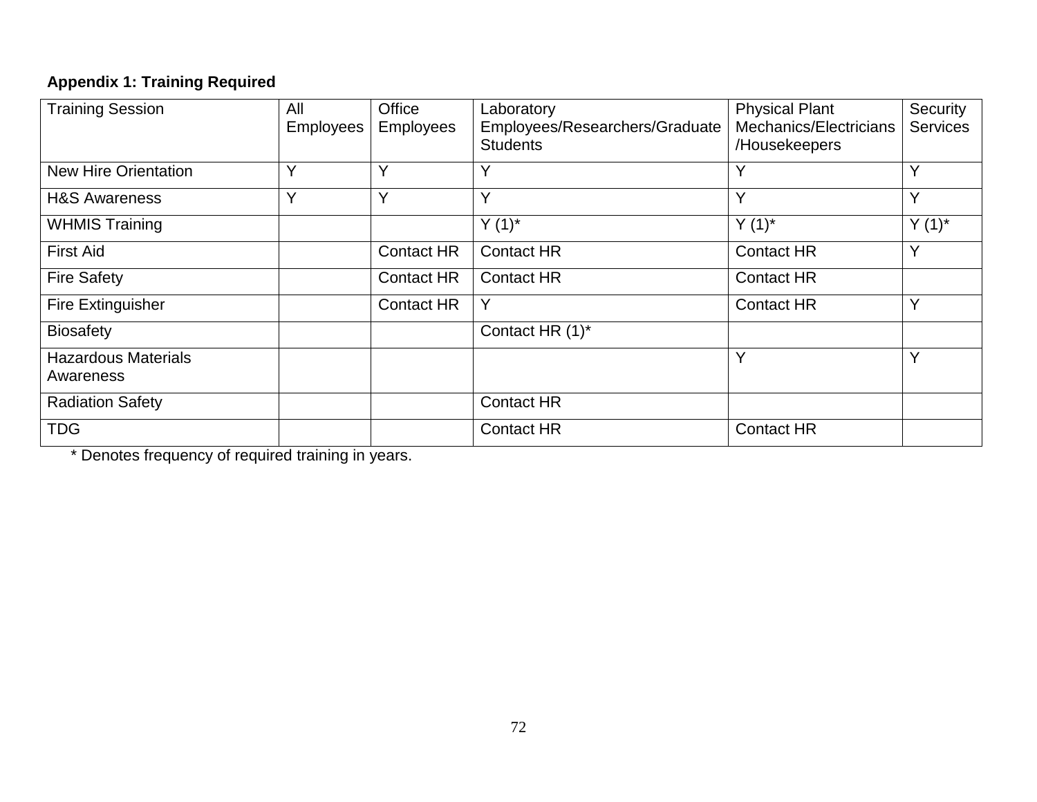**Appendix 1: Training Required**

| Training Session | All Employees | Office Employees | Laboratory Employees/Researchers/Graduate Students | Physical Plant Mechanics/Electricians /Housekeepers | Security Services |
|---|---|---|---|---|---|
| New Hire Orientation | Y | Y | Y | Y | Y |
| H&S Awareness | Y | Y | Y | Y | Y |
| WHMIS Training | | | Y (1)* | Y (1)* | Y (1)* |
| First Aid | | Contact HR | Contact HR | Contact HR | Y |
| Fire Safety | | Contact HR | Contact HR | Contact HR | |
| Fire Extinguisher | | Contact HR | Y | Contact HR | Y |
| Biosafety | | | Contact HR (1)* | | |
| Hazardous Materials Awareness | | | | Y | Y |
| Radiation Safety | | | Contact HR | | |
| TDG | | | Contact HR | Contact HR | |

\* Denotes frequency of required training in years.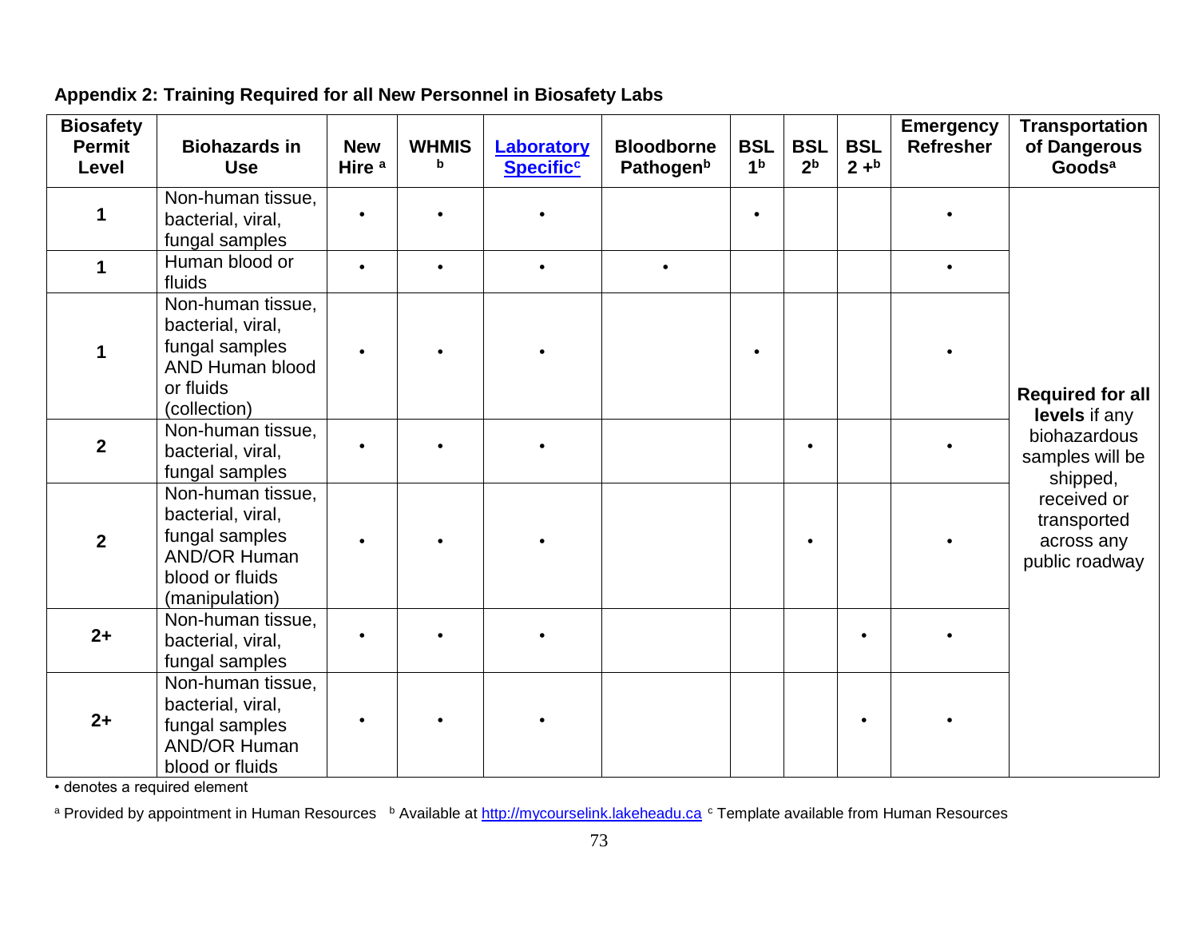**Appendix 2: Training Required for all New Personnel in Biosafety Labs**

| Biosafety Permit Level | Biohazards in Use | New Hire [a] | WHMIS [b] | Laboratory Specific[c] | Bloodborne Pathogen[b] | BSL 1[b] | BSL 2[b] | BSL 2 +[b] | Emergency Refresher | Transportation of Dangerous Goods[a] |
|---|---|---|---|---|---|---|---|---|---|---|
| 1 | Non-human tissue, bacterial, viral, fungal samples | • | • | • | | • | | | • | **Required for all levels** if any biohazardous samples will be shipped, received or transported across any public roadway |
| 1 | Human blood or fluids | • | • | • | • | | | | • | |
| 1 | Non-human tissue, bacterial, viral, fungal samples AND Human blood or fluids (collection) | • | • | • | | • | | | • | |
| 2 | Non-human tissue, bacterial, viral, fungal samples | • | • | • | | | • | | • | |
| 2 | Non-human tissue, bacterial, viral, fungal samples AND/OR Human blood or fluids (manipulation) | • | • | • | | | • | | • | |
| 2+ | Non-human tissue, bacterial, viral, fungal samples | • | • | • | | | | • | • | |
| 2+ | Non-human tissue, bacterial, viral, fungal samples AND/OR Human blood or fluids | • | • | • | | | | • | • | |

• denotes a required element

[a] Provided by appointment in Human Resources [b] Available at http://mycourselink.lakeheadu.ca [c] Template available from Human Resources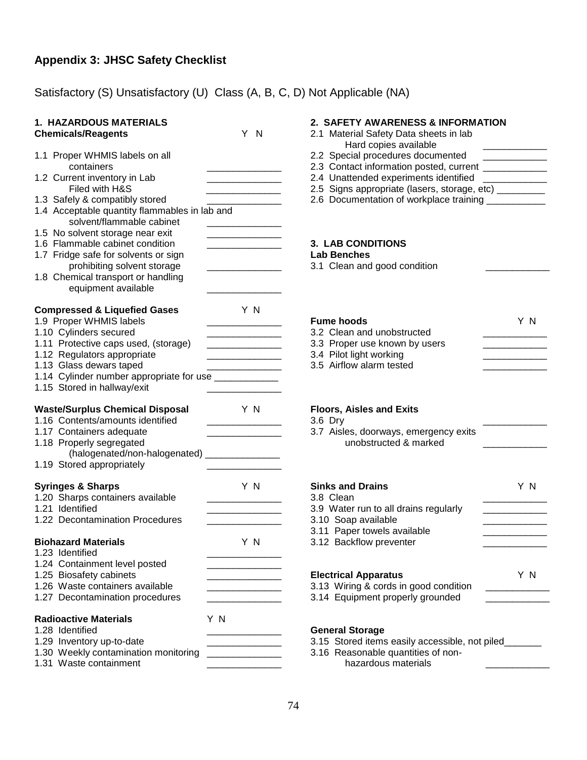## Appendix 3: JHSC Safety Checklist

Satisfactory (S) Unsatisfactory (U) Class (A, B, C, D) Not Applicable (NA)

### 1. HAZARDOUS MATERIALS

| Chemicals/Reagents | Y N |
|---|---|
| 1.1 Proper WHMIS labels on all containers | ______________ |
| 1.2 Current inventory in Lab Filed with H&S | ______________ |
| 1.3 Safely & compatibly stored | ______________ |
| 1.4 Acceptable quantity flammables in lab and solvent/flammable cabinet | ______________ |
| 1.5 No solvent storage near exit | ______________ |
| 1.6 Flammable cabinet condition | ______________ |
| 1.7 Fridge safe for solvents or sign prohibiting solvent storage | ______________ |
| 1.8 Chemical transport or handling equipment available | ______________ |

| Compressed & Liquefied Gases | Y N |
|---|---|
| 1.9 Proper WHMIS labels | ______________ |
| 1.10 Cylinders secured | ______________ |
| 1.11 Protective caps used, (storage) | ______________ |
| 1.12 Regulators appropriate | ______________ |
| 1.13 Glass dewars taped | ______________ |
| 1.14 Cylinder number appropriate for use | ____________ |
| 1.15 Stored in hallway/exit | ______________ |

| Waste/Surplus Chemical Disposal | Y N |
|---|---|
| 1.16 Contents/amounts identified | ______________ |
| 1.17 Containers adequate | ______________ |
| 1.18 Properly segregated (halogenated/non-halogenated) | ______________ |
| 1.19 Stored appropriately | ______________ |

| Syringes & Sharps | Y N |
|---|---|
| 1.20 Sharps containers available | ______________ |
| 1.21 Identified | ______________ |
| 1.22 Decontamination Procedures | ______________ |

| Biohazard Materials | Y N |
|---|---|
| 1.23 Identified | ______________ |
| 1.24 Containment level posted | ______________ |
| 1.25 Biosafety cabinets | ______________ |
| 1.26 Waste containers available | ______________ |
| 1.27 Decontamination procedures | ______________ |

| Radioactive Materials | Y N |
|---|---|
| 1.28 Identified | ______________ |
| 1.29 Inventory up-to-date | ______________ |
| 1.30 Weekly contamination monitoring | ______________ |
| 1.31 Waste containment | ______________ |

### 2. SAFETY AWARENESS & INFORMATION

| | |
|---|---|
| 2.1 Material Safety Data sheets in lab Hard copies available | ____________ |
| 2.2 Special procedures documented | ____________ |
| 2.3 Contact information posted, current | ____________ |
| 2.4 Unattended experiments identified | ____________ |
| 2.5 Signs appropriate (lasers, storage, etc) | _________ |
| 2.6 Documentation of workplace training | ___________ |

### 3. LAB CONDITIONS

| Lab Benches | |
|---|---|
| 3.1 Clean and good condition | ____________ |

| Fume hoods | Y N |
|---|---|
| 3.2 Clean and unobstructed | ____________ |
| 3.3 Proper use known by users | ____________ |
| 3.4 Pilot light working | ____________ |
| 3.5 Airflow alarm tested | ____________ |

| Floors, Aisles and Exits | |
|---|---|
| 3.6 Dry | ____________ |
| 3.7 Aisles, doorways, emergency exits unobstructed & marked | ____________ |

| Sinks and Drains | Y N |
|---|---|
| 3.8 Clean | ____________ |
| 3.9 Water run to all drains regularly | ____________ |
| 3.10 Soap available | ____________ |
| 3.11 Paper towels available | ____________ |
| 3.12 Backflow preventer | ____________ |

| Electrical Apparatus | Y N |
|---|---|
| 3.13 Wiring & cords in good condition | ____________ |
| 3.14 Equipment properly grounded | ____________ |

| General Storage | |
|---|---|
| 3.15 Stored items easily accessible, not piled | _______ |
| 3.16 Reasonable quantities of non-hazardous materials | ____________ |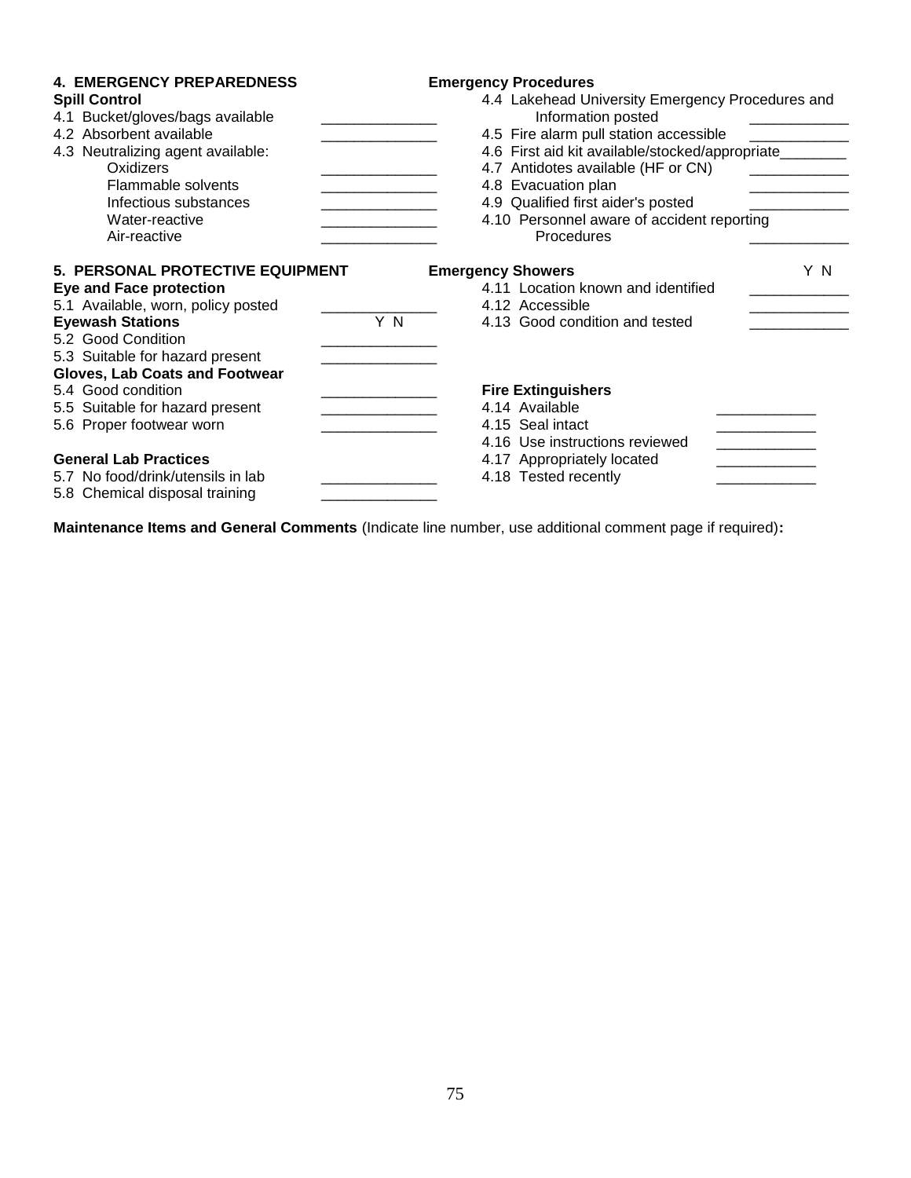## 4. EMERGENCY PREPAREDNESS

**Spill Control**

| | |
|---|---|
| 4.1 Bucket/gloves/bags available | ______________ |
| 4.2 Absorbent available | ______________ |
| 4.3 Neutralizing agent available: | |
| Oxidizers | ______________ |
| Flammable solvents | ______________ |
| Infectious substances | ______________ |
| Water-reactive | ______________ |
| Air-reactive | ______________ |

**Emergency Procedures**

| | |
|---|---|
| 4.4 Lakehead University Emergency Procedures and Information posted | ____________ |
| 4.5 Fire alarm pull station accessible | ____________ |
| 4.6 First aid kit available/stocked/appropriate | ________ |
| 4.7 Antidotes available (HF or CN) | ____________ |
| 4.8 Evacuation plan | ____________ |
| 4.9 Qualified first aider's posted | ____________ |
| 4.10 Personnel aware of accident reporting Procedures | ____________ |

**Emergency Showers** Y N

| | |
|---|---|
| 4.11 Location known and identified | ____________ |
| 4.12 Accessible | ____________ |
| 4.13 Good condition and tested | ____________ |

**Fire Extinguishers**

| | |
|---|---|
| 4.14 Available | ____________ |
| 4.15 Seal intact | ____________ |
| 4.16 Use instructions reviewed | ____________ |
| 4.17 Appropriately located | ____________ |
| 4.18 Tested recently | ____________ |

## 5. PERSONAL PROTECTIVE EQUIPMENT

**Eye and Face protection**

| | |
|---|---|
| 5.1 Available, worn, policy posted | ______________ |

**Eyewash Stations** Y N

| | |
|---|---|
| 5.2 Good Condition | ______________ |
| 5.3 Suitable for hazard present | ______________ |

**Gloves, Lab Coats and Footwear**

| | |
|---|---|
| 5.4 Good condition | ______________ |
| 5.5 Suitable for hazard present | ______________ |
| 5.6 Proper footwear worn | ______________ |

**General Lab Practices**

| | |
|---|---|
| 5.7 No food/drink/utensils in lab | ______________ |
| 5.8 Chemical disposal training | ______________ |

**Maintenance Items and General Comments** (Indicate line number, use additional comment page if required)**:**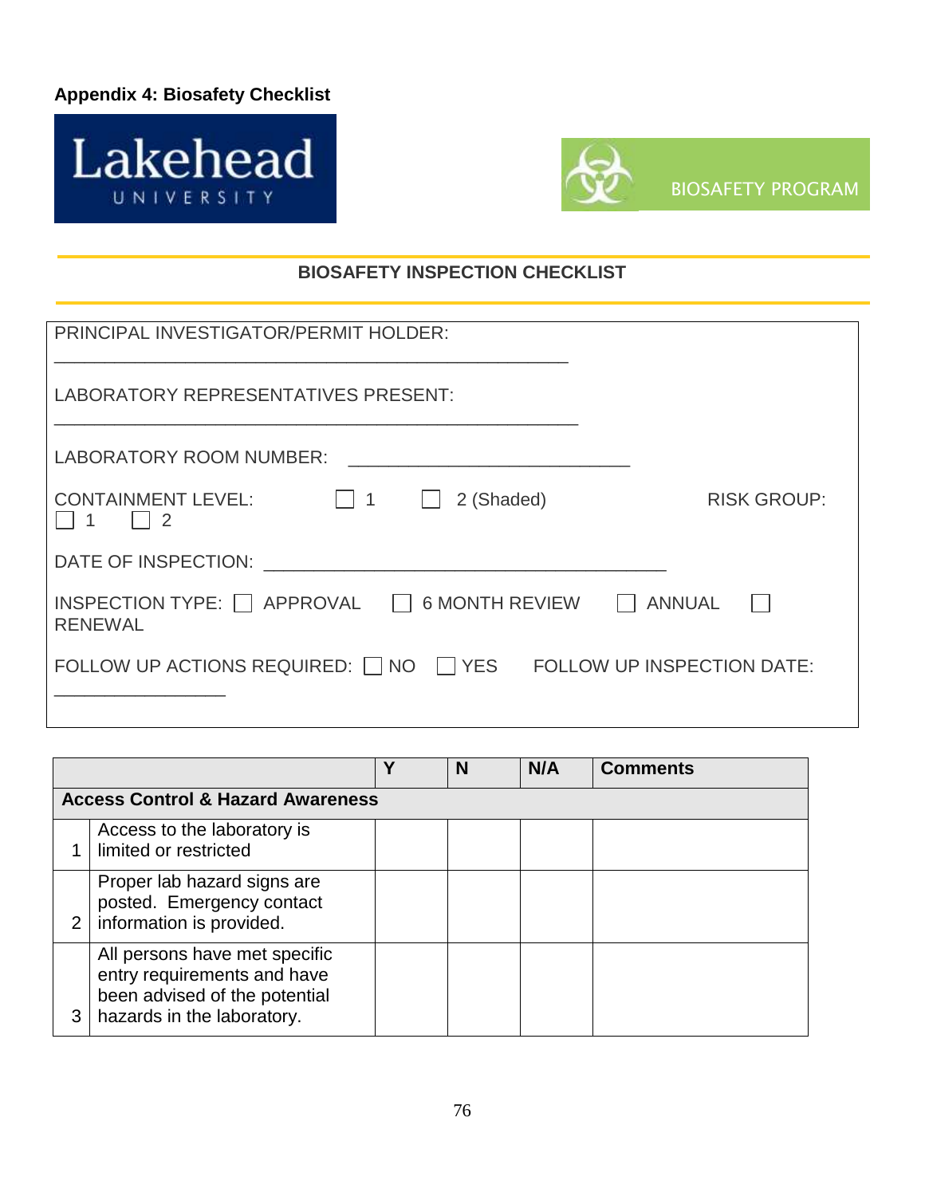**Appendix 4: Biosafety Checklist**

Lakehead UNIVERSITY

BIOSAFETY PROGRAM

## BIOSAFETY INSPECTION CHECKLIST

PRINCIPAL INVESTIGATOR/PERMIT HOLDER: ____________________________________________

LABORATORY REPRESENTATIVES PRESENT: ____________________________________________

LABORATORY ROOM NUMBER: ____________________________

CONTAINMENT LEVEL: ☐ 1 ☐ 2 (Shaded) RISK GROUP: ☐ 1 ☐ 2

DATE OF INSPECTION: ________________________________________

INSPECTION TYPE: ☐ APPROVAL ☐ 6 MONTH REVIEW ☐ ANNUAL ☐ RENEWAL

FOLLOW UP ACTIONS REQUIRED: ☐ NO ☐ YES FOLLOW UP INSPECTION DATE: _________________

| | | Y | N | N/A | Comments |
|---|---|---|---|---|---|
| **Access Control & Hazard Awareness** | | | | | |
| 1 | Access to the laboratory is limited or restricted | | | | |
| 2 | Proper lab hazard signs are posted. Emergency contact information is provided. | | | | |
| 3 | All persons have met specific entry requirements and have been advised of the potential hazards in the laboratory. | | | | |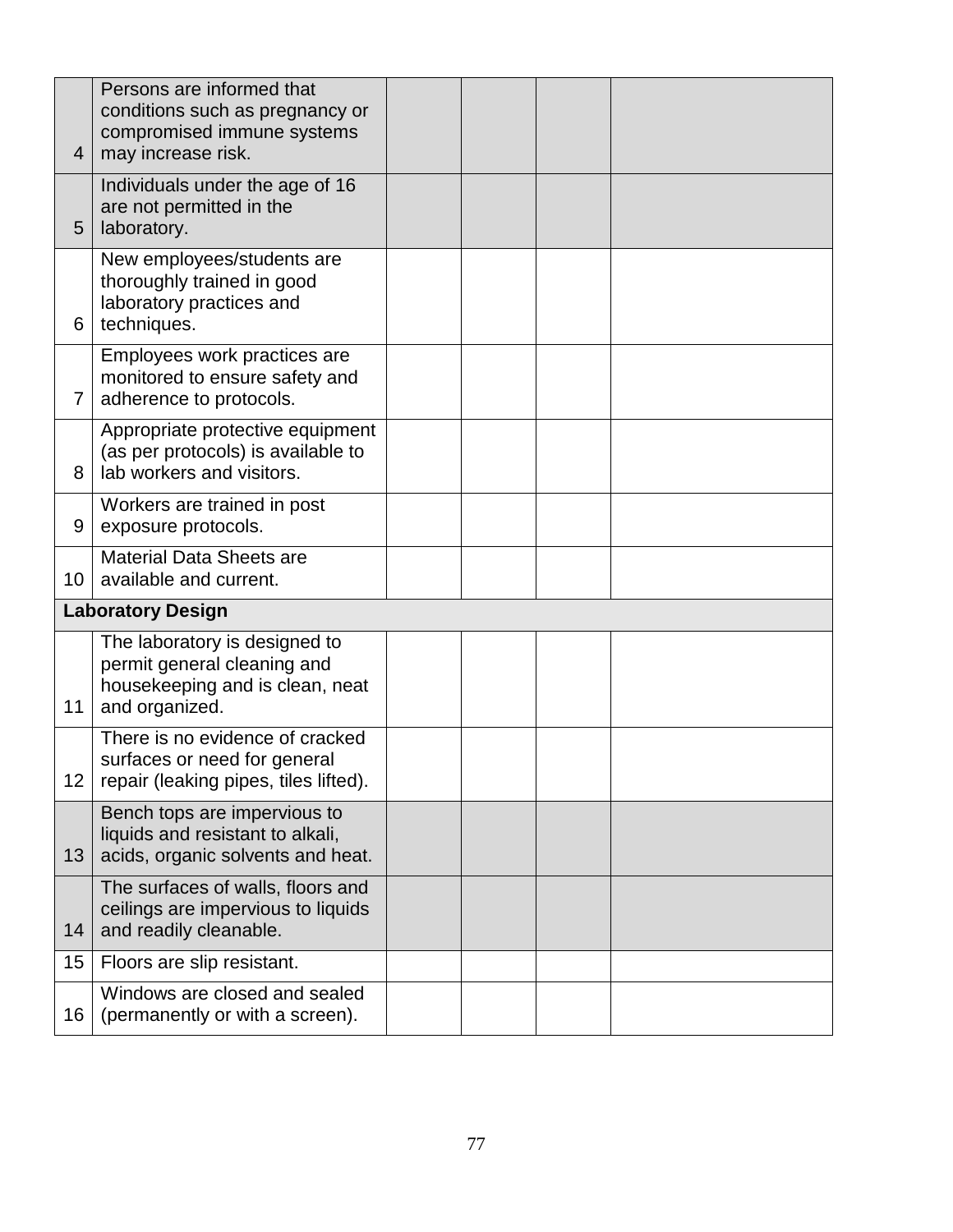| | | | | | |
|---|---|---|---|---|---|
| 4 | Persons are informed that conditions such as pregnancy or compromised immune systems may increase risk. | | | | |
| 5 | Individuals under the age of 16 are not permitted in the laboratory. | | | | |
| 6 | New employees/students are thoroughly trained in good laboratory practices and techniques. | | | | |
| 7 | Employees work practices are monitored to ensure safety and adherence to protocols. | | | | |
| 8 | Appropriate protective equipment (as per protocols) is available to lab workers and visitors. | | | | |
| 9 | Workers are trained in post exposure protocols. | | | | |
| 10 | Material Data Sheets are available and current. | | | | |
| **Laboratory Design** | | | | | |
| 11 | The laboratory is designed to permit general cleaning and housekeeping and is clean, neat and organized. | | | | |
| 12 | There is no evidence of cracked surfaces or need for general repair (leaking pipes, tiles lifted). | | | | |
| 13 | Bench tops are impervious to liquids and resistant to alkali, acids, organic solvents and heat. | | | | |
| 14 | The surfaces of walls, floors and ceilings are impervious to liquids and readily cleanable. | | | | |
| 15 | Floors are slip resistant. | | | | |
| 16 | Windows are closed and sealed (permanently or with a screen). | | | | |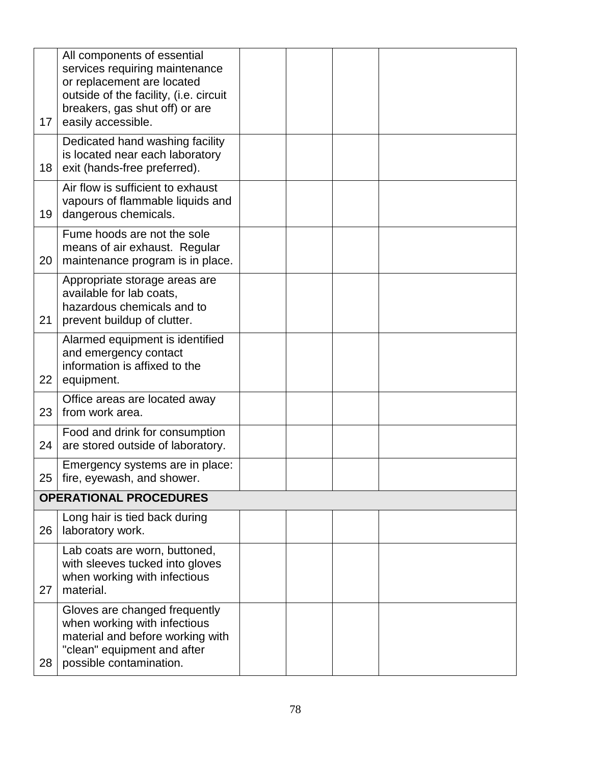| | | | | | |
|---|---|---|---|---|---|
| 17 | All components of essential services requiring maintenance or replacement are located outside of the facility, (i.e. circuit breakers, gas shut off) or are easily accessible. | | | | |
| 18 | Dedicated hand washing facility is located near each laboratory exit (hands-free preferred). | | | | |
| 19 | Air flow is sufficient to exhaust vapours of flammable liquids and dangerous chemicals. | | | | |
| 20 | Fume hoods are not the sole means of air exhaust. Regular maintenance program is in place. | | | | |
| 21 | Appropriate storage areas are available for lab coats, hazardous chemicals and to prevent buildup of clutter. | | | | |
| 22 | Alarmed equipment is identified and emergency contact information is affixed to the equipment. | | | | |
| 23 | Office areas are located away from work area. | | | | |
| 24 | Food and drink for consumption are stored outside of laboratory. | | | | |
| 25 | Emergency systems are in place: fire, eyewash, and shower. | | | | |
| **OPERATIONAL PROCEDURES** | | | | | |
| 26 | Long hair is tied back during laboratory work. | | | | |
| 27 | Lab coats are worn, buttoned, with sleeves tucked into gloves when working with infectious material. | | | | |
| 28 | Gloves are changed frequently when working with infectious material and before working with "clean" equipment and after possible contamination. | | | | |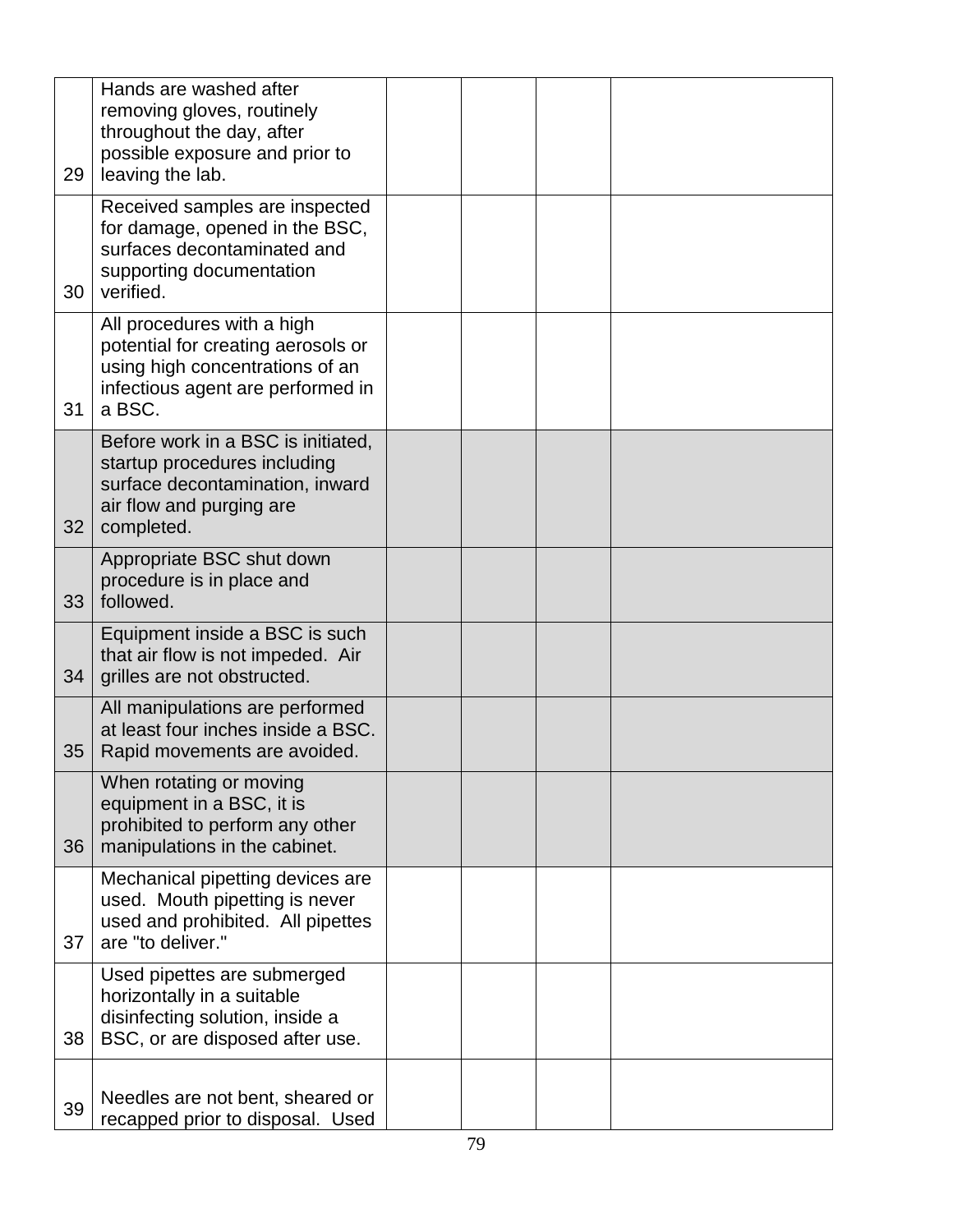| | | | | | |
|---|---|---|---|---|---|
| 29 | Hands are washed after removing gloves, routinely throughout the day, after possible exposure and prior to leaving the lab. | | | | |
| 30 | Received samples are inspected for damage, opened in the BSC, surfaces decontaminated and supporting documentation verified. | | | | |
| 31 | All procedures with a high potential for creating aerosols or using high concentrations of an infectious agent are performed in a BSC. | | | | |
| 32 | Before work in a BSC is initiated, startup procedures including surface decontamination, inward air flow and purging are completed. | | | | |
| 33 | Appropriate BSC shut down procedure is in place and followed. | | | | |
| 34 | Equipment inside a BSC is such that air flow is not impeded. Air grilles are not obstructed. | | | | |
| 35 | All manipulations are performed at least four inches inside a BSC. Rapid movements are avoided. | | | | |
| 36 | When rotating or moving equipment in a BSC, it is prohibited to perform any other manipulations in the cabinet. | | | | |
| 37 | Mechanical pipetting devices are used. Mouth pipetting is never used and prohibited. All pipettes are "to deliver." | | | | |
| 38 | Used pipettes are submerged horizontally in a suitable disinfecting solution, inside a BSC, or are disposed after use. | | | | |
| 39 | Needles are not bent, sheared or recapped prior to disposal. Used | | | | |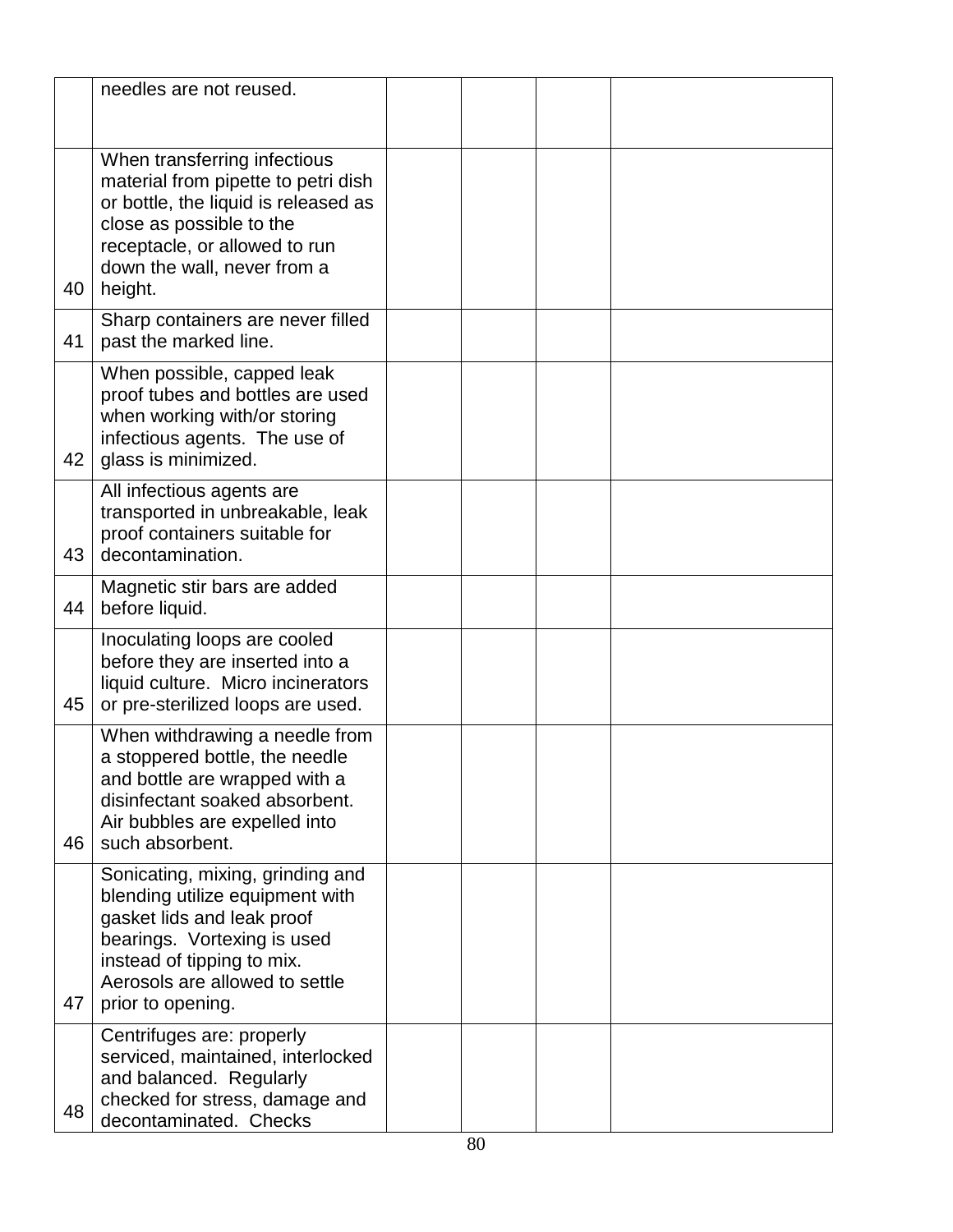| | | | | | |
|---|---|---|---|---|---|
| | needles are not reused. | | | | |
| 40 | When transferring infectious material from pipette to petri dish or bottle, the liquid is released as close as possible to the receptacle, or allowed to run down the wall, never from a height. | | | | |
| 41 | Sharp containers are never filled past the marked line. | | | | |
| 42 | When possible, capped leak proof tubes and bottles are used when working with/or storing infectious agents. The use of glass is minimized. | | | | |
| 43 | All infectious agents are transported in unbreakable, leak proof containers suitable for decontamination. | | | | |
| 44 | Magnetic stir bars are added before liquid. | | | | |
| 45 | Inoculating loops are cooled before they are inserted into a liquid culture. Micro incinerators or pre-sterilized loops are used. | | | | |
| 46 | When withdrawing a needle from a stoppered bottle, the needle and bottle are wrapped with a disinfectant soaked absorbent. Air bubbles are expelled into such absorbent. | | | | |
| 47 | Sonicating, mixing, grinding and blending utilize equipment with gasket lids and leak proof bearings. Vortexing is used instead of tipping to mix. Aerosols are allowed to settle prior to opening. | | | | |
| 48 | Centrifuges are: properly serviced, maintained, interlocked and balanced. Regularly checked for stress, damage and decontaminated. Checks | | | | |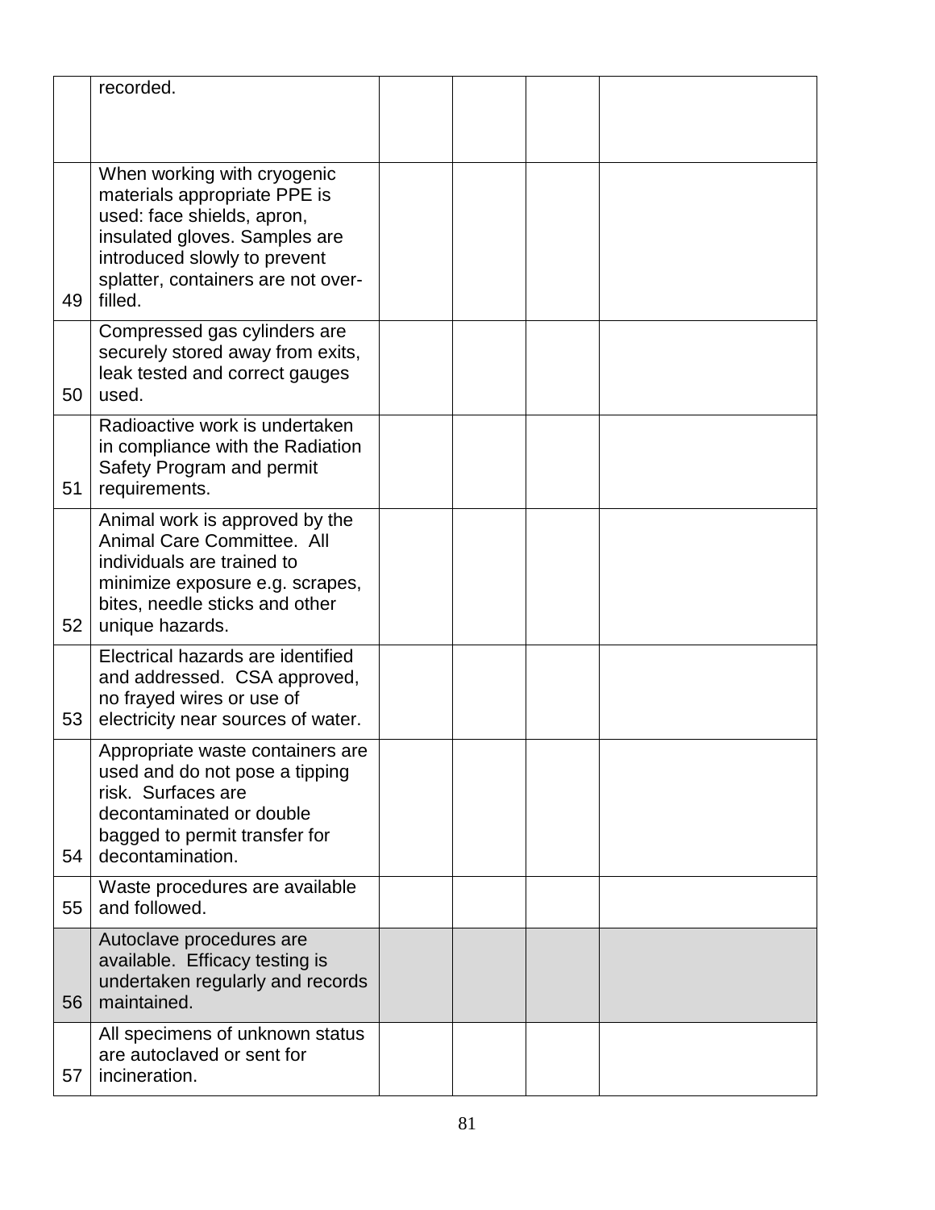| | | | | | |
|---|---|---|---|---|---|
| | recorded. | | | | |
| 49 | When working with cryogenic materials appropriate PPE is used: face shields, apron, insulated gloves. Samples are introduced slowly to prevent splatter, containers are not over-filled. | | | | |
| 50 | Compressed gas cylinders are securely stored away from exits, leak tested and correct gauges used. | | | | |
| 51 | Radioactive work is undertaken in compliance with the Radiation Safety Program and permit requirements. | | | | |
| 52 | Animal work is approved by the Animal Care Committee. All individuals are trained to minimize exposure e.g. scrapes, bites, needle sticks and other unique hazards. | | | | |
| 53 | Electrical hazards are identified and addressed. CSA approved, no frayed wires or use of electricity near sources of water. | | | | |
| 54 | Appropriate waste containers are used and do not pose a tipping risk. Surfaces are decontaminated or double bagged to permit transfer for decontamination. | | | | |
| 55 | Waste procedures are available and followed. | | | | |
| 56 | Autoclave procedures are available. Efficacy testing is undertaken regularly and records maintained. | | | | |
| 57 | All specimens of unknown status are autoclaved or sent for incineration. | | | | |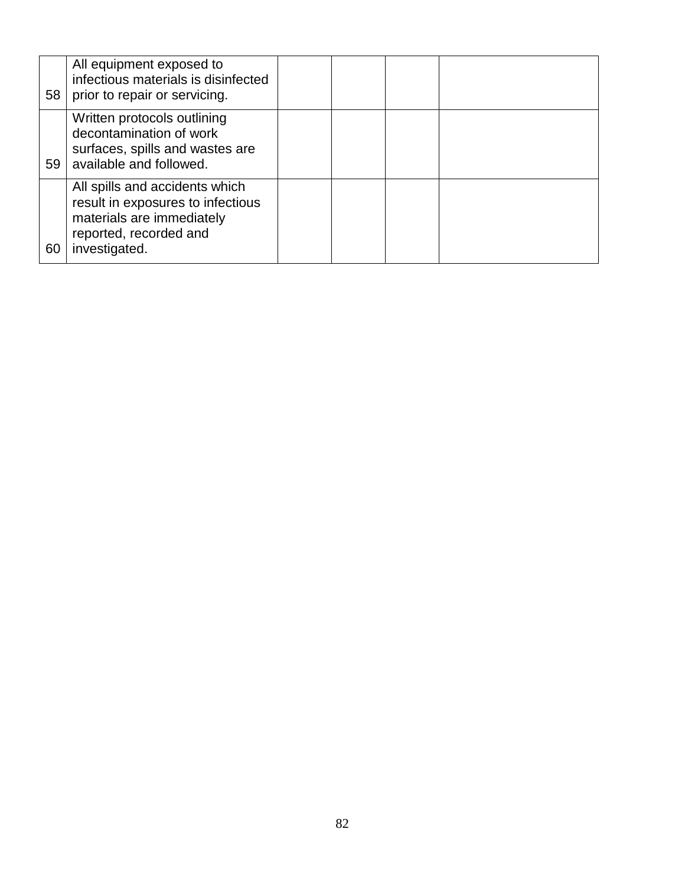| | | | | | |
|---|---|---|---|---|---|
| 58 | All equipment exposed to infectious materials is disinfected prior to repair or servicing. | | | | |
| 59 | Written protocols outlining decontamination of work surfaces, spills and wastes are available and followed. | | | | |
| 60 | All spills and accidents which result in exposures to infectious materials are immediately reported, recorded and investigated. | | | | |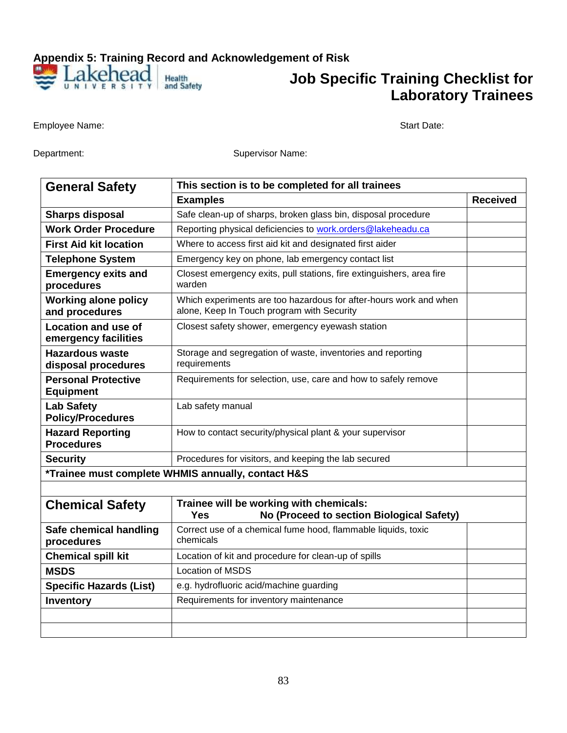## Appendix 5: Training Record and Acknowledgement of Risk

Lakehead University | Health and Safety

# Job Specific Training Checklist for Laboratory Trainees

Employee Name: Start Date:

Department: Supervisor Name:

| **General Safety** | **This section is to be completed for all trainees** | |
|---|---|---|
| | **Examples** | **Received** |
| **Sharps disposal** | Safe clean-up of sharps, broken glass bin, disposal procedure | |
| **Work Order Procedure** | Reporting physical deficiencies to work.orders@lakeheadu.ca | |
| **First Aid kit location** | Where to access first aid kit and designated first aider | |
| **Telephone System** | Emergency key on phone, lab emergency contact list | |
| **Emergency exits and procedures** | Closest emergency exits, pull stations, fire extinguishers, area fire warden | |
| **Working alone policy and procedures** | Which experiments are too hazardous for after-hours work and when alone, Keep In Touch program with Security | |
| **Location and use of emergency facilities** | Closest safety shower, emergency eyewash station | |
| **Hazardous waste disposal procedures** | Storage and segregation of waste, inventories and reporting requirements | |
| **Personal Protective Equipment** | Requirements for selection, use, care and how to safely remove | |
| **Lab Safety Policy/Procedures** | Lab safety manual | |
| **Hazard Reporting Procedures** | How to contact security/physical plant & your supervisor | |
| **Security** | Procedures for visitors, and keeping the lab secured | |
| ***Trainee must complete WHMIS annually, contact H&S** | | |
| | | |
| **Chemical Safety** | **Trainee will be working with chemicals:** **Yes** **No (Proceed to section Biological Safety)** | |
| **Safe chemical handling procedures** | Correct use of a chemical fume hood, flammable liquids, toxic chemicals | |
| **Chemical spill kit** | Location of kit and procedure for clean-up of spills | |
| **MSDS** | Location of MSDS | |
| **Specific Hazards (List)** | e.g. hydrofluoric acid/machine guarding | |
| **Inventory** | Requirements for inventory maintenance | |
| | | |
| | | |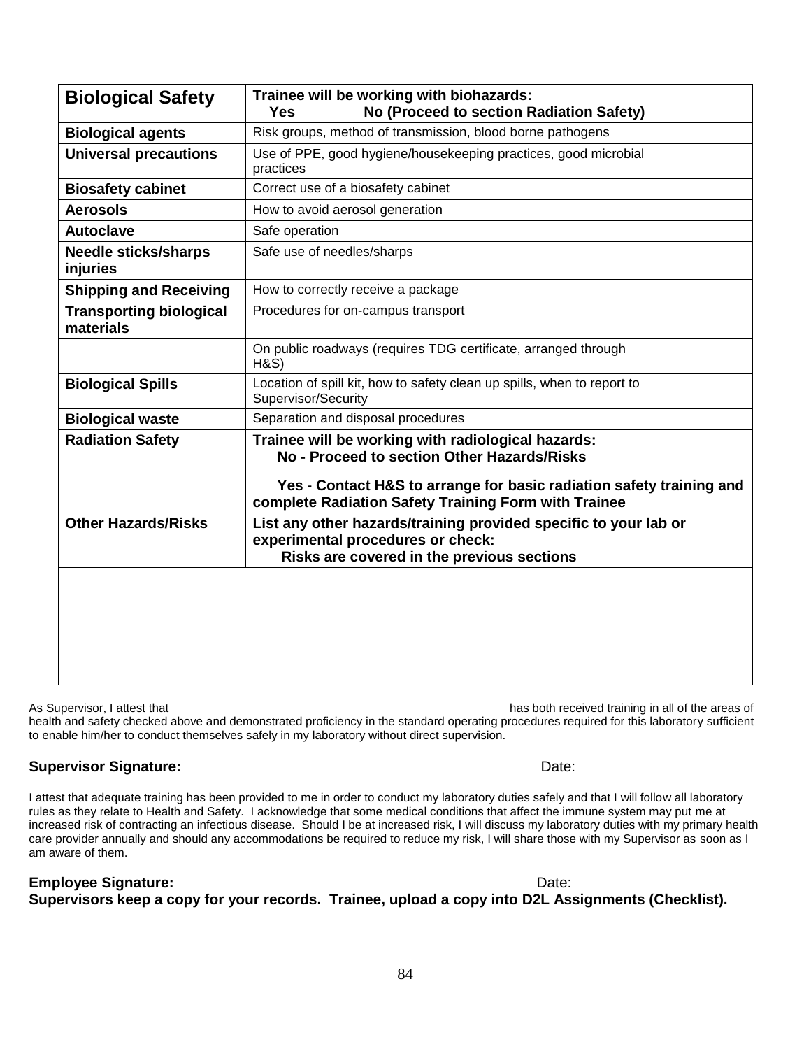| | | |
|---|---|---|
| **Biological Safety** | **Trainee will be working with biohazards:** **Yes** **No (Proceed to section Radiation Safety)** | |
| **Biological agents** | Risk groups, method of transmission, blood borne pathogens | |
| **Universal precautions** | Use of PPE, good hygiene/housekeeping practices, good microbial practices | |
| **Biosafety cabinet** | Correct use of a biosafety cabinet | |
| **Aerosols** | How to avoid aerosol generation | |
| **Autoclave** | Safe operation | |
| **Needle sticks/sharps injuries** | Safe use of needles/sharps | |
| **Shipping and Receiving** | How to correctly receive a package | |
| **Transporting biological materials** | Procedures for on-campus transport | |
| | On public roadways (requires TDG certificate, arranged through H&S) | |
| **Biological Spills** | Location of spill kit, how to safety clean up spills, when to report to Supervisor/Security | |
| **Biological waste** | Separation and disposal procedures | |
| **Radiation Safety** | **Trainee will be working with radiological hazards:** **No - Proceed to section Other Hazards/Risks** **Yes - Contact H&S to arrange for basic radiation safety training and complete Radiation Safety Training Form with Trainee** | |
| **Other Hazards/Risks** | **List any other hazards/training provided specific to your lab or experimental procedures or check:** **Risks are covered in the previous sections** | |
| | | |

As Supervisor, I attest that has both received training in all of the areas of health and safety checked above and demonstrated proficiency in the standard operating procedures required for this laboratory sufficient to enable him/her to conduct themselves safely in my laboratory without direct supervision.

**Supervisor Signature:** Date:

I attest that adequate training has been provided to me in order to conduct my laboratory duties safely and that I will follow all laboratory rules as they relate to Health and Safety. I acknowledge that some medical conditions that affect the immune system may put me at increased risk of contracting an infectious disease. Should I be at increased risk, I will discuss my laboratory duties with my primary health care provider annually and should any accommodations be required to reduce my risk, I will share those with my Supervisor as soon as I am aware of them.

**Employee Signature:** Date:

**Supervisors keep a copy for your records. Trainee, upload a copy into D2L Assignments (Checklist).**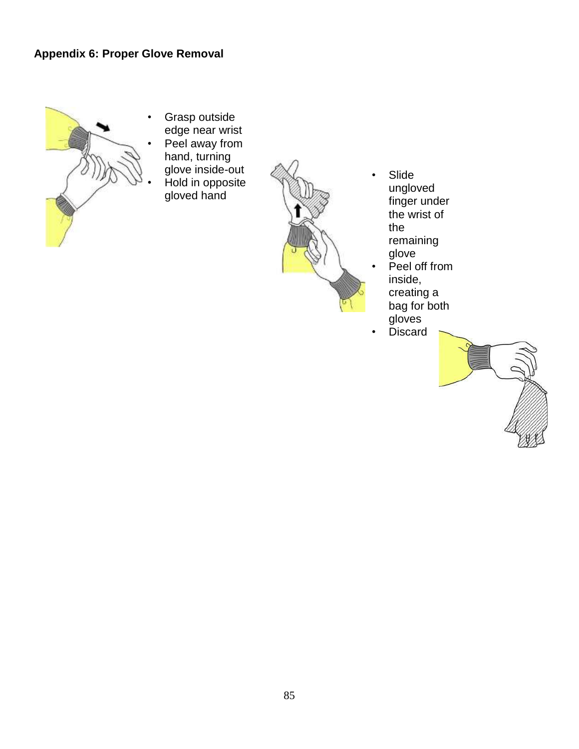**Appendix 6: Proper Glove Removal**

- Grasp outside edge near wrist
- Peel away from hand, turning glove inside-out
- Hold in opposite gloved hand

- Slide ungloved finger under the wrist of the remaining glove
- Peel off from inside, creating a bag for both gloves
- Discard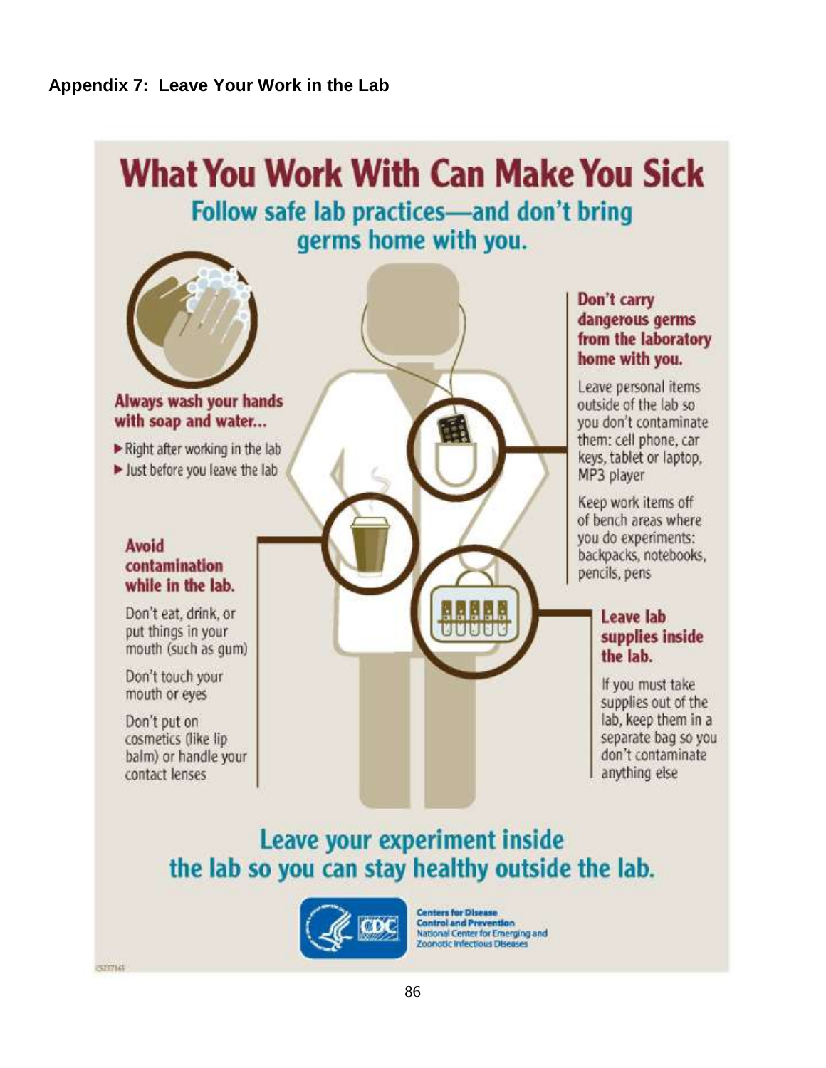## Appendix 7: Leave Your Work in the Lab

# What You Work With Can Make You Sick

## Follow safe lab practices—and don't bring germs home with you.

### Always wash your hands with soap and water...

- Right after working in the lab
- Just before you leave the lab

### Avoid contamination while in the lab.

Don't eat, drink, or put things in your mouth (such as gum)

Don't touch your mouth or eyes

Don't put on cosmetics (like lip balm) or handle your contact lenses

### Don't carry dangerous germs from the laboratory home with you.

Leave personal items outside of the lab so you don't contaminate them: cell phone, car keys, tablet or laptop, MP3 player

Keep work items off of bench areas where you do experiments: backpacks, notebooks, pencils, pens

### Leave lab supplies inside the lab.

If you must take supplies out of the lab, keep them in a separate bag so you don't contaminate anything else

## Leave your experiment inside the lab so you can stay healthy outside the lab.

Centers for Disease Control and Prevention
National Center for Emerging and Zoonotic Infectious Diseases

CS217165